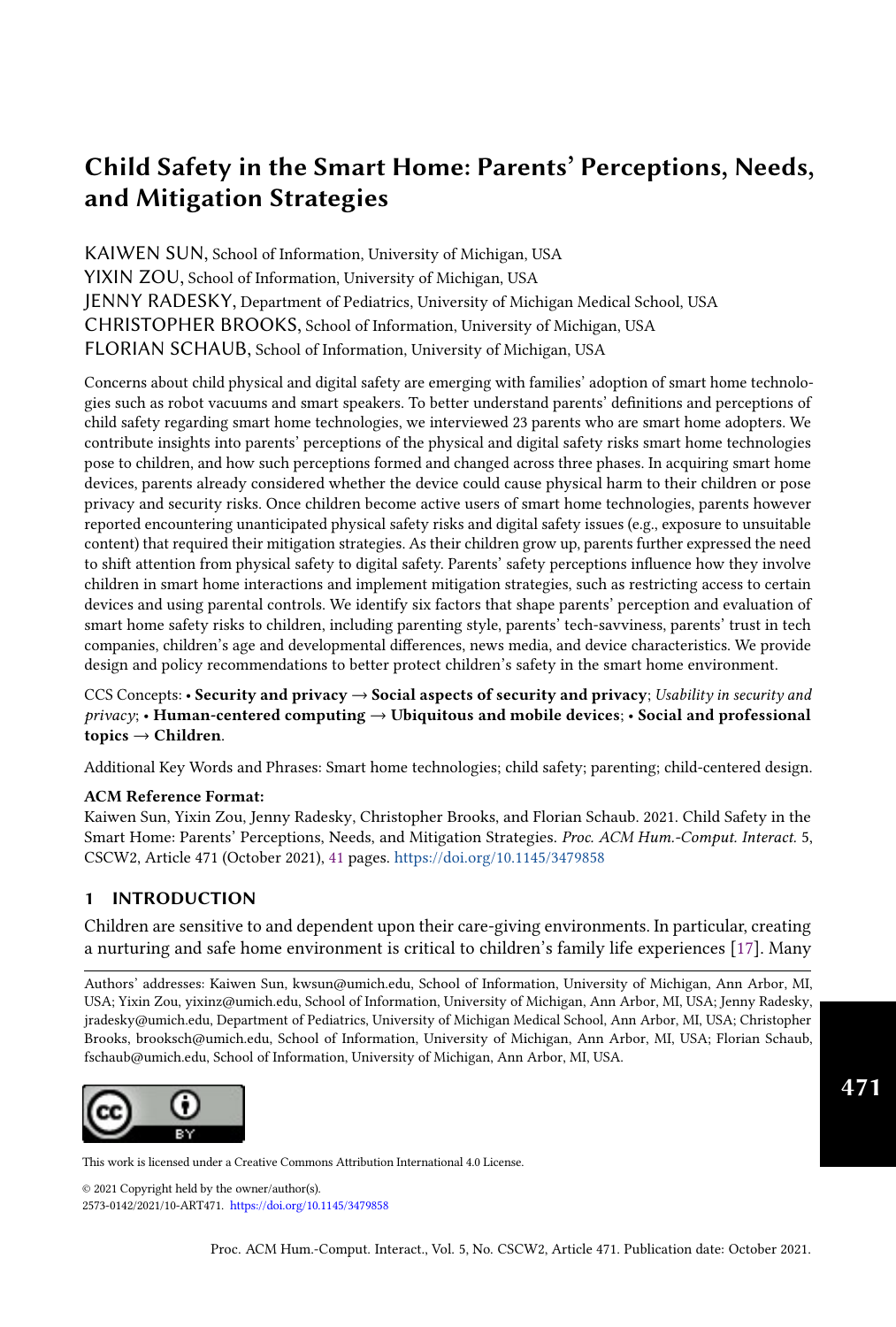# Child Safety in the Smart Home: Parents' Perceptions, Needs, and Mitigation Strategies

KAIWEN SUN, School of Information, University of Michigan, USA
YIXIN ZOU, School of Information, University of Michigan, USA
JENNY RADESKY, Department of Pediatrics, University of Michigan Medical School, USA
CHRISTOPHER BROOKS, School of Information, University of Michigan, USA
FLORIAN SCHAUB, School of Information, University of Michigan, USA

Concerns about child physical and digital safety are emerging with families' adoption of smart home technologies such as robot vacuums and smart speakers. To better understand parents' definitions and perceptions of child safety regarding smart home technologies, we interviewed 23 parents who are smart home adopters. We contribute insights into parents' perceptions of the physical and digital safety risks smart home technologies pose to children, and how such perceptions formed and changed across three phases. In acquiring smart home devices, parents already considered whether the device could cause physical harm to their children or pose privacy and security risks. Once children become active users of smart home technologies, parents however reported encountering unanticipated physical safety risks and digital safety issues (e.g., exposure to unsuitable content) that required their mitigation strategies. As their children grow up, parents further expressed the need to shift attention from physical safety to digital safety. Parents' safety perceptions influence how they involve children in smart home interactions and implement mitigation strategies, such as restricting access to certain devices and using parental controls. We identify six factors that shape parents' perception and evaluation of smart home safety risks to children, including parenting style, parents' tech-savviness, parents' trust in tech companies, children's age and developmental differences, news media, and device characteristics. We provide design and policy recommendations to better protect children's safety in the smart home environment.

CCS Concepts: • **Security and privacy** → **Social aspects of security and privacy**; *Usability in security and privacy*; • **Human-centered computing** → **Ubiquitous and mobile devices**; • **Social and professional topics** → **Children**.

Additional Key Words and Phrases: Smart home technologies; child safety; parenting; child-centered design.

**ACM Reference Format:**
Kaiwen Sun, Yixin Zou, Jenny Radesky, Christopher Brooks, and Florian Schaub. 2021. Child Safety in the Smart Home: Parents' Perceptions, Needs, and Mitigation Strategies. *Proc. ACM Hum.-Comput. Interact.* 5, CSCW2, Article 471 (October 2021), 41 pages. https://doi.org/10.1145/3479858

## 1 INTRODUCTION

Children are sensitive to and dependent upon their care-giving environments. In particular, creating a nurturing and safe home environment is critical to children's family life experiences [17]. Many

Authors' addresses: Kaiwen Sun, kwsun@umich.edu, School of Information, University of Michigan, Ann Arbor, MI, USA; Yixin Zou, yixinz@umich.edu, School of Information, University of Michigan, Ann Arbor, MI, USA; Jenny Radesky, jradesky@umich.edu, Department of Pediatrics, University of Michigan Medical School, Ann Arbor, MI, USA; Christopher Brooks, brooksch@umich.edu, School of Information, University of Michigan, Ann Arbor, MI, USA; Florian Schaub, fschaub@umich.edu, School of Information, University of Michigan, Ann Arbor, MI, USA.

This work is licensed under a Creative Commons Attribution International 4.0 License.

© 2021 Copyright held by the owner/author(s).
2573-0142/2021/10-ART471. https://doi.org/10.1145/3479858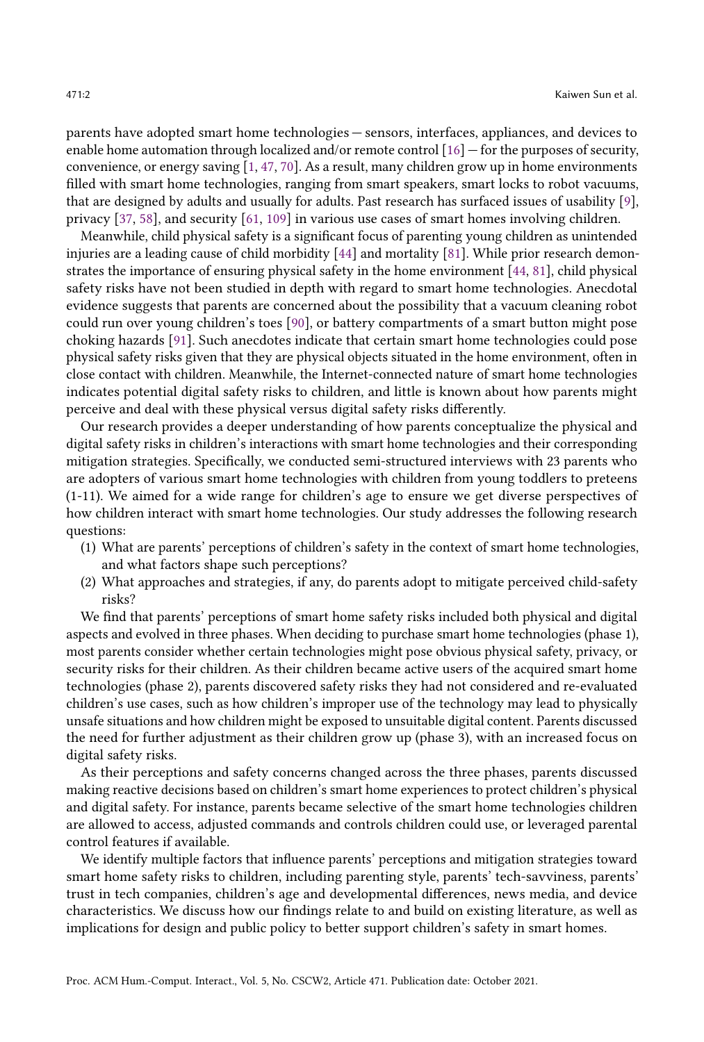parents have adopted smart home technologies — sensors, interfaces, appliances, and devices to enable home automation through localized and/or remote control [16] — for the purposes of security, convenience, or energy saving [1, 47, 70]. As a result, many children grow up in home environments filled with smart home technologies, ranging from smart speakers, smart locks to robot vacuums, that are designed by adults and usually for adults. Past research has surfaced issues of usability [9], privacy [37, 58], and security [61, 109] in various use cases of smart homes involving children.

Meanwhile, child physical safety is a significant focus of parenting young children as unintended injuries are a leading cause of child morbidity [44] and mortality [81]. While prior research demonstrates the importance of ensuring physical safety in the home environment [44, 81], child physical safety risks have not been studied in depth with regard to smart home technologies. Anecdotal evidence suggests that parents are concerned about the possibility that a vacuum cleaning robot could run over young children's toes [90], or battery compartments of a smart button might pose choking hazards [91]. Such anecdotes indicate that certain smart home technologies could pose physical safety risks given that they are physical objects situated in the home environment, often in close contact with children. Meanwhile, the Internet-connected nature of smart home technologies indicates potential digital safety risks to children, and little is known about how parents might perceive and deal with these physical versus digital safety risks differently.

Our research provides a deeper understanding of how parents conceptualize the physical and digital safety risks in children's interactions with smart home technologies and their corresponding mitigation strategies. Specifically, we conducted semi-structured interviews with 23 parents who are adopters of various smart home technologies with children from young toddlers to preteens (1-11). We aimed for a wide range for children's age to ensure we get diverse perspectives of how children interact with smart home technologies. Our study addresses the following research questions:

(1) What are parents' perceptions of children's safety in the context of smart home technologies, and what factors shape such perceptions?
(2) What approaches and strategies, if any, do parents adopt to mitigate perceived child-safety risks?

We find that parents' perceptions of smart home safety risks included both physical and digital aspects and evolved in three phases. When deciding to purchase smart home technologies (phase 1), most parents consider whether certain technologies might pose obvious physical safety, privacy, or security risks for their children. As their children became active users of the acquired smart home technologies (phase 2), parents discovered safety risks they had not considered and re-evaluated children's use cases, such as how children's improper use of the technology may lead to physically unsafe situations and how children might be exposed to unsuitable digital content. Parents discussed the need for further adjustment as their children grow up (phase 3), with an increased focus on digital safety risks.

As their perceptions and safety concerns changed across the three phases, parents discussed making reactive decisions based on children's smart home experiences to protect children's physical and digital safety. For instance, parents became selective of the smart home technologies children are allowed to access, adjusted commands and controls children could use, or leveraged parental control features if available.

We identify multiple factors that influence parents' perceptions and mitigation strategies toward smart home safety risks to children, including parenting style, parents' tech-savviness, parents' trust in tech companies, children's age and developmental differences, news media, and device characteristics. We discuss how our findings relate to and build on existing literature, as well as implications for design and public policy to better support children's safety in smart homes.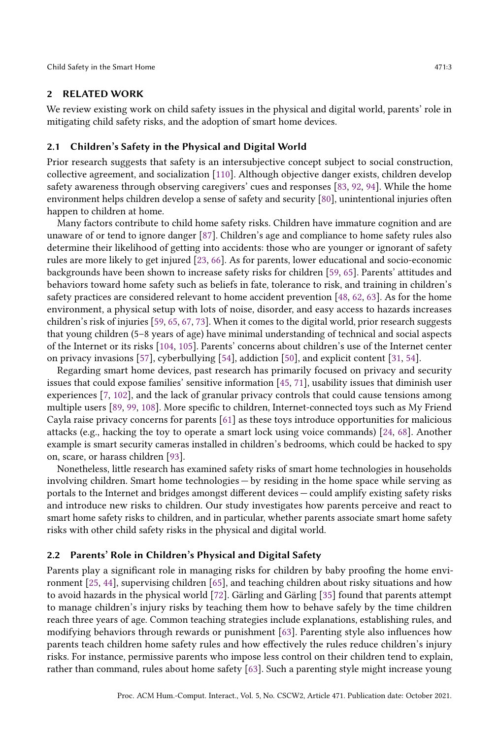## 2 RELATED WORK

We review existing work on child safety issues in the physical and digital world, parents' role in mitigating child safety risks, and the adoption of smart home devices.

### 2.1 Children's Safety in the Physical and Digital World

Prior research suggests that safety is an intersubjective concept subject to social construction, collective agreement, and socialization [110]. Although objective danger exists, children develop safety awareness through observing caregivers' cues and responses [83, 92, 94]. While the home environment helps children develop a sense of safety and security [80], unintentional injuries often happen to children at home.

Many factors contribute to child home safety risks. Children have immature cognition and are unaware of or tend to ignore danger [87]. Children's age and compliance to home safety rules also determine their likelihood of getting into accidents: those who are younger or ignorant of safety rules are more likely to get injured [23, 66]. As for parents, lower educational and socio-economic backgrounds have been shown to increase safety risks for children [59, 65]. Parents' attitudes and behaviors toward home safety such as beliefs in fate, tolerance to risk, and training in children's safety practices are considered relevant to home accident prevention [48, 62, 63]. As for the home environment, a physical setup with lots of noise, disorder, and easy access to hazards increases children's risk of injuries [59, 65, 67, 73]. When it comes to the digital world, prior research suggests that young children (5–8 years of age) have minimal understanding of technical and social aspects of the Internet or its risks [104, 105]. Parents' concerns about children's use of the Internet center on privacy invasions [57], cyberbullying [54], addiction [50], and explicit content [31, 54].

Regarding smart home devices, past research has primarily focused on privacy and security issues that could expose families' sensitive information [45, 71], usability issues that diminish user experiences [7, 102], and the lack of granular privacy controls that could cause tensions among multiple users [89, 99, 108]. More specific to children, Internet-connected toys such as My Friend Cayla raise privacy concerns for parents [61] as these toys introduce opportunities for malicious attacks (e.g., hacking the toy to operate a smart lock using voice commands) [24, 68]. Another example is smart security cameras installed in children's bedrooms, which could be hacked to spy on, scare, or harass children [93].

Nonetheless, little research has examined safety risks of smart home technologies in households involving children. Smart home technologies — by residing in the home space while serving as portals to the Internet and bridges amongst different devices — could amplify existing safety risks and introduce new risks to children. Our study investigates how parents perceive and react to smart home safety risks to children, and in particular, whether parents associate smart home safety risks with other child safety risks in the physical and digital world.

### 2.2 Parents' Role in Children's Physical and Digital Safety

Parents play a significant role in managing risks for children by baby proofing the home environment [25, 44], supervising children [65], and teaching children about risky situations and how to avoid hazards in the physical world [72]. Gärling and Gärling [35] found that parents attempt to manage children's injury risks by teaching them how to behave safely by the time children reach three years of age. Common teaching strategies include explanations, establishing rules, and modifying behaviors through rewards or punishment [63]. Parenting style also influences how parents teach children home safety rules and how effectively the rules reduce children's injury risks. For instance, permissive parents who impose less control on their children tend to explain, rather than command, rules about home safety [63]. Such a parenting style might increase young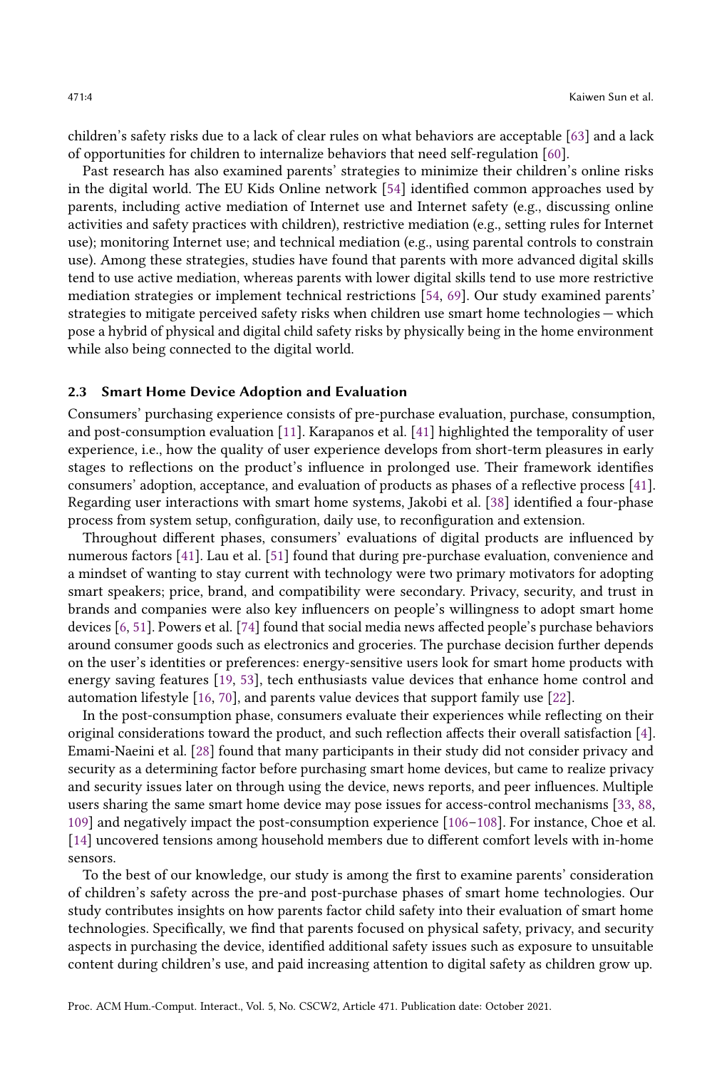children's safety risks due to a lack of clear rules on what behaviors are acceptable [63] and a lack of opportunities for children to internalize behaviors that need self-regulation [60].

Past research has also examined parents' strategies to minimize their children's online risks in the digital world. The EU Kids Online network [54] identified common approaches used by parents, including active mediation of Internet use and Internet safety (e.g., discussing online activities and safety practices with children), restrictive mediation (e.g., setting rules for Internet use); monitoring Internet use; and technical mediation (e.g., using parental controls to constrain use). Among these strategies, studies have found that parents with more advanced digital skills tend to use active mediation, whereas parents with lower digital skills tend to use more restrictive mediation strategies or implement technical restrictions [54, 69]. Our study examined parents' strategies to mitigate perceived safety risks when children use smart home technologies — which pose a hybrid of physical and digital child safety risks by physically being in the home environment while also being connected to the digital world.

### 2.3 Smart Home Device Adoption and Evaluation

Consumers' purchasing experience consists of pre-purchase evaluation, purchase, consumption, and post-consumption evaluation [11]. Karapanos et al. [41] highlighted the temporality of user experience, i.e., how the quality of user experience develops from short-term pleasures in early stages to reflections on the product's influence in prolonged use. Their framework identifies consumers' adoption, acceptance, and evaluation of products as phases of a reflective process [41]. Regarding user interactions with smart home systems, Jakobi et al. [38] identified a four-phase process from system setup, configuration, daily use, to reconfiguration and extension.

Throughout different phases, consumers' evaluations of digital products are influenced by numerous factors [41]. Lau et al. [51] found that during pre-purchase evaluation, convenience and a mindset of wanting to stay current with technology were two primary motivators for adopting smart speakers; price, brand, and compatibility were secondary. Privacy, security, and trust in brands and companies were also key influencers on people's willingness to adopt smart home devices [6, 51]. Powers et al. [74] found that social media news affected people's purchase behaviors around consumer goods such as electronics and groceries. The purchase decision further depends on the user's identities or preferences: energy-sensitive users look for smart home products with energy saving features [19, 53], tech enthusiasts value devices that enhance home control and automation lifestyle [16, 70], and parents value devices that support family use [22].

In the post-consumption phase, consumers evaluate their experiences while reflecting on their original considerations toward the product, and such reflection affects their overall satisfaction [4]. Emami-Naeini et al. [28] found that many participants in their study did not consider privacy and security as a determining factor before purchasing smart home devices, but came to realize privacy and security issues later on through using the device, news reports, and peer influences. Multiple users sharing the same smart home device may pose issues for access-control mechanisms [33, 88, 109] and negatively impact the post-consumption experience [106–108]. For instance, Choe et al. [14] uncovered tensions among household members due to different comfort levels with in-home sensors.

To the best of our knowledge, our study is among the first to examine parents' consideration of children's safety across the pre-and post-purchase phases of smart home technologies. Our study contributes insights on how parents factor child safety into their evaluation of smart home technologies. Specifically, we find that parents focused on physical safety, privacy, and security aspects in purchasing the device, identified additional safety issues such as exposure to unsuitable content during children's use, and paid increasing attention to digital safety as children grow up.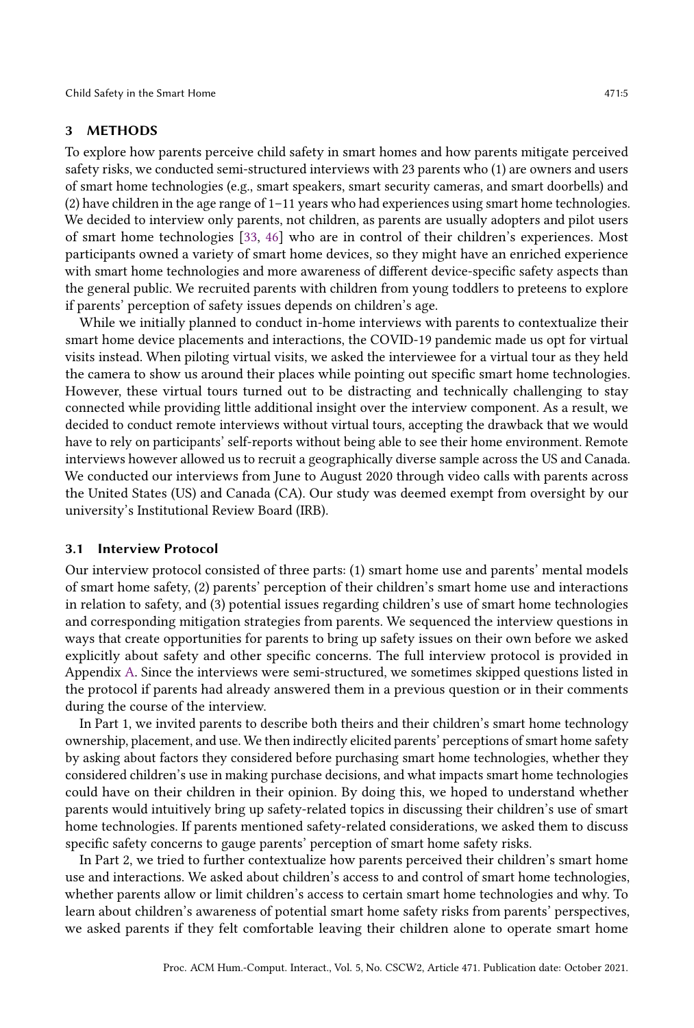## 3 METHODS

To explore how parents perceive child safety in smart homes and how parents mitigate perceived safety risks, we conducted semi-structured interviews with 23 parents who (1) are owners and users of smart home technologies (e.g., smart speakers, smart security cameras, and smart doorbells) and (2) have children in the age range of 1–11 years who had experiences using smart home technologies. We decided to interview only parents, not children, as parents are usually adopters and pilot users of smart home technologies [33, 46] who are in control of their children's experiences. Most participants owned a variety of smart home devices, so they might have an enriched experience with smart home technologies and more awareness of different device-specific safety aspects than the general public. We recruited parents with children from young toddlers to preteens to explore if parents' perception of safety issues depends on children's age.

While we initially planned to conduct in-home interviews with parents to contextualize their smart home device placements and interactions, the COVID-19 pandemic made us opt for virtual visits instead. When piloting virtual visits, we asked the interviewee for a virtual tour as they held the camera to show us around their places while pointing out specific smart home technologies. However, these virtual tours turned out to be distracting and technically challenging to stay connected while providing little additional insight over the interview component. As a result, we decided to conduct remote interviews without virtual tours, accepting the drawback that we would have to rely on participants' self-reports without being able to see their home environment. Remote interviews however allowed us to recruit a geographically diverse sample across the US and Canada. We conducted our interviews from June to August 2020 through video calls with parents across the United States (US) and Canada (CA). Our study was deemed exempt from oversight by our university's Institutional Review Board (IRB).

### 3.1 Interview Protocol

Our interview protocol consisted of three parts: (1) smart home use and parents' mental models of smart home safety, (2) parents' perception of their children's smart home use and interactions in relation to safety, and (3) potential issues regarding children's use of smart home technologies and corresponding mitigation strategies from parents. We sequenced the interview questions in ways that create opportunities for parents to bring up safety issues on their own before we asked explicitly about safety and other specific concerns. The full interview protocol is provided in Appendix A. Since the interviews were semi-structured, we sometimes skipped questions listed in the protocol if parents had already answered them in a previous question or in their comments during the course of the interview.

In Part 1, we invited parents to describe both theirs and their children's smart home technology ownership, placement, and use. We then indirectly elicited parents' perceptions of smart home safety by asking about factors they considered before purchasing smart home technologies, whether they considered children's use in making purchase decisions, and what impacts smart home technologies could have on their children in their opinion. By doing this, we hoped to understand whether parents would intuitively bring up safety-related topics in discussing their children's use of smart home technologies. If parents mentioned safety-related considerations, we asked them to discuss specific safety concerns to gauge parents' perception of smart home safety risks.

In Part 2, we tried to further contextualize how parents perceived their children's smart home use and interactions. We asked about children's access to and control of smart home technologies, whether parents allow or limit children's access to certain smart home technologies and why. To learn about children's awareness of potential smart home safety risks from parents' perspectives, we asked parents if they felt comfortable leaving their children alone to operate smart home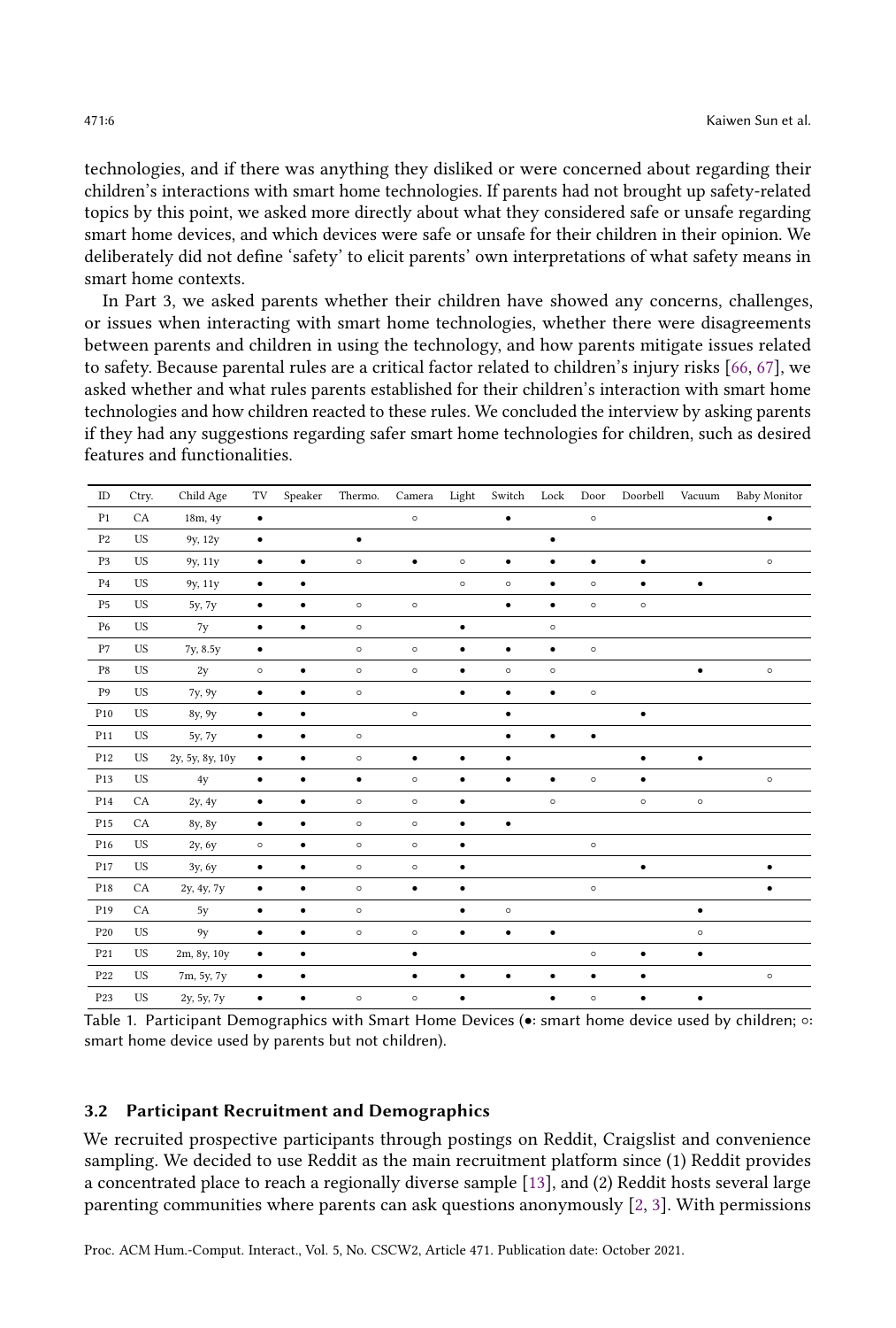technologies, and if there was anything they disliked or were concerned about regarding their children's interactions with smart home technologies. If parents had not brought up safety-related topics by this point, we asked more directly about what they considered safe or unsafe regarding smart home devices, and which devices were safe or unsafe for their children in their opinion. We deliberately did not define 'safety' to elicit parents' own interpretations of what safety means in smart home contexts.

In Part 3, we asked parents whether their children have showed any concerns, challenges, or issues when interacting with smart home technologies, whether there were disagreements between parents and children in using the technology, and how parents mitigate issues related to safety. Because parental rules are a critical factor related to children's injury risks [66, 67], we asked whether and what rules parents established for their children's interaction with smart home technologies and how children reacted to these rules. We concluded the interview by asking parents if they had any suggestions regarding safer smart home technologies for children, such as desired features and functionalities.

| ID | Ctry. | Child Age | TV | Speaker | Thermo. | Camera | Light | Switch | Lock | Door | Doorbell | Vacuum | Baby Monitor |
|---|---|---|---|---|---|---|---|---|---|---|---|---|---|
| P1 | CA | 18m, 4y | ● | | | ○ | | ● | | ○ | | | ● |
| P2 | US | 9y, 12y | ● | | ● | | | | ● | | | | |
| P3 | US | 9y, 11y | ● | ● | ○ | ● | ○ | ● | ● | ● | ● | | ○ |
| P4 | US | 9y, 11y | ● | ● | | | ○ | ○ | ● | ○ | ● | ● | |
| P5 | US | 5y, 7y | ● | ● | ○ | ○ | | ● | ● | ○ | ○ | | |
| P6 | US | 7y | ● | ● | ○ | | ● | | ○ | | | | |
| P7 | US | 7y, 8.5y | ● | | ○ | ○ | ● | ● | ● | ○ | | | |
| P8 | US | 2y | ○ | ● | ○ | ○ | ● | ○ | ○ | | | ● | ○ |
| P9 | US | 7y, 9y | ● | ● | ○ | | ● | ● | ● | ○ | | | |
| P10 | US | 8y, 9y | ● | ● | | ○ | | ● | | | ● | | |
| P11 | US | 5y, 7y | ● | ● | ○ | | | ● | ● | ● | | | |
| P12 | US | 2y, 5y, 8y, 10y | ● | ● | ○ | ● | ● | ● | | | ● | ● | |
| P13 | US | 4y | ● | ● | ● | ○ | ● | ● | ● | ○ | ● | | ○ |
| P14 | CA | 2y, 4y | ● | ● | ○ | ○ | ● | | ○ | | ○ | ○ | |
| P15 | CA | 8y, 8y | ● | ● | ○ | ○ | ● | ● | | | | | |
| P16 | US | 2y, 6y | ○ | ● | ○ | ○ | ● | | | ○ | | | |
| P17 | US | 3y, 6y | ● | ● | ○ | ○ | ● | | | | ● | | ● |
| P18 | CA | 2y, 4y, 7y | ● | ● | ○ | ● | ● | | | ○ | | | ● |
| P19 | CA | 5y | ● | ● | ○ | | ● | ○ | | | | ● | |
| P20 | US | 9y | ● | ● | ○ | ○ | ● | ● | ● | | | ○ | |
| P21 | US | 2m, 8y, 10y | ● | ● | | ● | | | | ○ | ● | ● | |
| P22 | US | 7m, 5y, 7y | ● | ● | | ● | ● | ● | ● | ● | ● | | ○ |
| P23 | US | 2y, 5y, 7y | ● | ● | ○ | ○ | ● | | ● | ○ | ● | ● | |

Table 1. Participant Demographics with Smart Home Devices (●: smart home device used by children; ○: smart home device used by parents but not children).

### 3.2 Participant Recruitment and Demographics

We recruited prospective participants through postings on Reddit, Craigslist and convenience sampling. We decided to use Reddit as the main recruitment platform since (1) Reddit provides a concentrated place to reach a regionally diverse sample [13], and (2) Reddit hosts several large parenting communities where parents can ask questions anonymously [2, 3]. With permissions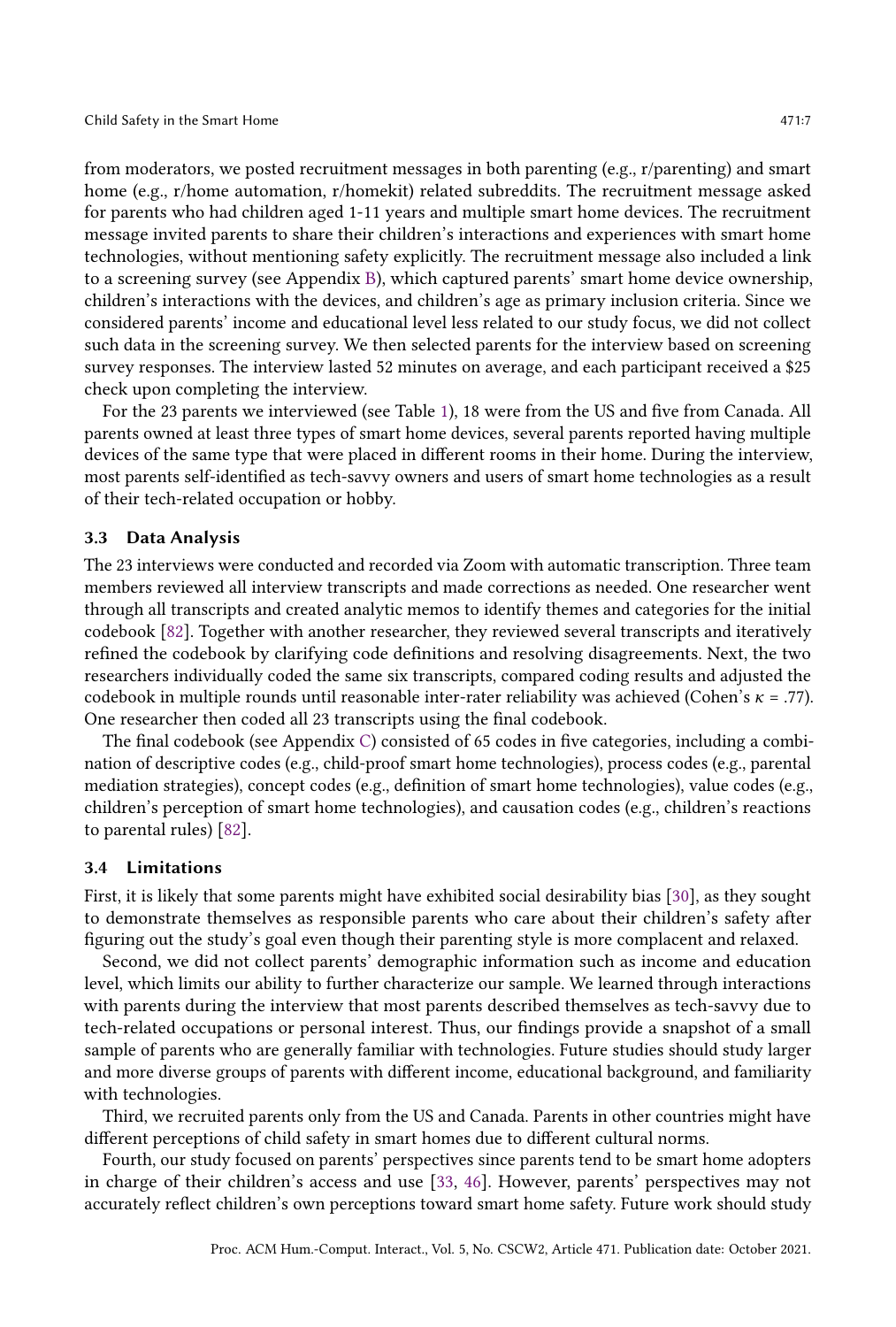from moderators, we posted recruitment messages in both parenting (e.g., r/parenting) and smart home (e.g., r/home automation, r/homekit) related subreddits. The recruitment message asked for parents who had children aged 1-11 years and multiple smart home devices. The recruitment message invited parents to share their children's interactions and experiences with smart home technologies, without mentioning safety explicitly. The recruitment message also included a link to a screening survey (see Appendix B), which captured parents' smart home device ownership, children's interactions with the devices, and children's age as primary inclusion criteria. Since we considered parents' income and educational level less related to our study focus, we did not collect such data in the screening survey. We then selected parents for the interview based on screening survey responses. The interview lasted 52 minutes on average, and each participant received a $25 check upon completing the interview.

For the 23 parents we interviewed (see Table 1), 18 were from the US and five from Canada. All parents owned at least three types of smart home devices, several parents reported having multiple devices of the same type that were placed in different rooms in their home. During the interview, most parents self-identified as tech-savvy owners and users of smart home technologies as a result of their tech-related occupation or hobby.

### 3.3 Data Analysis

The 23 interviews were conducted and recorded via Zoom with automatic transcription. Three team members reviewed all interview transcripts and made corrections as needed. One researcher went through all transcripts and created analytic memos to identify themes and categories for the initial codebook [82]. Together with another researcher, they reviewed several transcripts and iteratively refined the codebook by clarifying code definitions and resolving disagreements. Next, the two researchers individually coded the same six transcripts, compared coding results and adjusted the codebook in multiple rounds until reasonable inter-rater reliability was achieved (Cohen's $\kappa$ = .77). One researcher then coded all 23 transcripts using the final codebook.

The final codebook (see Appendix C) consisted of 65 codes in five categories, including a combination of descriptive codes (e.g., child-proof smart home technologies), process codes (e.g., parental mediation strategies), concept codes (e.g., definition of smart home technologies), value codes (e.g., children's perception of smart home technologies), and causation codes (e.g., children's reactions to parental rules) [82].

### 3.4 Limitations

First, it is likely that some parents might have exhibited social desirability bias [30], as they sought to demonstrate themselves as responsible parents who care about their children's safety after figuring out the study's goal even though their parenting style is more complacent and relaxed.

Second, we did not collect parents' demographic information such as income and education level, which limits our ability to further characterize our sample. We learned through interactions with parents during the interview that most parents described themselves as tech-savvy due to tech-related occupations or personal interest. Thus, our findings provide a snapshot of a small sample of parents who are generally familiar with technologies. Future studies should study larger and more diverse groups of parents with different income, educational background, and familiarity with technologies.

Third, we recruited parents only from the US and Canada. Parents in other countries might have different perceptions of child safety in smart homes due to different cultural norms.

Fourth, our study focused on parents' perspectives since parents tend to be smart home adopters in charge of their children's access and use [33, 46]. However, parents' perspectives may not accurately reflect children's own perceptions toward smart home safety. Future work should study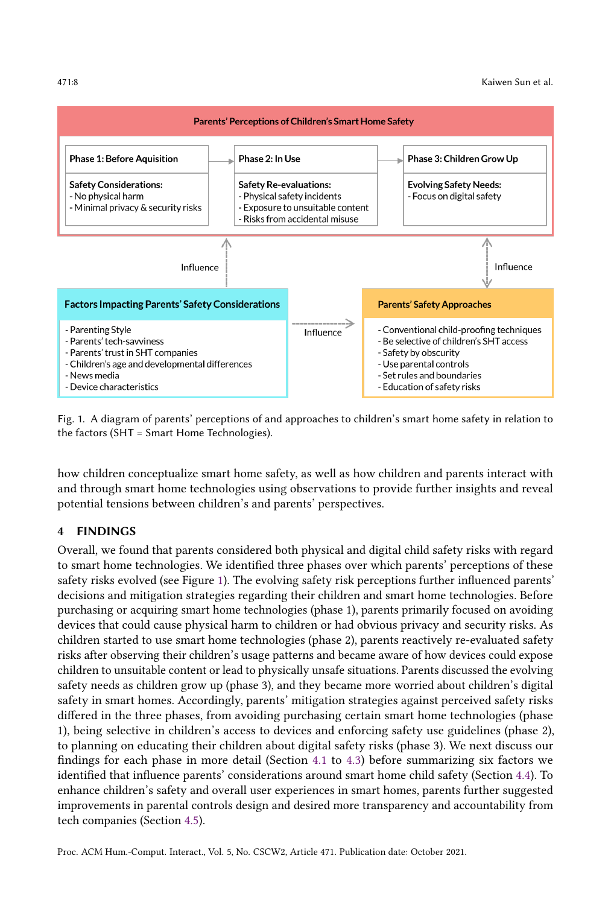**Parents' Perceptions of Children's Smart Home Safety**

**Phase 1: Before Aquisition**

Safety Considerations:
- No physical harm
- Minimal privacy & security risks

**Phase 2: In Use**

Safety Re-evaluations:
- Physical safety incidents
- Exposure to unsuitable content
- Risks from accidental misuse

**Phase 3: Children Grow Up**

Evolving Safety Needs:
- Focus on digital safety

Influence

Influence

**Factors Impacting Parents' Safety Considerations**

- Parenting Style
- Parents' tech-savviness
- Parents' trust in SHT companies
- Children's age and developmental differences
- News media
- Device characteristics

Influence

**Parents' Safety Approaches**

- Conventional child-proofing techniques
- Be selective of children's SHT access
- Safety by obscurity
- Use parental controls
- Set rules and boundaries
- Education of safety risks

Fig. 1. A diagram of parents' perceptions of and approaches to children's smart home safety in relation to the factors (SHT = Smart Home Technologies).

how children conceptualize smart home safety, as well as how children and parents interact with and through smart home technologies using observations to provide further insights and reveal potential tensions between children's and parents' perspectives.

## 4 FINDINGS

Overall, we found that parents considered both physical and digital child safety risks with regard to smart home technologies. We identified three phases over which parents' perceptions of these safety risks evolved (see Figure 1). The evolving safety risk perceptions further influenced parents' decisions and mitigation strategies regarding their children and smart home technologies. Before purchasing or acquiring smart home technologies (phase 1), parents primarily focused on avoiding devices that could cause physical harm to children or had obvious privacy and security risks. As children started to use smart home technologies (phase 2), parents reactively re-evaluated safety risks after observing their children's usage patterns and became aware of how devices could expose children to unsuitable content or lead to physically unsafe situations. Parents discussed the evolving safety needs as children grow up (phase 3), and they became more worried about children's digital safety in smart homes. Accordingly, parents' mitigation strategies against perceived safety risks differed in the three phases, from avoiding purchasing certain smart home technologies (phase 1), being selective in children's access to devices and enforcing safety use guidelines (phase 2), to planning on educating their children about digital safety risks (phase 3). We next discuss our findings for each phase in more detail (Section 4.1 to 4.3) before summarizing six factors we identified that influence parents' considerations around smart home child safety (Section 4.4). To enhance children's safety and overall user experiences in smart homes, parents further suggested improvements in parental controls design and desired more transparency and accountability from tech companies (Section 4.5).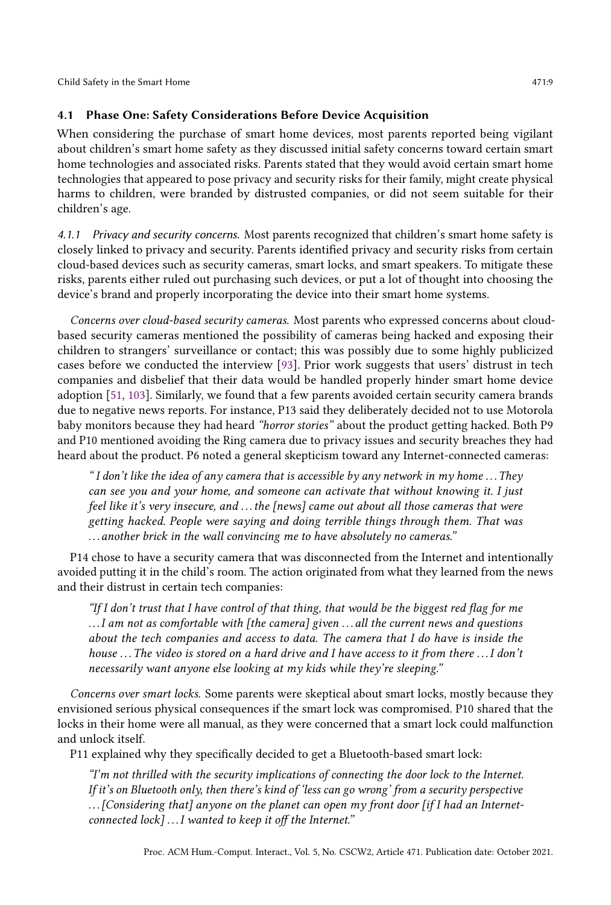### 4.1 Phase One: Safety Considerations Before Device Acquisition

When considering the purchase of smart home devices, most parents reported being vigilant about children's smart home safety as they discussed initial safety concerns toward certain smart home technologies and associated risks. Parents stated that they would avoid certain smart home technologies that appeared to pose privacy and security risks for their family, might create physical harms to children, were branded by distrusted companies, or did not seem suitable for their children's age.

*4.1.1 Privacy and security concerns.* Most parents recognized that children's smart home safety is closely linked to privacy and security. Parents identified privacy and security risks from certain cloud-based devices such as security cameras, smart locks, and smart speakers. To mitigate these risks, parents either ruled out purchasing such devices, or put a lot of thought into choosing the device's brand and properly incorporating the device into their smart home systems.

*Concerns over cloud-based security cameras.* Most parents who expressed concerns about cloud-based security cameras mentioned the possibility of cameras being hacked and exposing their children to strangers' surveillance or contact; this was possibly due to some highly publicized cases before we conducted the interview [93]. Prior work suggests that users' distrust in tech companies and disbelief that their data would be handled properly hinder smart home device adoption [51, 103]. Similarly, we found that a few parents avoided certain security camera brands due to negative news reports. For instance, P13 said they deliberately decided not to use Motorola baby monitors because they had heard *"horror stories"* about the product getting hacked. Both P9 and P10 mentioned avoiding the Ring camera due to privacy issues and security breaches they had heard about the product. P6 noted a general skepticism toward any Internet-connected cameras:

> *"I don't like the idea of any camera that is accessible by any network in my home ... They can see you and your home, and someone can activate that without knowing it. I just feel like it's very insecure, and ... the [news] came out about all those cameras that were getting hacked. People were saying and doing terrible things through them. That was ... another brick in the wall convincing me to have absolutely no cameras."*

P14 chose to have a security camera that was disconnected from the Internet and intentionally avoided putting it in the child's room. The action originated from what they learned from the news and their distrust in certain tech companies:

> *"If I don't trust that I have control of that thing, that would be the biggest red flag for me ... I am not as comfortable with [the camera] given ... all the current news and questions about the tech companies and access to data. The camera that I do have is inside the house ... The video is stored on a hard drive and I have access to it from there ... I don't necessarily want anyone else looking at my kids while they're sleeping."*

*Concerns over smart locks.* Some parents were skeptical about smart locks, mostly because they envisioned serious physical consequences if the smart lock was compromised. P10 shared that the locks in their home were all manual, as they were concerned that a smart lock could malfunction and unlock itself.

P11 explained why they specifically decided to get a Bluetooth-based smart lock:

> *"I'm not thrilled with the security implications of connecting the door lock to the Internet. If it's on Bluetooth only, then there's kind of 'less can go wrong' from a security perspective ... [Considering that] anyone on the planet can open my front door [if I had an Internet-connected lock] ... I wanted to keep it off the Internet."*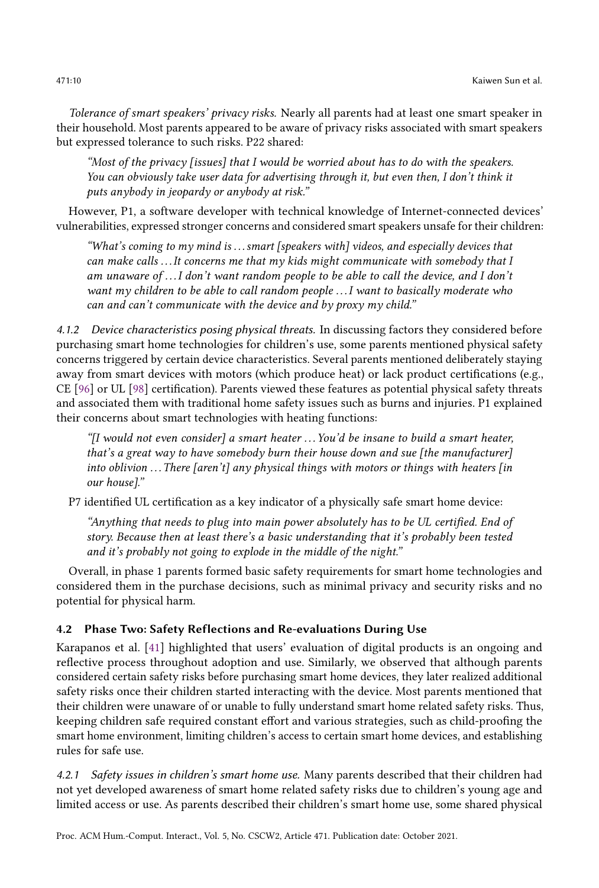*Tolerance of smart speakers' privacy risks.* Nearly all parents had at least one smart speaker in their household. Most parents appeared to be aware of privacy risks associated with smart speakers but expressed tolerance to such risks. P22 shared:

> *"Most of the privacy [issues] that I would be worried about has to do with the speakers. You can obviously take user data for advertising through it, but even then, I don't think it puts anybody in jeopardy or anybody at risk."*

However, P1, a software developer with technical knowledge of Internet-connected devices' vulnerabilities, expressed stronger concerns and considered smart speakers unsafe for their children:

> *"What's coming to my mind is . . . smart [speakers with] videos, and especially devices that can make calls . . . It concerns me that my kids might communicate with somebody that I am unaware of . . . I don't want random people to be able to call the device, and I don't want my children to be able to call random people . . . I want to basically moderate who can and can't communicate with the device and by proxy my child."*

#### 4.1.2 *Device characteristics posing physical threats.*

In discussing factors they considered before purchasing smart home technologies for children's use, some parents mentioned physical safety concerns triggered by certain device characteristics. Several parents mentioned deliberately staying away from smart devices with motors (which produce heat) or lack product certifications (e.g., CE [96] or UL [98] certification). Parents viewed these features as potential physical safety threats and associated them with traditional home safety issues such as burns and injuries. P1 explained their concerns about smart technologies with heating functions:

> *"[I would not even consider] a smart heater . . . You'd be insane to build a smart heater, that's a great way to have somebody burn their house down and sue [the manufacturer] into oblivion . . . There [aren't] any physical things with motors or things with heaters [in our house]."*

P7 identified UL certification as a key indicator of a physically safe smart home device:

> *"Anything that needs to plug into main power absolutely has to be UL certified. End of story. Because then at least there's a basic understanding that it's probably been tested and it's probably not going to explode in the middle of the night."*

Overall, in phase 1 parents formed basic safety requirements for smart home technologies and considered them in the purchase decisions, such as minimal privacy and security risks and no potential for physical harm.

### 4.2 Phase Two: Safety Reflections and Re-evaluations During Use

Karapanos et al. [41] highlighted that users' evaluation of digital products is an ongoing and reflective process throughout adoption and use. Similarly, we observed that although parents considered certain safety risks before purchasing smart home devices, they later realized additional safety risks once their children started interacting with the device. Most parents mentioned that their children were unaware of or unable to fully understand smart home related safety risks. Thus, keeping children safe required constant effort and various strategies, such as child-proofing the smart home environment, limiting children's access to certain smart home devices, and establishing rules for safe use.

#### 4.2.1 *Safety issues in children's smart home use.*

Many parents described that their children had not yet developed awareness of smart home related safety risks due to children's young age and limited access or use. As parents described their children's smart home use, some shared physical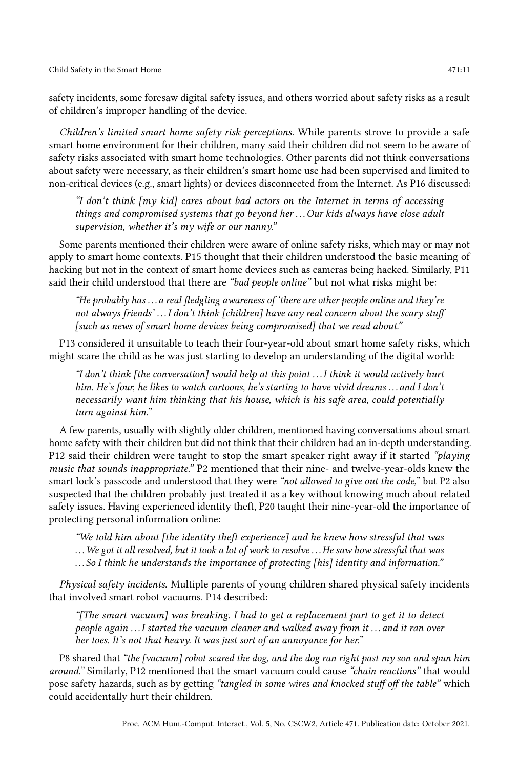safety incidents, some foresaw digital safety issues, and others worried about safety risks as a result of children's improper handling of the device.

*Children's limited smart home safety risk perceptions.* While parents strove to provide a safe smart home environment for their children, many said their children did not seem to be aware of safety risks associated with smart home technologies. Other parents did not think conversations about safety were necessary, as their children's smart home use had been supervised and limited to non-critical devices (e.g., smart lights) or devices disconnected from the Internet. As P16 discussed:

> *"I don't think [my kid] cares about bad actors on the Internet in terms of accessing things and compromised systems that go beyond her . . . Our kids always have close adult supervision, whether it's my wife or our nanny."*

Some parents mentioned their children were aware of online safety risks, which may or may not apply to smart home contexts. P15 thought that their children understood the basic meaning of hacking but not in the context of smart home devices such as cameras being hacked. Similarly, P11 said their child understood that there are *"bad people online"* but not what risks might be:

> *"He probably has . . . a real fledgling awareness of 'there are other people online and they're not always friends' . . . I don't think [children] have any real concern about the scary stuff [such as news of smart home devices being compromised] that we read about."*

P13 considered it unsuitable to teach their four-year-old about smart home safety risks, which might scare the child as he was just starting to develop an understanding of the digital world:

> *"I don't think [the conversation] would help at this point . . . I think it would actively hurt him. He's four, he likes to watch cartoons, he's starting to have vivid dreams . . . and I don't necessarily want him thinking that his house, which is his safe area, could potentially turn against him."*

A few parents, usually with slightly older children, mentioned having conversations about smart home safety with their children but did not think that their children had an in-depth understanding. P12 said their children were taught to stop the smart speaker right away if it started *"playing music that sounds inappropriate."* P2 mentioned that their nine- and twelve-year-olds knew the smart lock's passcode and understood that they were *"not allowed to give out the code,"* but P2 also suspected that the children probably just treated it as a key without knowing much about related safety issues. Having experienced identity theft, P20 taught their nine-year-old the importance of protecting personal information online:

> *"We told him about [the identity theft experience] and he knew how stressful that was . . . We got it all resolved, but it took a lot of work to resolve . . . He saw how stressful that was . . . So I think he understands the importance of protecting [his] identity and information."*

*Physical safety incidents.* Multiple parents of young children shared physical safety incidents that involved smart robot vacuums. P14 described:

> *"[The smart vacuum] was breaking. I had to get a replacement part to get it to detect people again . . . I started the vacuum cleaner and walked away from it . . . and it ran over her toes. It's not that heavy. It was just sort of an annoyance for her."*

P8 shared that *"the [vacuum] robot scared the dog, and the dog ran right past my son and spun him around."* Similarly, P12 mentioned that the smart vacuum could cause *"chain reactions"* that would pose safety hazards, such as by getting *"tangled in some wires and knocked stuff off the table"* which could accidentally hurt their children.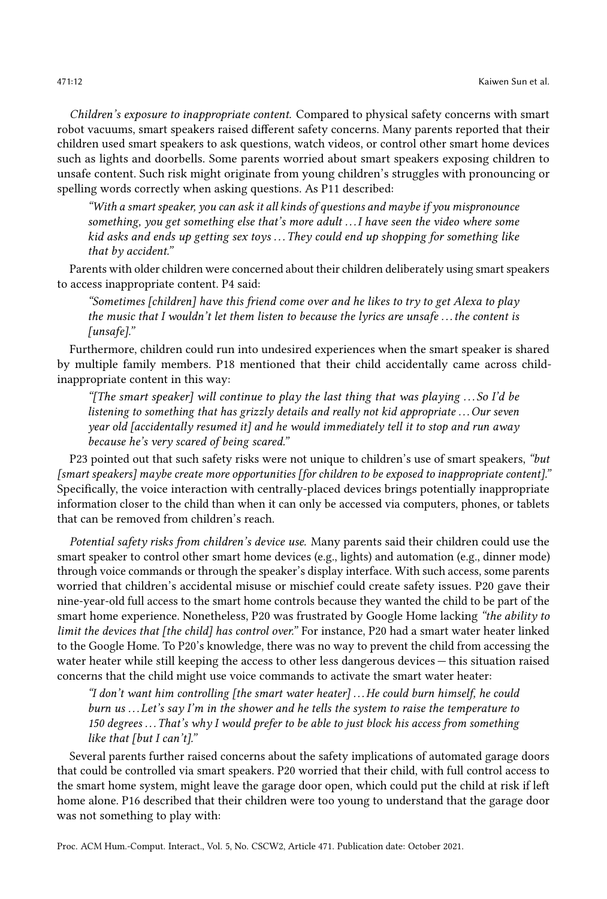*Children's exposure to inappropriate content.* Compared to physical safety concerns with smart robot vacuums, smart speakers raised different safety concerns. Many parents reported that their children used smart speakers to ask questions, watch videos, or control other smart home devices such as lights and doorbells. Some parents worried about smart speakers exposing children to unsafe content. Such risk might originate from young children's struggles with pronouncing or spelling words correctly when asking questions. As P11 described:

> *"With a smart speaker, you can ask it all kinds of questions and maybe if you mispronounce something, you get something else that's more adult ... I have seen the video where some kid asks and ends up getting sex toys ... They could end up shopping for something like that by accident."*

Parents with older children were concerned about their children deliberately using smart speakers to access inappropriate content. P4 said:

> *"Sometimes [children] have this friend come over and he likes to try to get Alexa to play the music that I wouldn't let them listen to because the lyrics are unsafe ... the content is [unsafe]."*

Furthermore, children could run into undesired experiences when the smart speaker is shared by multiple family members. P18 mentioned that their child accidentally came across child-inappropriate content in this way:

> *"[The smart speaker] will continue to play the last thing that was playing ... So I'd be listening to something that has grizzly details and really not kid appropriate ... Our seven year old [accidentally resumed it] and he would immediately tell it to stop and run away because he's very scared of being scared."*

P23 pointed out that such safety risks were not unique to children's use of smart speakers, *"but [smart speakers] maybe create more opportunities [for children to be exposed to inappropriate content]."* Specifically, the voice interaction with centrally-placed devices brings potentially inappropriate information closer to the child than when it can only be accessed via computers, phones, or tablets that can be removed from children's reach.

*Potential safety risks from children's device use.* Many parents said their children could use the smart speaker to control other smart home devices (e.g., lights) and automation (e.g., dinner mode) through voice commands or through the speaker's display interface. With such access, some parents worried that children's accidental misuse or mischief could create safety issues. P20 gave their nine-year-old full access to the smart home controls because they wanted the child to be part of the smart home experience. Nonetheless, P20 was frustrated by Google Home lacking *"the ability to limit the devices that [the child] has control over."* For instance, P20 had a smart water heater linked to the Google Home. To P20's knowledge, there was no way to prevent the child from accessing the water heater while still keeping the access to other less dangerous devices — this situation raised concerns that the child might use voice commands to activate the smart water heater:

> *"I don't want him controlling [the smart water heater] ... He could burn himself, he could burn us ... Let's say I'm in the shower and he tells the system to raise the temperature to 150 degrees ... That's why I would prefer to be able to just block his access from something like that [but I can't]."*

Several parents further raised concerns about the safety implications of automated garage doors that could be controlled via smart speakers. P20 worried that their child, with full control access to the smart home system, might leave the garage door open, which could put the child at risk if left home alone. P16 described that their children were too young to understand that the garage door was not something to play with: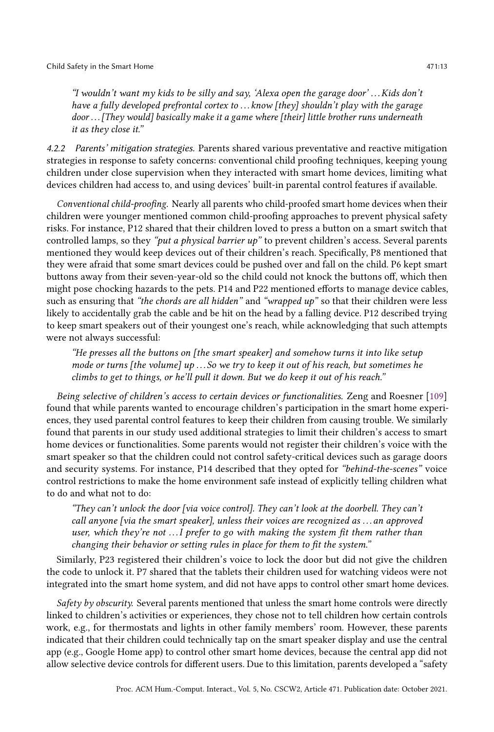> *"I wouldn't want my kids to be silly and say, 'Alexa open the garage door' ... Kids don't have a fully developed prefrontal cortex to ... know [they] shouldn't play with the garage door ... [They would] basically make it a game where [their] little brother runs underneath it as they close it."*

#### 4.2.2 *Parents' mitigation strategies.*

Parents shared various preventative and reactive mitigation strategies in response to safety concerns: conventional child proofing techniques, keeping young children under close supervision when they interacted with smart home devices, limiting what devices children had access to, and using devices' built-in parental control features if available.

*Conventional child-proofing.* Nearly all parents who child-proofed smart home devices when their children were younger mentioned common child-proofing approaches to prevent physical safety risks. For instance, P12 shared that their children loved to press a button on a smart switch that controlled lamps, so they *"put a physical barrier up"* to prevent children's access. Several parents mentioned they would keep devices out of their children's reach. Specifically, P8 mentioned that they were afraid that some smart devices could be pushed over and fall on the child. P6 kept smart buttons away from their seven-year-old so the child could not knock the buttons off, which then might pose chocking hazards to the pets. P14 and P22 mentioned efforts to manage device cables, such as ensuring that *"the chords are all hidden"* and *"wrapped up"* so that their children were less likely to accidentally grab the cable and be hit on the head by a falling device. P12 described trying to keep smart speakers out of their youngest one's reach, while acknowledging that such attempts were not always successful:

> *"He presses all the buttons on [the smart speaker] and somehow turns it into like setup mode or turns [the volume] up ... So we try to keep it out of his reach, but sometimes he climbs to get to things, or he'll pull it down. But we do keep it out of his reach."*

*Being selective of children's access to certain devices or functionalities.* Zeng and Roesner [109] found that while parents wanted to encourage children's participation in the smart home experiences, they used parental control features to keep their children from causing trouble. We similarly found that parents in our study used additional strategies to limit their children's access to smart home devices or functionalities. Some parents would not register their children's voice with the smart speaker so that the children could not control safety-critical devices such as garage doors and security systems. For instance, P14 described that they opted for *"behind-the-scenes"* voice control restrictions to make the home environment safe instead of explicitly telling children what to do and what not to do:

> *"They can't unlock the door [via voice control]. They can't look at the doorbell. They can't call anyone [via the smart speaker], unless their voices are recognized as ... an approved user, which they're not ... I prefer to go with making the system fit them rather than changing their behavior or setting rules in place for them to fit the system."*

Similarly, P23 registered their children's voice to lock the door but did not give the children the code to unlock it. P7 shared that the tablets their children used for watching videos were not integrated into the smart home system, and did not have apps to control other smart home devices.

*Safety by obscurity.* Several parents mentioned that unless the smart home controls were directly linked to children's activities or experiences, they chose not to tell children how certain controls work, e.g., for thermostats and lights in other family members' room. However, these parents indicated that their children could technically tap on the smart speaker display and use the central app (e.g., Google Home app) to control other smart home devices, because the central app did not allow selective device controls for different users. Due to this limitation, parents developed a "safety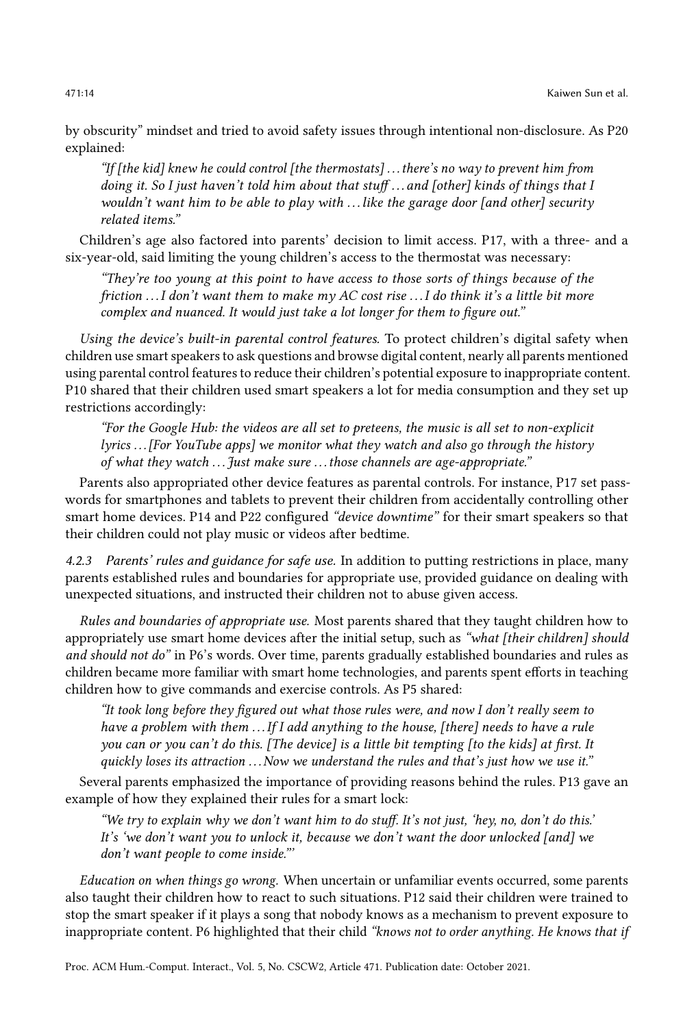by obscurity" mindset and tried to avoid safety issues through intentional non-disclosure. As P20 explained:

> *"If [the kid] knew he could control [the thermostats] . . . there's no way to prevent him from doing it. So I just haven't told him about that stuff . . . and [other] kinds of things that I wouldn't want him to be able to play with . . . like the garage door [and other] security related items."*

Children's age also factored into parents' decision to limit access. P17, with a three- and a six-year-old, said limiting the young children's access to the thermostat was necessary:

> *"They're too young at this point to have access to those sorts of things because of the friction . . . I don't want them to make my AC cost rise . . . I do think it's a little bit more complex and nuanced. It would just take a lot longer for them to figure out."*

*Using the device's built-in parental control features.* To protect children's digital safety when children use smart speakers to ask questions and browse digital content, nearly all parents mentioned using parental control features to reduce their children's potential exposure to inappropriate content. P10 shared that their children used smart speakers a lot for media consumption and they set up restrictions accordingly:

> *"For the Google Hub: the videos are all set to preteens, the music is all set to non-explicit lyrics . . . [For YouTube apps] we monitor what they watch and also go through the history of what they watch . . . Just make sure . . . those channels are age-appropriate."*

Parents also appropriated other device features as parental controls. For instance, P17 set passwords for smartphones and tablets to prevent their children from accidentally controlling other smart home devices. P14 and P22 configured *"device downtime"* for their smart speakers so that their children could not play music or videos after bedtime.

*4.2.3 Parents' rules and guidance for safe use.* In addition to putting restrictions in place, many parents established rules and boundaries for appropriate use, provided guidance on dealing with unexpected situations, and instructed their children not to abuse given access.

*Rules and boundaries of appropriate use.* Most parents shared that they taught children how to appropriately use smart home devices after the initial setup, such as *"what [their children] should and should not do"* in P6's words. Over time, parents gradually established boundaries and rules as children became more familiar with smart home technologies, and parents spent efforts in teaching children how to give commands and exercise controls. As P5 shared:

> *"It took long before they figured out what those rules were, and now I don't really seem to have a problem with them . . . If I add anything to the house, [there] needs to have a rule you can or you can't do this. [The device] is a little bit tempting [to the kids] at first. It quickly loses its attraction . . . Now we understand the rules and that's just how we use it."*

Several parents emphasized the importance of providing reasons behind the rules. P13 gave an example of how they explained their rules for a smart lock:

> *"We try to explain why we don't want him to do stuff. It's not just, 'hey, no, don't do this.' It's 'we don't want you to unlock it, because we don't want the door unlocked [and] we don't want people to come inside."'*

*Education on when things go wrong.* When uncertain or unfamiliar events occurred, some parents also taught their children how to react to such situations. P12 said their children were trained to stop the smart speaker if it plays a song that nobody knows as a mechanism to prevent exposure to inappropriate content. P6 highlighted that their child *"knows not to order anything. He knows that if*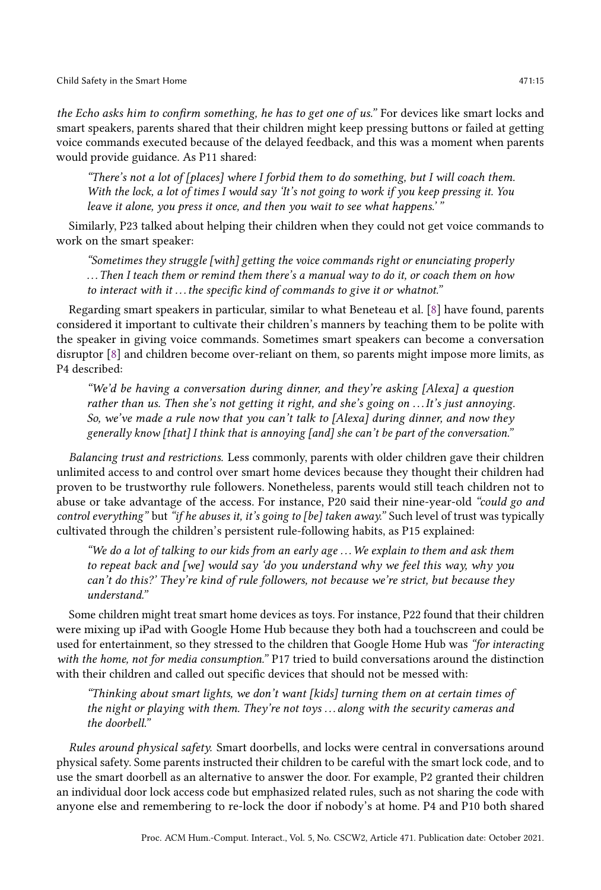*the Echo asks him to confirm something, he has to get one of us."* For devices like smart locks and smart speakers, parents shared that their children might keep pressing buttons or failed at getting voice commands executed because of the delayed feedback, and this was a moment when parents would provide guidance. As P11 shared:

> *"There's not a lot of [places] where I forbid them to do something, but I will coach them. With the lock, a lot of times I would say 'It's not going to work if you keep pressing it. You leave it alone, you press it once, and then you wait to see what happens.' "*

Similarly, P23 talked about helping their children when they could not get voice commands to work on the smart speaker:

> *"Sometimes they struggle [with] getting the voice commands right or enunciating properly . . . Then I teach them or remind them there's a manual way to do it, or coach them on how to interact with it . . . the specific kind of commands to give it or whatnot."*

Regarding smart speakers in particular, similar to what Beneteau et al. [8] have found, parents considered it important to cultivate their children's manners by teaching them to be polite with the speaker in giving voice commands. Sometimes smart speakers can become a conversation disruptor [8] and children become over-reliant on them, so parents might impose more limits, as P4 described:

> *"We'd be having a conversation during dinner, and they're asking [Alexa] a question rather than us. Then she's not getting it right, and she's going on . . . It's just annoying. So, we've made a rule now that you can't talk to [Alexa] during dinner, and now they generally know [that] I think that is annoying [and] she can't be part of the conversation."*

*Balancing trust and restrictions.* Less commonly, parents with older children gave their children unlimited access to and control over smart home devices because they thought their children had proven to be trustworthy rule followers. Nonetheless, parents would still teach children not to abuse or take advantage of the access. For instance, P20 said their nine-year-old *"could go and control everything"* but *"if he abuses it, it's going to [be] taken away."* Such level of trust was typically cultivated through the children's persistent rule-following habits, as P15 explained:

> *"We do a lot of talking to our kids from an early age . . . We explain to them and ask them to repeat back and [we] would say 'do you understand why we feel this way, why you can't do this?' They're kind of rule followers, not because we're strict, but because they understand."*

Some children might treat smart home devices as toys. For instance, P22 found that their children were mixing up iPad with Google Home Hub because they both had a touchscreen and could be used for entertainment, so they stressed to the children that Google Home Hub was *"for interacting with the home, not for media consumption."* P17 tried to build conversations around the distinction with their children and called out specific devices that should not be messed with:

> *"Thinking about smart lights, we don't want [kids] turning them on at certain times of the night or playing with them. They're not toys . . . along with the security cameras and the doorbell."*

*Rules around physical safety.* Smart doorbells, and locks were central in conversations around physical safety. Some parents instructed their children to be careful with the smart lock code, and to use the smart doorbell as an alternative to answer the door. For example, P2 granted their children an individual door lock access code but emphasized related rules, such as not sharing the code with anyone else and remembering to re-lock the door if nobody's at home. P4 and P10 both shared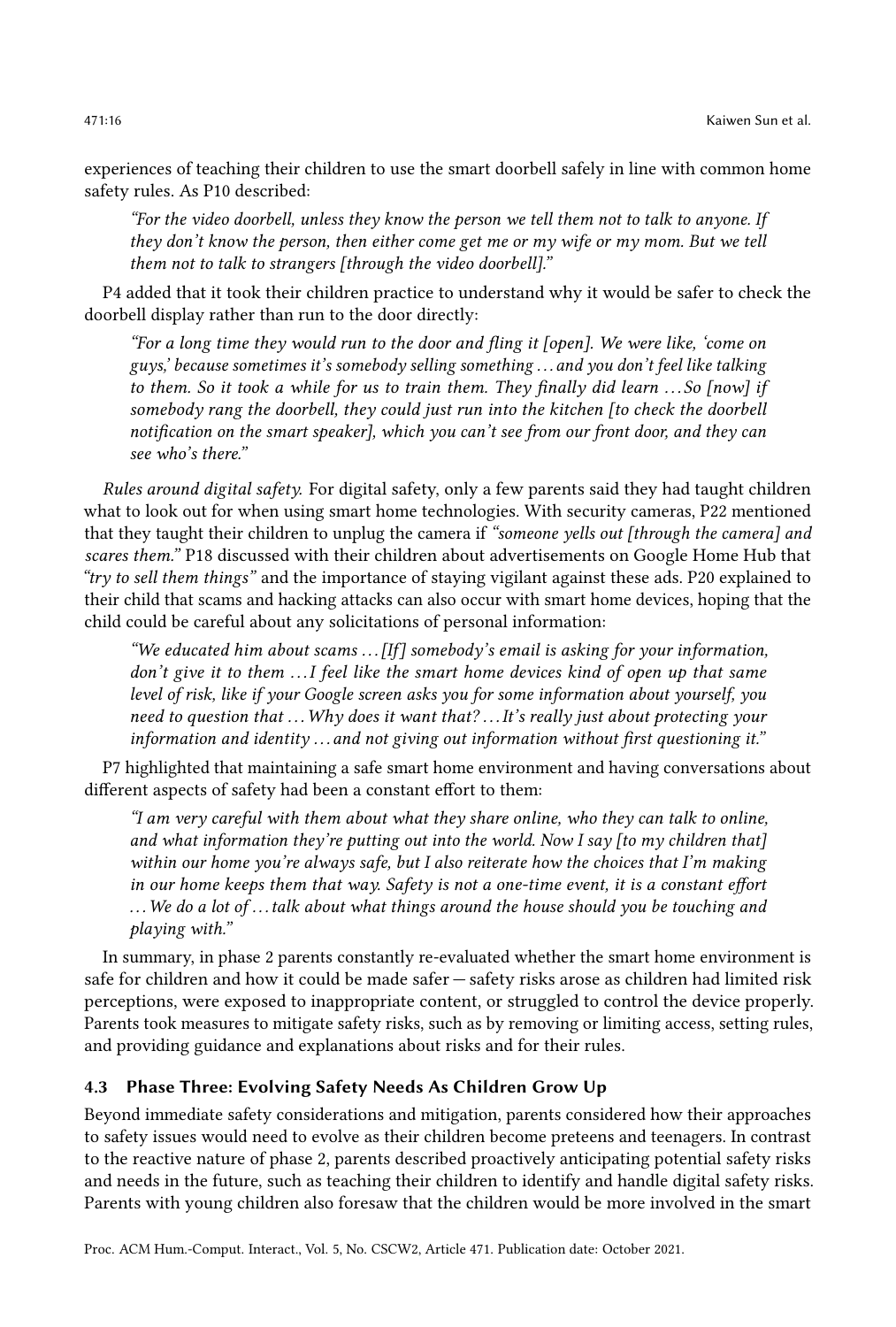experiences of teaching their children to use the smart doorbell safely in line with common home safety rules. As P10 described:

> *"For the video doorbell, unless they know the person we tell them not to talk to anyone. If they don't know the person, then either come get me or my wife or my mom. But we tell them not to talk to strangers [through the video doorbell]."*

P4 added that it took their children practice to understand why it would be safer to check the doorbell display rather than run to the door directly:

> *"For a long time they would run to the door and fling it [open]. We were like, 'come on guys,' because sometimes it's somebody selling something . . . and you don't feel like talking to them. So it took a while for us to train them. They finally did learn . . . So [now] if somebody rang the doorbell, they could just run into the kitchen [to check the doorbell notification on the smart speaker], which you can't see from our front door, and they can see who's there."*

*Rules around digital safety.* For digital safety, only a few parents said they had taught children what to look out for when using smart home technologies. With security cameras, P22 mentioned that they taught their children to unplug the camera if *"someone yells out [through the camera] and scares them."* P18 discussed with their children about advertisements on Google Home Hub that *"try to sell them things"* and the importance of staying vigilant against these ads. P20 explained to their child that scams and hacking attacks can also occur with smart home devices, hoping that the child could be careful about any solicitations of personal information:

> *"We educated him about scams . . . [If] somebody's email is asking for your information, don't give it to them . . . I feel like the smart home devices kind of open up that same level of risk, like if your Google screen asks you for some information about yourself, you need to question that . . . Why does it want that? . . . It's really just about protecting your information and identity . . . and not giving out information without first questioning it."*

P7 highlighted that maintaining a safe smart home environment and having conversations about different aspects of safety had been a constant effort to them:

> *"I am very careful with them about what they share online, who they can talk to online, and what information they're putting out into the world. Now I say [to my children that] within our home you're always safe, but I also reiterate how the choices that I'm making in our home keeps them that way. Safety is not a one-time event, it is a constant effort . . . We do a lot of . . . talk about what things around the house should you be touching and playing with."*

In summary, in phase 2 parents constantly re-evaluated whether the smart home environment is safe for children and how it could be made safer — safety risks arose as children had limited risk perceptions, were exposed to inappropriate content, or struggled to control the device properly. Parents took measures to mitigate safety risks, such as by removing or limiting access, setting rules, and providing guidance and explanations about risks and for their rules.

### 4.3 Phase Three: Evolving Safety Needs As Children Grow Up

Beyond immediate safety considerations and mitigation, parents considered how their approaches to safety issues would need to evolve as their children become preteens and teenagers. In contrast to the reactive nature of phase 2, parents described proactively anticipating potential safety risks and needs in the future, such as teaching their children to identify and handle digital safety risks. Parents with young children also foresaw that the children would be more involved in the smart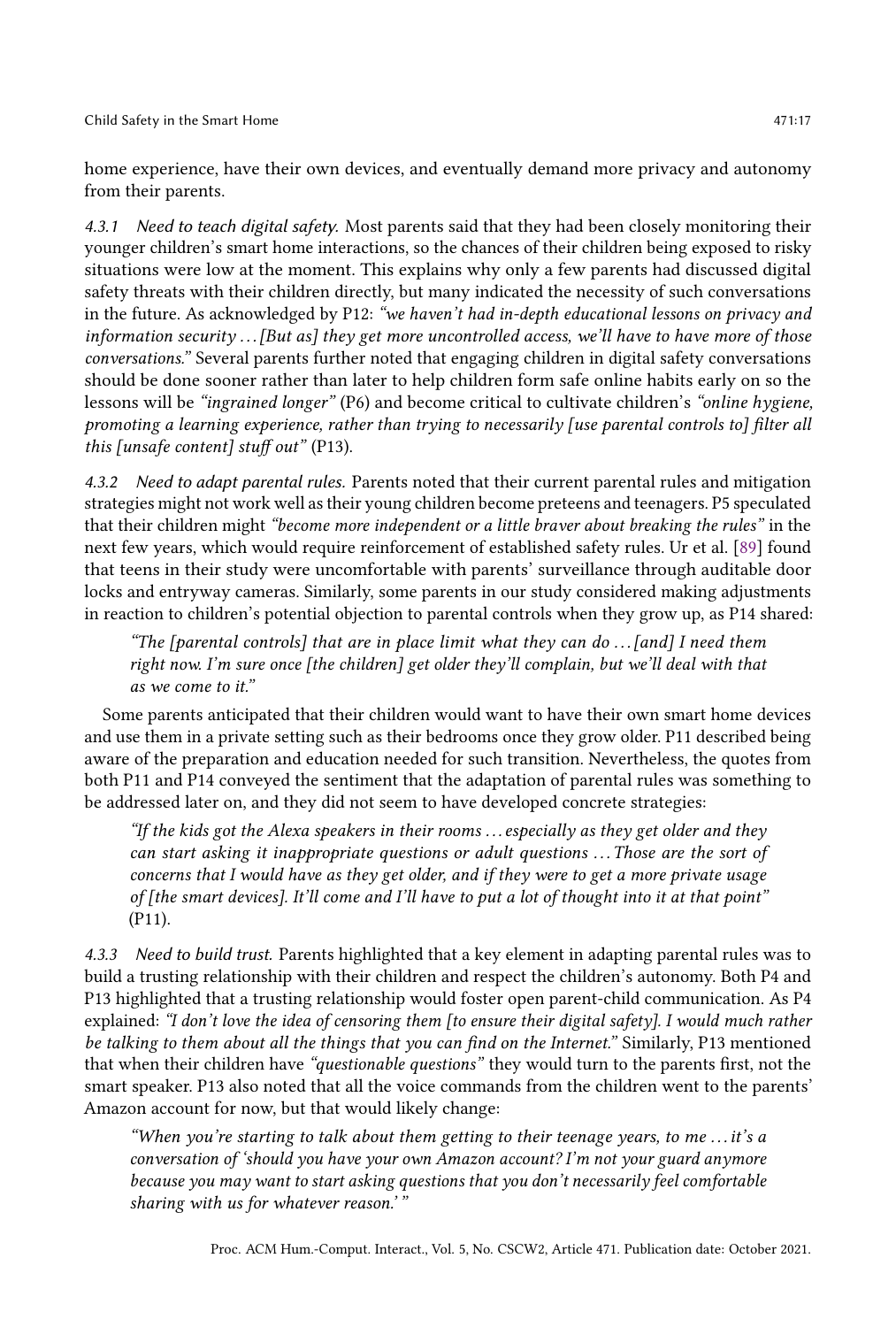home experience, have their own devices, and eventually demand more privacy and autonomy from their parents.

#### 4.3.1 Need to teach digital safety.

Most parents said that they had been closely monitoring their younger children's smart home interactions, so the chances of their children being exposed to risky situations were low at the moment. This explains why only a few parents had discussed digital safety threats with their children directly, but many indicated the necessity of such conversations in the future. As acknowledged by P12: *"we haven't had in-depth educational lessons on privacy and information security . . . [But as] they get more uncontrolled access, we'll have to have more of those conversations."* Several parents further noted that engaging children in digital safety conversations should be done sooner rather than later to help children form safe online habits early on so the lessons will be *"ingrained longer"* (P6) and become critical to cultivate children's *"online hygiene, promoting a learning experience, rather than trying to necessarily [use parental controls to] filter all this [unsafe content] stuff out"* (P13).

#### 4.3.2 Need to adapt parental rules.

Parents noted that their current parental rules and mitigation strategies might not work well as their young children become preteens and teenagers. P5 speculated that their children might *"become more independent or a little braver about breaking the rules"* in the next few years, which would require reinforcement of established safety rules. Ur et al. [89] found that teens in their study were uncomfortable with parents' surveillance through auditable door locks and entryway cameras. Similarly, some parents in our study considered making adjustments in reaction to children's potential objection to parental controls when they grow up, as P14 shared:

> *"The [parental controls] that are in place limit what they can do . . . [and] I need them right now. I'm sure once [the children] get older they'll complain, but we'll deal with that as we come to it."*

Some parents anticipated that their children would want to have their own smart home devices and use them in a private setting such as their bedrooms once they grow older. P11 described being aware of the preparation and education needed for such transition. Nevertheless, the quotes from both P11 and P14 conveyed the sentiment that the adaptation of parental rules was something to be addressed later on, and they did not seem to have developed concrete strategies:

> *"If the kids got the Alexa speakers in their rooms . . . especially as they get older and they can start asking it inappropriate questions or adult questions . . . Those are the sort of concerns that I would have as they get older, and if they were to get a more private usage of [the smart devices]. It'll come and I'll have to put a lot of thought into it at that point"* (P11).

#### 4.3.3 Need to build trust.

Parents highlighted that a key element in adapting parental rules was to build a trusting relationship with their children and respect the children's autonomy. Both P4 and P13 highlighted that a trusting relationship would foster open parent-child communication. As P4 explained: *"I don't love the idea of censoring them [to ensure their digital safety]. I would much rather be talking to them about all the things that you can find on the Internet."* Similarly, P13 mentioned that when their children have *"questionable questions"* they would turn to the parents first, not the smart speaker. P13 also noted that all the voice commands from the children went to the parents' Amazon account for now, but that would likely change:

> *"When you're starting to talk about them getting to their teenage years, to me . . . it's a conversation of 'should you have your own Amazon account? I'm not your guard anymore because you may want to start asking questions that you don't necessarily feel comfortable sharing with us for whatever reason.' "*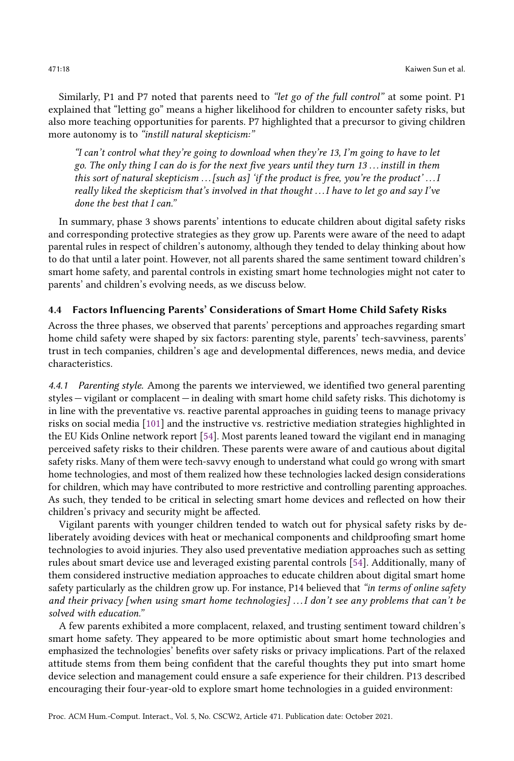Similarly, P1 and P7 noted that parents need to *"let go of the full control"* at some point. P1 explained that "letting go" means a higher likelihood for children to encounter safety risks, but also more teaching opportunities for parents. P7 highlighted that a precursor to giving children more autonomy is to *"instill natural skepticism:"*

> *"I can't control what they're going to download when they're 13, I'm going to have to let go. The only thing I can do is for the next five years until they turn 13 . . . instill in them this sort of natural skepticism . . . [such as] 'if the product is free, you're the product' . . . I really liked the skepticism that's involved in that thought . . . I have to let go and say I've done the best that I can."*

In summary, phase 3 shows parents' intentions to educate children about digital safety risks and corresponding protective strategies as they grow up. Parents were aware of the need to adapt parental rules in respect of children's autonomy, although they tended to delay thinking about how to do that until a later point. However, not all parents shared the same sentiment toward children's smart home safety, and parental controls in existing smart home technologies might not cater to parents' and children's evolving needs, as we discuss below.

### 4.4 Factors Influencing Parents' Considerations of Smart Home Child Safety Risks

Across the three phases, we observed that parents' perceptions and approaches regarding smart home child safety were shaped by six factors: parenting style, parents' tech-savviness, parents' trust in tech companies, children's age and developmental differences, news media, and device characteristics.

*4.4.1 Parenting style.* Among the parents we interviewed, we identified two general parenting styles — vigilant or complacent — in dealing with smart home child safety risks. This dichotomy is in line with the preventative vs. reactive parental approaches in guiding teens to manage privacy risks on social media [101] and the instructive vs. restrictive mediation strategies highlighted in the EU Kids Online network report [54]. Most parents leaned toward the vigilant end in managing perceived safety risks to their children. These parents were aware of and cautious about digital safety risks. Many of them were tech-savvy enough to understand what could go wrong with smart home technologies, and most of them realized how these technologies lacked design considerations for children, which may have contributed to more restrictive and controlling parenting approaches. As such, they tended to be critical in selecting smart home devices and reflected on how their children's privacy and security might be affected.

Vigilant parents with younger children tended to watch out for physical safety risks by deliberately avoiding devices with heat or mechanical components and childproofing smart home technologies to avoid injuries. They also used preventative mediation approaches such as setting rules about smart device use and leveraged existing parental controls [54]. Additionally, many of them considered instructive mediation approaches to educate children about digital smart home safety particularly as the children grow up. For instance, P14 believed that *"in terms of online safety and their privacy [when using smart home technologies] . . . I don't see any problems that can't be solved with education."*

A few parents exhibited a more complacent, relaxed, and trusting sentiment toward children's smart home safety. They appeared to be more optimistic about smart home technologies and emphasized the technologies' benefits over safety risks or privacy implications. Part of the relaxed attitude stems from them being confident that the careful thoughts they put into smart home device selection and management could ensure a safe experience for their children. P13 described encouraging their four-year-old to explore smart home technologies in a guided environment: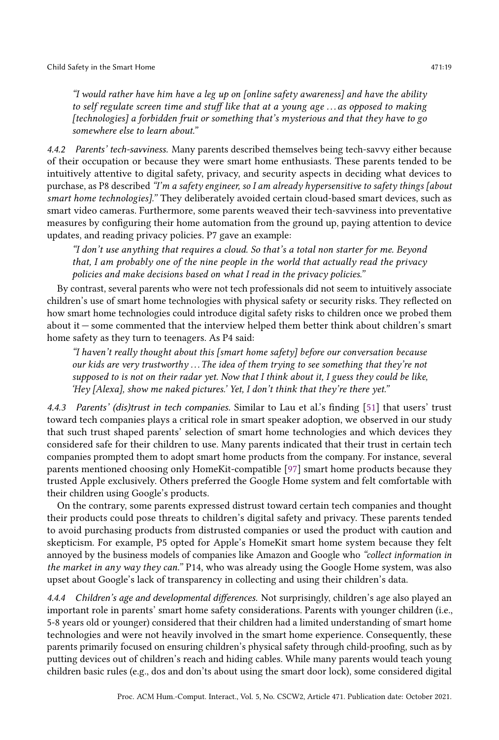> *"I would rather have him have a leg up on [online safety awareness] and have the ability to self regulate screen time and stuff like that at a young age ... as opposed to making [technologies] a forbidden fruit or something that's mysterious and that they have to go somewhere else to learn about."*

#### 4.4.2 Parents' tech-savviness.

Many parents described themselves being tech-savvy either because of their occupation or because they were smart home enthusiasts. These parents tended to be intuitively attentive to digital safety, privacy, and security aspects in deciding what devices to purchase, as P8 described *"I'm a safety engineer, so I am already hypersensitive to safety things [about smart home technologies]."* They deliberately avoided certain cloud-based smart devices, such as smart video cameras. Furthermore, some parents weaved their tech-savviness into preventative measures by configuring their home automation from the ground up, paying attention to device updates, and reading privacy policies. P7 gave an example:

> *"I don't use anything that requires a cloud. So that's a total non starter for me. Beyond that, I am probably one of the nine people in the world that actually read the privacy policies and make decisions based on what I read in the privacy policies."*

By contrast, several parents who were not tech professionals did not seem to intuitively associate children's use of smart home technologies with physical safety or security risks. They reflected on how smart home technologies could introduce digital safety risks to children once we probed them about it — some commented that the interview helped them better think about children's smart home safety as they turn to teenagers. As P4 said:

> *"I haven't really thought about this [smart home safety] before our conversation because our kids are very trustworthy ... The idea of them trying to see something that they're not supposed to is not on their radar yet. Now that I think about it, I guess they could be like, 'Hey [Alexa], show me naked pictures.' Yet, I don't think that they're there yet."*

#### 4.4.3 Parents' (dis)trust in tech companies.

Similar to Lau et al.'s finding [51] that users' trust toward tech companies plays a critical role in smart speaker adoption, we observed in our study that such trust shaped parents' selection of smart home technologies and which devices they considered safe for their children to use. Many parents indicated that their trust in certain tech companies prompted them to adopt smart home products from the company. For instance, several parents mentioned choosing only HomeKit-compatible [97] smart home products because they trusted Apple exclusively. Others preferred the Google Home system and felt comfortable with their children using Google's products.

On the contrary, some parents expressed distrust toward certain tech companies and thought their products could pose threats to children's digital safety and privacy. These parents tended to avoid purchasing products from distrusted companies or used the product with caution and skepticism. For example, P5 opted for Apple's HomeKit smart home system because they felt annoyed by the business models of companies like Amazon and Google who *"collect information in the market in any way they can."* P14, who was already using the Google Home system, was also upset about Google's lack of transparency in collecting and using their children's data.

#### 4.4.4 Children's age and developmental differences.

Not surprisingly, children's age also played an important role in parents' smart home safety considerations. Parents with younger children (i.e., 5-8 years old or younger) considered that their children had a limited understanding of smart home technologies and were not heavily involved in the smart home experience. Consequently, these parents primarily focused on ensuring children's physical safety through child-proofing, such as by putting devices out of children's reach and hiding cables. While many parents would teach young children basic rules (e.g., dos and don'ts about using the smart door lock), some considered digital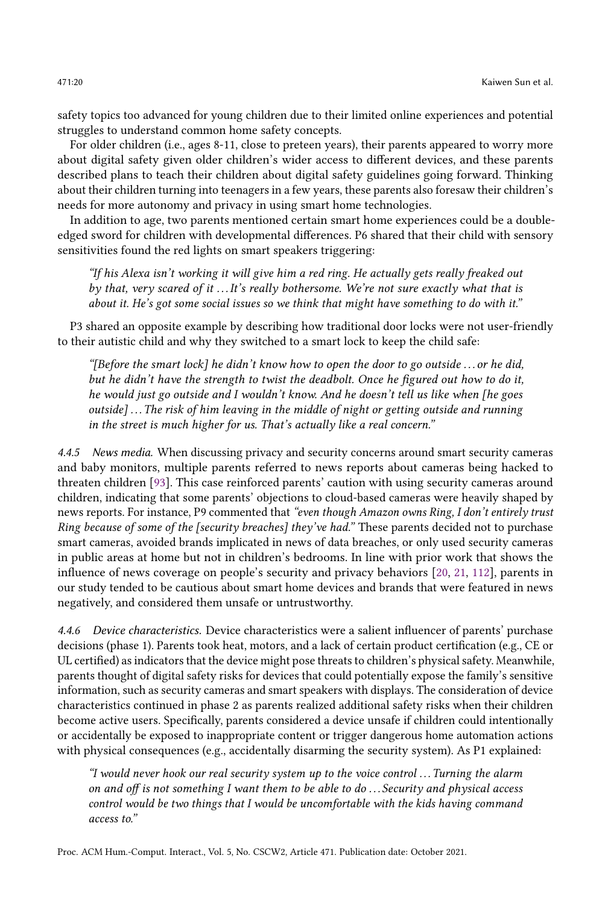safety topics too advanced for young children due to their limited online experiences and potential struggles to understand common home safety concepts.

For older children (i.e., ages 8-11, close to preteen years), their parents appeared to worry more about digital safety given older children's wider access to different devices, and these parents described plans to teach their children about digital safety guidelines going forward. Thinking about their children turning into teenagers in a few years, these parents also foresaw their children's needs for more autonomy and privacy in using smart home technologies.

In addition to age, two parents mentioned certain smart home experiences could be a double-edged sword for children with developmental differences. P6 shared that their child with sensory sensitivities found the red lights on smart speakers triggering:

> *"If his Alexa isn't working it will give him a red ring. He actually gets really freaked out by that, very scared of it . . . It's really bothersome. We're not sure exactly what that is about it. He's got some social issues so we think that might have something to do with it."*

P3 shared an opposite example by describing how traditional door locks were not user-friendly to their autistic child and why they switched to a smart lock to keep the child safe:

> *"[Before the smart lock] he didn't know how to open the door to go outside . . . or he did, but he didn't have the strength to twist the deadbolt. Once he figured out how to do it, he would just go outside and I wouldn't know. And he doesn't tell us like when [he goes outside] . . . The risk of him leaving in the middle of night or getting outside and running in the street is much higher for us. That's actually like a real concern."*

*4.4.5 News media.* When discussing privacy and security concerns around smart security cameras and baby monitors, multiple parents referred to news reports about cameras being hacked to threaten children [93]. This case reinforced parents' caution with using security cameras around children, indicating that some parents' objections to cloud-based cameras were heavily shaped by news reports. For instance, P9 commented that *"even though Amazon owns Ring, I don't entirely trust Ring because of some of the [security breaches] they've had."* These parents decided not to purchase smart cameras, avoided brands implicated in news of data breaches, or only used security cameras in public areas at home but not in children's bedrooms. In line with prior work that shows the influence of news coverage on people's security and privacy behaviors [20, 21, 112], parents in our study tended to be cautious about smart home devices and brands that were featured in news negatively, and considered them unsafe or untrustworthy.

*4.4.6 Device characteristics.* Device characteristics were a salient influencer of parents' purchase decisions (phase 1). Parents took heat, motors, and a lack of certain product certification (e.g., CE or UL certified) as indicators that the device might pose threats to children's physical safety. Meanwhile, parents thought of digital safety risks for devices that could potentially expose the family's sensitive information, such as security cameras and smart speakers with displays. The consideration of device characteristics continued in phase 2 as parents realized additional safety risks when their children become active users. Specifically, parents considered a device unsafe if children could intentionally or accidentally be exposed to inappropriate content or trigger dangerous home automation actions with physical consequences (e.g., accidentally disarming the security system). As P1 explained:

> *"I would never hook our real security system up to the voice control . . . Turning the alarm on and off is not something I want them to be able to do . . . Security and physical access control would be two things that I would be uncomfortable with the kids having command access to."*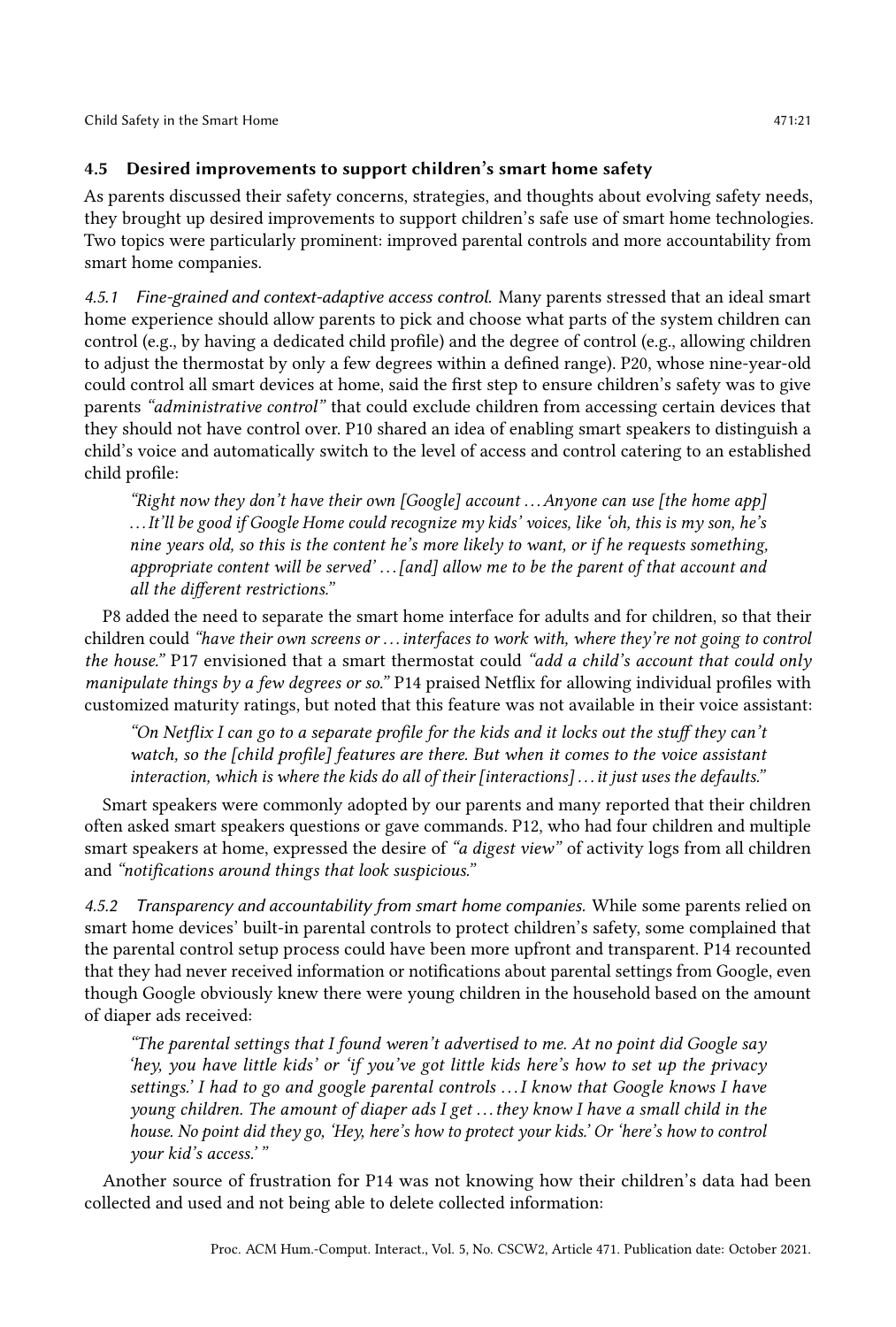### 4.5 Desired improvements to support children's smart home safety

As parents discussed their safety concerns, strategies, and thoughts about evolving safety needs, they brought up desired improvements to support children's safe use of smart home technologies. Two topics were particularly prominent: improved parental controls and more accountability from smart home companies.

*4.5.1 Fine-grained and context-adaptive access control.* Many parents stressed that an ideal smart home experience should allow parents to pick and choose what parts of the system children can control (e.g., by having a dedicated child profile) and the degree of control (e.g., allowing children to adjust the thermostat by only a few degrees within a defined range). P20, whose nine-year-old could control all smart devices at home, said the first step to ensure children's safety was to give parents *"administrative control"* that could exclude children from accessing certain devices that they should not have control over. P10 shared an idea of enabling smart speakers to distinguish a child's voice and automatically switch to the level of access and control catering to an established child profile:

> *"Right now they don't have their own [Google] account . . . Anyone can use [the home app] . . . It'll be good if Google Home could recognize my kids' voices, like 'oh, this is my son, he's nine years old, so this is the content he's more likely to want, or if he requests something, appropriate content will be served' . . . [and] allow me to be the parent of that account and all the different restrictions."*

P8 added the need to separate the smart home interface for adults and for children, so that their children could *"have their own screens or . . . interfaces to work with, where they're not going to control the house."* P17 envisioned that a smart thermostat could *"add a child's account that could only manipulate things by a few degrees or so."* P14 praised Netflix for allowing individual profiles with customized maturity ratings, but noted that this feature was not available in their voice assistant:

> *"On Netflix I can go to a separate profile for the kids and it locks out the stuff they can't watch, so the [child profile] features are there. But when it comes to the voice assistant interaction, which is where the kids do all of their [interactions] . . . it just uses the defaults."*

Smart speakers were commonly adopted by our parents and many reported that their children often asked smart speakers questions or gave commands. P12, who had four children and multiple smart speakers at home, expressed the desire of *"a digest view"* of activity logs from all children and *"notifications around things that look suspicious."*

*4.5.2 Transparency and accountability from smart home companies.* While some parents relied on smart home devices' built-in parental controls to protect children's safety, some complained that the parental control setup process could have been more upfront and transparent. P14 recounted that they had never received information or notifications about parental settings from Google, even though Google obviously knew there were young children in the household based on the amount of diaper ads received:

> *"The parental settings that I found weren't advertised to me. At no point did Google say 'hey, you have little kids' or 'if you've got little kids here's how to set up the privacy settings.' I had to go and google parental controls . . . I know that Google knows I have young children. The amount of diaper ads I get . . . they know I have a small child in the house. No point did they go, 'Hey, here's how to protect your kids.' Or 'here's how to control your kid's access.' "*

Another source of frustration for P14 was not knowing how their children's data had been collected and used and not being able to delete collected information: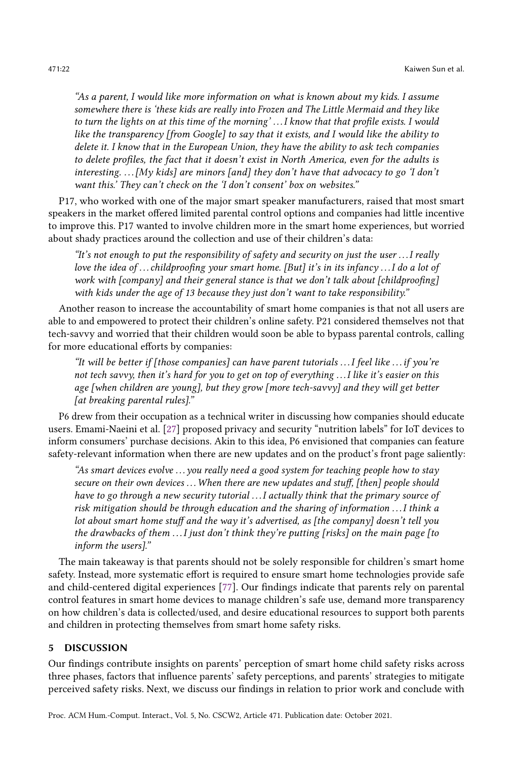*"As a parent, I would like more information on what is known about my kids. I assume somewhere there is 'these kids are really into Frozen and The Little Mermaid and they like to turn the lights on at this time of the morning' ... I know that that profile exists. I would like the transparency [from Google] to say that it exists, and I would like the ability to delete it. I know that in the European Union, they have the ability to ask tech companies to delete profiles, the fact that it doesn't exist in North America, even for the adults is interesting. ... [My kids] are minors [and] they don't have that advocacy to go 'I don't want this.' They can't check on the 'I don't consent' box on websites."*

P17, who worked with one of the major smart speaker manufacturers, raised that most smart speakers in the market offered limited parental control options and companies had little incentive to improve this. P17 wanted to involve children more in the smart home experiences, but worried about shady practices around the collection and use of their children's data:

*"It's not enough to put the responsibility of safety and security on just the user ... I really love the idea of ... childproofing your smart home. [But] it's in its infancy ... I do a lot of work with [company] and their general stance is that we don't talk about [childproofing] with kids under the age of 13 because they just don't want to take responsibility."*

Another reason to increase the accountability of smart home companies is that not all users are able to and empowered to protect their children's online safety. P21 considered themselves not that tech-savvy and worried that their children would soon be able to bypass parental controls, calling for more educational efforts by companies:

*"It will be better if [those companies] can have parent tutorials ... I feel like ... if you're not tech savvy, then it's hard for you to get on top of everything ... I like it's easier on this age [when children are young], but they grow [more tech-savvy] and they will get better [at breaking parental rules]."*

P6 drew from their occupation as a technical writer in discussing how companies should educate users. Emami-Naeini et al. [27] proposed privacy and security "nutrition labels" for IoT devices to inform consumers' purchase decisions. Akin to this idea, P6 envisioned that companies can feature safety-relevant information when there are new updates and on the product's front page saliently:

*"As smart devices evolve ... you really need a good system for teaching people how to stay secure on their own devices ... When there are new updates and stuff, [then] people should have to go through a new security tutorial ... I actually think that the primary source of risk mitigation should be through education and the sharing of information ... I think a lot about smart home stuff and the way it's advertised, as [the company] doesn't tell you the drawbacks of them ... I just don't think they're putting [risks] on the main page [to inform the users]."*

The main takeaway is that parents should not be solely responsible for children's smart home safety. Instead, more systematic effort is required to ensure smart home technologies provide safe and child-centered digital experiences [77]. Our findings indicate that parents rely on parental control features in smart home devices to manage children's safe use, demand more transparency on how children's data is collected/used, and desire educational resources to support both parents and children in protecting themselves from smart home safety risks.

## 5 DISCUSSION

Our findings contribute insights on parents' perception of smart home child safety risks across three phases, factors that influence parents' safety perceptions, and parents' strategies to mitigate perceived safety risks. Next, we discuss our findings in relation to prior work and conclude with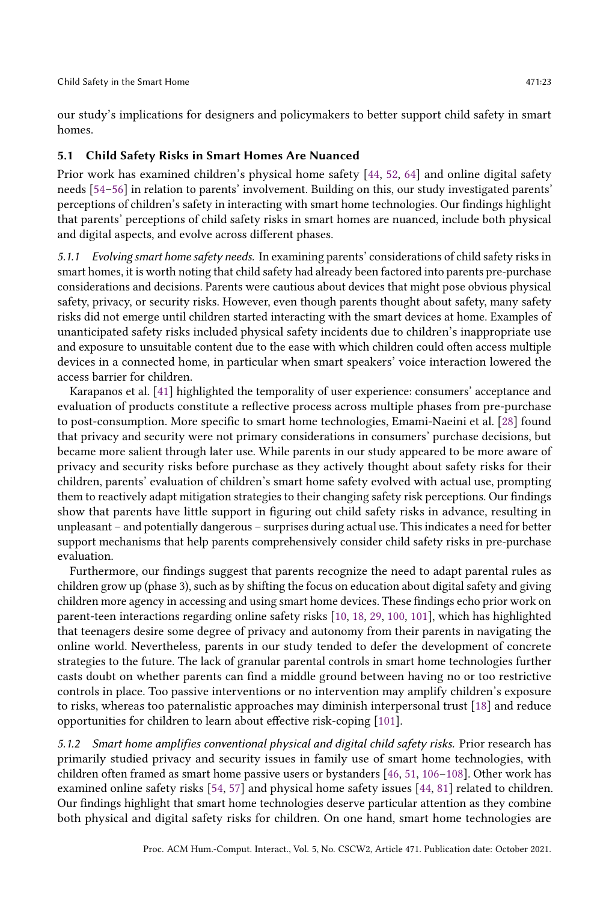our study's implications for designers and policymakers to better support child safety in smart homes.

## 5.1 Child Safety Risks in Smart Homes Are Nuanced

Prior work has examined children's physical home safety [44, 52, 64] and online digital safety needs [54–56] in relation to parents' involvement. Building on this, our study investigated parents' perceptions of children's safety in interacting with smart home technologies. Our findings highlight that parents' perceptions of child safety risks in smart homes are nuanced, include both physical and digital aspects, and evolve across different phases.

*5.1.1 Evolving smart home safety needs.* In examining parents' considerations of child safety risks in smart homes, it is worth noting that child safety had already been factored into parents pre-purchase considerations and decisions. Parents were cautious about devices that might pose obvious physical safety, privacy, or security risks. However, even though parents thought about safety, many safety risks did not emerge until children started interacting with the smart devices at home. Examples of unanticipated safety risks included physical safety incidents due to children's inappropriate use and exposure to unsuitable content due to the ease with which children could often access multiple devices in a connected home, in particular when smart speakers' voice interaction lowered the access barrier for children.

Karapanos et al. [41] highlighted the temporality of user experience: consumers' acceptance and evaluation of products constitute a reflective process across multiple phases from pre-purchase to post-consumption. More specific to smart home technologies, Emami-Naeini et al. [28] found that privacy and security were not primary considerations in consumers' purchase decisions, but became more salient through later use. While parents in our study appeared to be more aware of privacy and security risks before purchase as they actively thought about safety risks for their children, parents' evaluation of children's smart home safety evolved with actual use, prompting them to reactively adapt mitigation strategies to their changing safety risk perceptions. Our findings show that parents have little support in figuring out child safety risks in advance, resulting in unpleasant – and potentially dangerous – surprises during actual use. This indicates a need for better support mechanisms that help parents comprehensively consider child safety risks in pre-purchase evaluation.

Furthermore, our findings suggest that parents recognize the need to adapt parental rules as children grow up (phase 3), such as by shifting the focus on education about digital safety and giving children more agency in accessing and using smart home devices. These findings echo prior work on parent-teen interactions regarding online safety risks [10, 18, 29, 100, 101], which has highlighted that teenagers desire some degree of privacy and autonomy from their parents in navigating the online world. Nevertheless, parents in our study tended to defer the development of concrete strategies to the future. The lack of granular parental controls in smart home technologies further casts doubt on whether parents can find a middle ground between having no or too restrictive controls in place. Too passive interventions or no intervention may amplify children's exposure to risks, whereas too paternalistic approaches may diminish interpersonal trust [18] and reduce opportunities for children to learn about effective risk-coping [101].

*5.1.2 Smart home amplifies conventional physical and digital child safety risks.* Prior research has primarily studied privacy and security issues in family use of smart home technologies, with children often framed as smart home passive users or bystanders [46, 51, 106–108]. Other work has examined online safety risks [54, 57] and physical home safety issues [44, 81] related to children. Our findings highlight that smart home technologies deserve particular attention as they combine both physical and digital safety risks for children. On one hand, smart home technologies are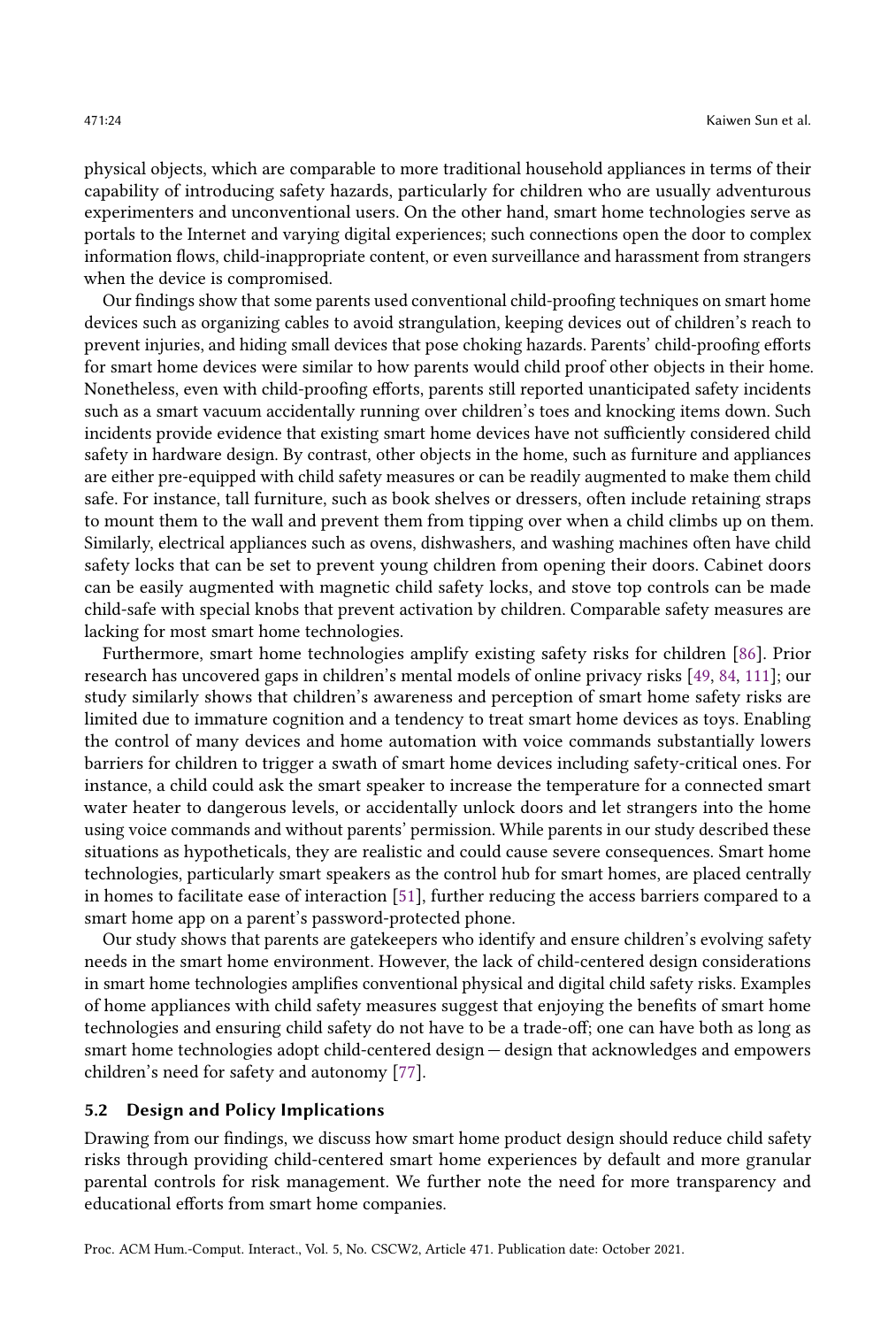physical objects, which are comparable to more traditional household appliances in terms of their capability of introducing safety hazards, particularly for children who are usually adventurous experimenters and unconventional users. On the other hand, smart home technologies serve as portals to the Internet and varying digital experiences; such connections open the door to complex information flows, child-inappropriate content, or even surveillance and harassment from strangers when the device is compromised.

Our findings show that some parents used conventional child-proofing techniques on smart home devices such as organizing cables to avoid strangulation, keeping devices out of children's reach to prevent injuries, and hiding small devices that pose choking hazards. Parents' child-proofing efforts for smart home devices were similar to how parents would child proof other objects in their home. Nonetheless, even with child-proofing efforts, parents still reported unanticipated safety incidents such as a smart vacuum accidentally running over children's toes and knocking items down. Such incidents provide evidence that existing smart home devices have not sufficiently considered child safety in hardware design. By contrast, other objects in the home, such as furniture and appliances are either pre-equipped with child safety measures or can be readily augmented to make them child safe. For instance, tall furniture, such as book shelves or dressers, often include retaining straps to mount them to the wall and prevent them from tipping over when a child climbs up on them. Similarly, electrical appliances such as ovens, dishwashers, and washing machines often have child safety locks that can be set to prevent young children from opening their doors. Cabinet doors can be easily augmented with magnetic child safety locks, and stove top controls can be made child-safe with special knobs that prevent activation by children. Comparable safety measures are lacking for most smart home technologies.

Furthermore, smart home technologies amplify existing safety risks for children [86]. Prior research has uncovered gaps in children's mental models of online privacy risks [49, 84, 111]; our study similarly shows that children's awareness and perception of smart home safety risks are limited due to immature cognition and a tendency to treat smart home devices as toys. Enabling the control of many devices and home automation with voice commands substantially lowers barriers for children to trigger a swath of smart home devices including safety-critical ones. For instance, a child could ask the smart speaker to increase the temperature for a connected smart water heater to dangerous levels, or accidentally unlock doors and let strangers into the home using voice commands and without parents' permission. While parents in our study described these situations as hypotheticals, they are realistic and could cause severe consequences. Smart home technologies, particularly smart speakers as the control hub for smart homes, are placed centrally in homes to facilitate ease of interaction [51], further reducing the access barriers compared to a smart home app on a parent's password-protected phone.

Our study shows that parents are gatekeepers who identify and ensure children's evolving safety needs in the smart home environment. However, the lack of child-centered design considerations in smart home technologies amplifies conventional physical and digital child safety risks. Examples of home appliances with child safety measures suggest that enjoying the benefits of smart home technologies and ensuring child safety do not have to be a trade-off; one can have both as long as smart home technologies adopt child-centered design — design that acknowledges and empowers children's need for safety and autonomy [77].

### 5.2 Design and Policy Implications

Drawing from our findings, we discuss how smart home product design should reduce child safety risks through providing child-centered smart home experiences by default and more granular parental controls for risk management. We further note the need for more transparency and educational efforts from smart home companies.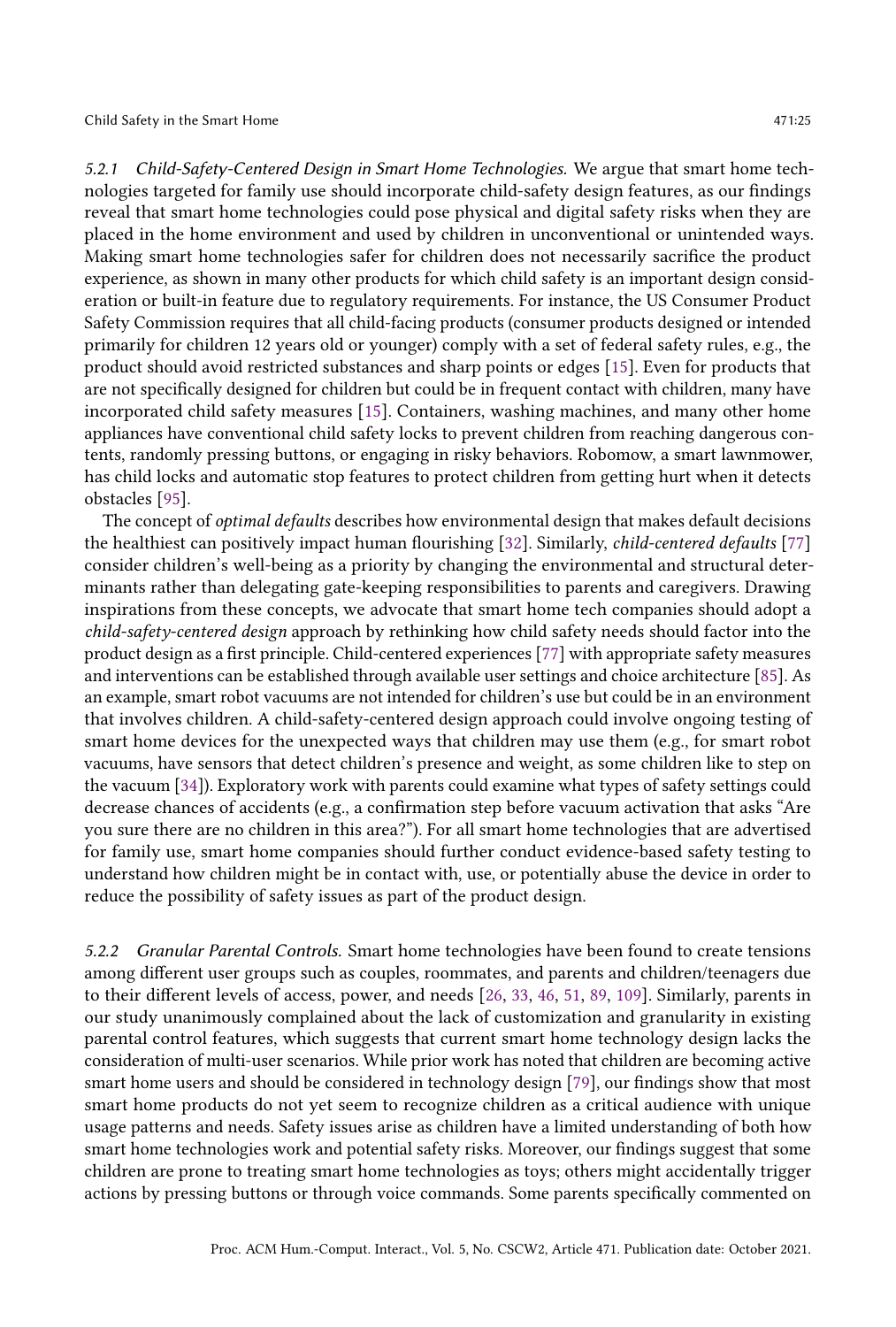#### 5.2.1 *Child-Safety-Centered Design in Smart Home Technologies.*

We argue that smart home technologies targeted for family use should incorporate child-safety design features, as our findings reveal that smart home technologies could pose physical and digital safety risks when they are placed in the home environment and used by children in unconventional or unintended ways. Making smart home technologies safer for children does not necessarily sacrifice the product experience, as shown in many other products for which child safety is an important design consideration or built-in feature due to regulatory requirements. For instance, the US Consumer Product Safety Commission requires that all child-facing products (consumer products designed or intended primarily for children 12 years old or younger) comply with a set of federal safety rules, e.g., the product should avoid restricted substances and sharp points or edges [15]. Even for products that are not specifically designed for children but could be in frequent contact with children, many have incorporated child safety measures [15]. Containers, washing machines, and many other home appliances have conventional child safety locks to prevent children from reaching dangerous contents, randomly pressing buttons, or engaging in risky behaviors. Robomow, a smart lawnmower, has child locks and automatic stop features to protect children from getting hurt when it detects obstacles [95].

The concept of *optimal defaults* describes how environmental design that makes default decisions the healthiest can positively impact human flourishing [32]. Similarly, *child-centered defaults* [77] consider children's well-being as a priority by changing the environmental and structural determinants rather than delegating gate-keeping responsibilities to parents and caregivers. Drawing inspirations from these concepts, we advocate that smart home tech companies should adopt a *child-safety-centered design* approach by rethinking how child safety needs should factor into the product design as a first principle. Child-centered experiences [77] with appropriate safety measures and interventions can be established through available user settings and choice architecture [85]. As an example, smart robot vacuums are not intended for children's use but could be in an environment that involves children. A child-safety-centered design approach could involve ongoing testing of smart home devices for the unexpected ways that children may use them (e.g., for smart robot vacuums, have sensors that detect children's presence and weight, as some children like to step on the vacuum [34]). Exploratory work with parents could examine what types of safety settings could decrease chances of accidents (e.g., a confirmation step before vacuum activation that asks "Are you sure there are no children in this area?"). For all smart home technologies that are advertised for family use, smart home companies should further conduct evidence-based safety testing to understand how children might be in contact with, use, or potentially abuse the device in order to reduce the possibility of safety issues as part of the product design.

#### 5.2.2 *Granular Parental Controls.*

Smart home technologies have been found to create tensions among different user groups such as couples, roommates, and parents and children/teenagers due to their different levels of access, power, and needs [26, 33, 46, 51, 89, 109]. Similarly, parents in our study unanimously complained about the lack of customization and granularity in existing parental control features, which suggests that current smart home technology design lacks the consideration of multi-user scenarios. While prior work has noted that children are becoming active smart home users and should be considered in technology design [79], our findings show that most smart home products do not yet seem to recognize children as a critical audience with unique usage patterns and needs. Safety issues arise as children have a limited understanding of both how smart home technologies work and potential safety risks. Moreover, our findings suggest that some children are prone to treating smart home technologies as toys; others might accidentally trigger actions by pressing buttons or through voice commands. Some parents specifically commented on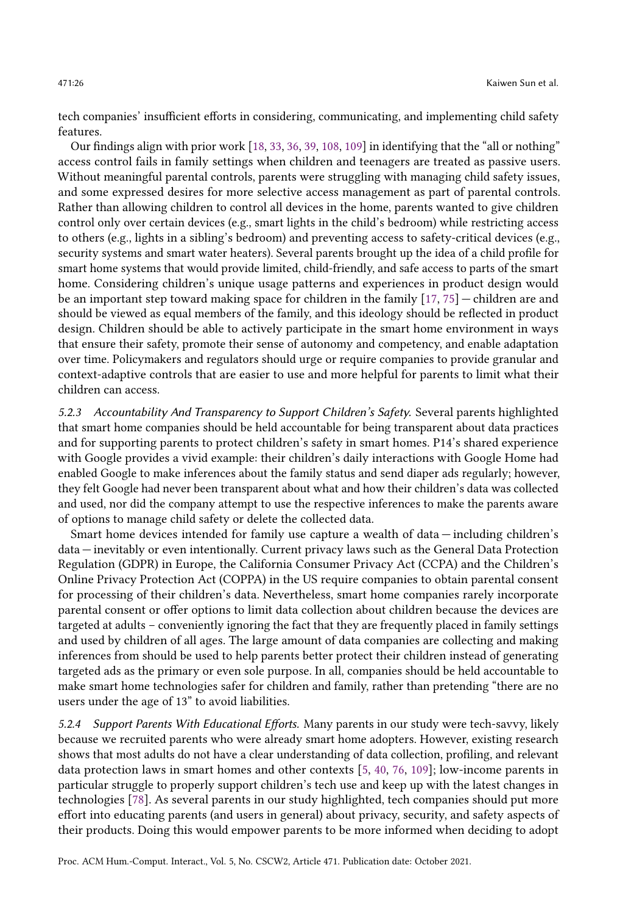tech companies' insufficient efforts in considering, communicating, and implementing child safety features.

Our findings align with prior work [18, 33, 36, 39, 108, 109] in identifying that the "all or nothing" access control fails in family settings when children and teenagers are treated as passive users. Without meaningful parental controls, parents were struggling with managing child safety issues, and some expressed desires for more selective access management as part of parental controls. Rather than allowing children to control all devices in the home, parents wanted to give children control only over certain devices (e.g., smart lights in the child's bedroom) while restricting access to others (e.g., lights in a sibling's bedroom) and preventing access to safety-critical devices (e.g., security systems and smart water heaters). Several parents brought up the idea of a child profile for smart home systems that would provide limited, child-friendly, and safe access to parts of the smart home. Considering children's unique usage patterns and experiences in product design would be an important step toward making space for children in the family [17, 75] — children are and should be viewed as equal members of the family, and this ideology should be reflected in product design. Children should be able to actively participate in the smart home environment in ways that ensure their safety, promote their sense of autonomy and competency, and enable adaptation over time. Policymakers and regulators should urge or require companies to provide granular and context-adaptive controls that are easier to use and more helpful for parents to limit what their children can access.

*5.2.3 Accountability And Transparency to Support Children's Safety.* Several parents highlighted that smart home companies should be held accountable for being transparent about data practices and for supporting parents to protect children's safety in smart homes. P14's shared experience with Google provides a vivid example: their children's daily interactions with Google Home had enabled Google to make inferences about the family status and send diaper ads regularly; however, they felt Google had never been transparent about what and how their children's data was collected and used, nor did the company attempt to use the respective inferences to make the parents aware of options to manage child safety or delete the collected data.

Smart home devices intended for family use capture a wealth of data — including children's data — inevitably or even intentionally. Current privacy laws such as the General Data Protection Regulation (GDPR) in Europe, the California Consumer Privacy Act (CCPA) and the Children's Online Privacy Protection Act (COPPA) in the US require companies to obtain parental consent for processing of their children's data. Nevertheless, smart home companies rarely incorporate parental consent or offer options to limit data collection about children because the devices are targeted at adults – conveniently ignoring the fact that they are frequently placed in family settings and used by children of all ages. The large amount of data companies are collecting and making inferences from should be used to help parents better protect their children instead of generating targeted ads as the primary or even sole purpose. In all, companies should be held accountable to make smart home technologies safer for children and family, rather than pretending "there are no users under the age of 13" to avoid liabilities.

*5.2.4 Support Parents With Educational Efforts.* Many parents in our study were tech-savvy, likely because we recruited parents who were already smart home adopters. However, existing research shows that most adults do not have a clear understanding of data collection, profiling, and relevant data protection laws in smart homes and other contexts [5, 40, 76, 109]; low-income parents in particular struggle to properly support children's tech use and keep up with the latest changes in technologies [78]. As several parents in our study highlighted, tech companies should put more effort into educating parents (and users in general) about privacy, security, and safety aspects of their products. Doing this would empower parents to be more informed when deciding to adopt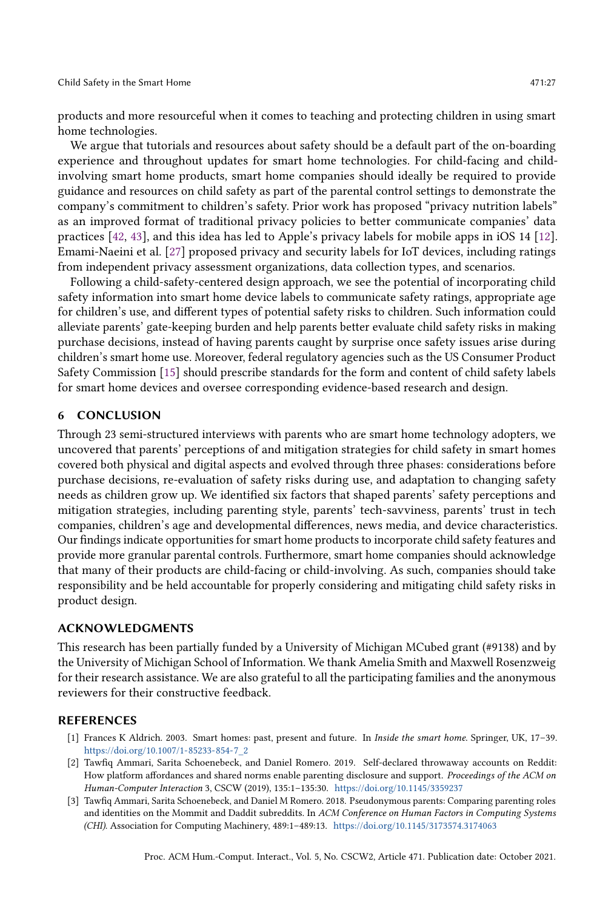products and more resourceful when it comes to teaching and protecting children in using smart home technologies.

We argue that tutorials and resources about safety should be a default part of the on-boarding experience and throughout updates for smart home technologies. For child-facing and child-involving smart home products, smart home companies should ideally be required to provide guidance and resources on child safety as part of the parental control settings to demonstrate the company's commitment to children's safety. Prior work has proposed "privacy nutrition labels" as an improved format of traditional privacy policies to better communicate companies' data practices [42, 43], and this idea has led to Apple's privacy labels for mobile apps in iOS 14 [12]. Emami-Naeini et al. [27] proposed privacy and security labels for IoT devices, including ratings from independent privacy assessment organizations, data collection types, and scenarios.

Following a child-safety-centered design approach, we see the potential of incorporating child safety information into smart home device labels to communicate safety ratings, appropriate age for children's use, and different types of potential safety risks to children. Such information could alleviate parents' gate-keeping burden and help parents better evaluate child safety risks in making purchase decisions, instead of having parents caught by surprise once safety issues arise during children's smart home use. Moreover, federal regulatory agencies such as the US Consumer Product Safety Commission [15] should prescribe standards for the form and content of child safety labels for smart home devices and oversee corresponding evidence-based research and design.

## 6 CONCLUSION

Through 23 semi-structured interviews with parents who are smart home technology adopters, we uncovered that parents' perceptions of and mitigation strategies for child safety in smart homes covered both physical and digital aspects and evolved through three phases: considerations before purchase decisions, re-evaluation of safety risks during use, and adaptation to changing safety needs as children grow up. We identified six factors that shaped parents' safety perceptions and mitigation strategies, including parenting style, parents' tech-savviness, parents' trust in tech companies, children's age and developmental differences, news media, and device characteristics. Our findings indicate opportunities for smart home products to incorporate child safety features and provide more granular parental controls. Furthermore, smart home companies should acknowledge that many of their products are child-facing or child-involving. As such, companies should take responsibility and be held accountable for properly considering and mitigating child safety risks in product design.

## ACKNOWLEDGMENTS

This research has been partially funded by a University of Michigan MCubed grant (#9138) and by the University of Michigan School of Information. We thank Amelia Smith and Maxwell Rosenzweig for their research assistance. We are also grateful to all the participating families and the anonymous reviewers for their constructive feedback.

## REFERENCES

[1] Frances K Aldrich. 2003. Smart homes: past, present and future. In *Inside the smart home*. Springer, UK, 17–39. https://doi.org/10.1007/1-85233-854-7_2

[2] Tawfiq Ammari, Sarita Schoenebeck, and Daniel Romero. 2019. Self-declared throwaway accounts on Reddit: How platform affordances and shared norms enable parenting disclosure and support. *Proceedings of the ACM on Human-Computer Interaction* 3, CSCW (2019), 135:1–135:30. https://doi.org/10.1145/3359237

[3] Tawfiq Ammari, Sarita Schoenebeck, and Daniel M Romero. 2018. Pseudonymous parents: Comparing parenting roles and identities on the Mommit and Daddit subreddits. In *ACM Conference on Human Factors in Computing Systems (CHI)*. Association for Computing Machinery, 489:1–489:13. https://doi.org/10.1145/3173574.3174063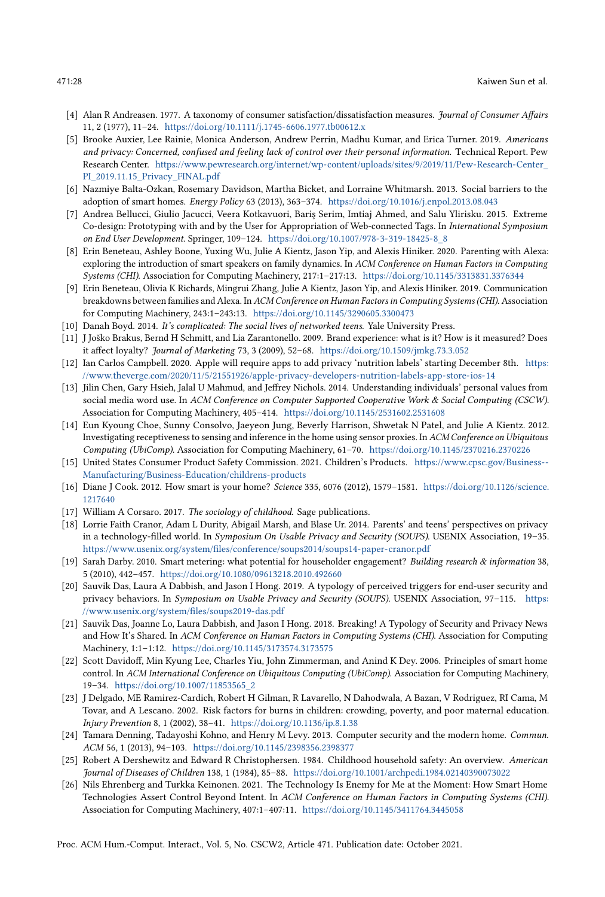[4] Alan R Andreasen. 1977. A taxonomy of consumer satisfaction/dissatisfaction measures. *Journal of Consumer Affairs* 11, 2 (1977), 11–24. https://doi.org/10.1111/j.1745-6606.1977.tb00612.x

[5] Brooke Auxier, Lee Rainie, Monica Anderson, Andrew Perrin, Madhu Kumar, and Erica Turner. 2019. *Americans and privacy: Concerned, confused and feeling lack of control over their personal information.* Technical Report. Pew Research Center. https://www.pewresearch.org/internet/wp-content/uploads/sites/9/2019/11/Pew-Research-Center_PI_2019.11.15_Privacy_FINAL.pdf

[6] Nazmiye Balta-Ozkan, Rosemary Davidson, Martha Bicket, and Lorraine Whitmarsh. 2013. Social barriers to the adoption of smart homes. *Energy Policy* 63 (2013), 363–374. https://doi.org/10.1016/j.enpol.2013.08.043

[7] Andrea Bellucci, Giulio Jacucci, Veera Kotkavuori, Bariş Serim, Imtiaj Ahmed, and Salu Ylirisku. 2015. Extreme Co-design: Prototyping with and by the User for Appropriation of Web-connected Tags. In *International Symposium on End User Development.* Springer, 109–124. https://doi.org/10.1007/978-3-319-18425-8_8

[8] Erin Beneteau, Ashley Boone, Yuxing Wu, Julie A Kientz, Jason Yip, and Alexis Hiniker. 2020. Parenting with Alexa: exploring the introduction of smart speakers on family dynamics. In *ACM Conference on Human Factors in Computing Systems (CHI).* Association for Computing Machinery, 217:1–217:13. https://doi.org/10.1145/3313831.3376344

[9] Erin Beneteau, Olivia K Richards, Mingrui Zhang, Julie A Kientz, Jason Yip, and Alexis Hiniker. 2019. Communication breakdowns between families and Alexa. In *ACM Conference on Human Factors in Computing Systems (CHI).* Association for Computing Machinery, 243:1–243:13. https://doi.org/10.1145/3290605.3300473

[10] Danah Boyd. 2014. *It's complicated: The social lives of networked teens.* Yale University Press.

[11] J Joško Brakus, Bernd H Schmitt, and Lia Zarantonello. 2009. Brand experience: what is it? How is it measured? Does it affect loyalty? *Journal of Marketing* 73, 3 (2009), 52–68. https://doi.org/10.1509/jmkg.73.3.052

[12] Ian Carlos Campbell. 2020. Apple will require apps to add privacy 'nutrition labels' starting December 8th. https://www.theverge.com/2020/11/5/21551926/apple-privacy-developers-nutrition-labels-app-store-ios-14

[13] Jilin Chen, Gary Hsieh, Jalal U Mahmud, and Jeffrey Nichols. 2014. Understanding individuals' personal values from social media word use. In *ACM Conference on Computer Supported Cooperative Work & Social Computing (CSCW).* Association for Computing Machinery, 405–414. https://doi.org/10.1145/2531602.2531608

[14] Eun Kyoung Choe, Sunny Consolvo, Jaeyeon Jung, Beverly Harrison, Shwetak N Patel, and Julie A Kientz. 2012. Investigating receptiveness to sensing and inference in the home using sensor proxies. In *ACM Conference on Ubiquitous Computing (UbiComp).* Association for Computing Machinery, 61–70. https://doi.org/10.1145/2370216.2370226

[15] United States Consumer Product Safety Commission. 2021. Children's Products. https://www.cpsc.gov/Business--Manufacturing/Business-Education/childrens-products

[16] Diane J Cook. 2012. How smart is your home? *Science* 335, 6076 (2012), 1579–1581. https://doi.org/10.1126/science.1217640

[17] William A Corsaro. 2017. *The sociology of childhood.* Sage publications.

[18] Lorrie Faith Cranor, Adam L Durity, Abigail Marsh, and Blase Ur. 2014. Parents' and teens' perspectives on privacy in a technology-filled world. In *Symposium On Usable Privacy and Security (SOUPS).* USENIX Association, 19–35. https://www.usenix.org/system/files/conference/soups2014/soups14-paper-cranor.pdf

[19] Sarah Darby. 2010. Smart metering: what potential for householder engagement? *Building research & information* 38, 5 (2010), 442–457. https://doi.org/10.1080/09613218.2010.492660

[20] Sauvik Das, Laura A Dabbish, and Jason I Hong. 2019. A typology of perceived triggers for end-user security and privacy behaviors. In *Symposium on Usable Privacy and Security (SOUPS).* USENIX Association, 97–115. https://www.usenix.org/system/files/soups2019-das.pdf

[21] Sauvik Das, Joanne Lo, Laura Dabbish, and Jason I Hong. 2018. Breaking! A Typology of Security and Privacy News and How It's Shared. In *ACM Conference on Human Factors in Computing Systems (CHI).* Association for Computing Machinery, 1:1–1:12. https://doi.org/10.1145/3173574.3173575

[22] Scott Davidoff, Min Kyung Lee, Charles Yiu, John Zimmerman, and Anind K Dey. 2006. Principles of smart home control. In *ACM International Conference on Ubiquitous Computing (UbiComp).* Association for Computing Machinery, 19–34. https://doi.org/10.1007/11853565_2

[23] J Delgado, ME Ramirez-Cardich, Robert H Gilman, R Lavarello, N Dahodwala, A Bazan, V Rodriguez, RI Cama, M Tovar, and A Lescano. 2002. Risk factors for burns in children: crowding, poverty, and poor maternal education. *Injury Prevention* 8, 1 (2002), 38–41. https://doi.org/10.1136/ip.8.1.38

[24] Tamara Denning, Tadayoshi Kohno, and Henry M Levy. 2013. Computer security and the modern home. *Commun. ACM* 56, 1 (2013), 94–103. https://doi.org/10.1145/2398356.2398377

[25] Robert A Dershewitz and Edward R Christophersen. 1984. Childhood household safety: An overview. *American Journal of Diseases of Children* 138, 1 (1984), 85–88. https://doi.org/10.1001/archpedi.1984.02140390073022

[26] Nils Ehrenberg and Turkka Keinonen. 2021. The Technology Is Enemy for Me at the Moment: How Smart Home Technologies Assert Control Beyond Intent. In *ACM Conference on Human Factors in Computing Systems (CHI).* Association for Computing Machinery, 407:1–407:11. https://doi.org/10.1145/3411764.3445058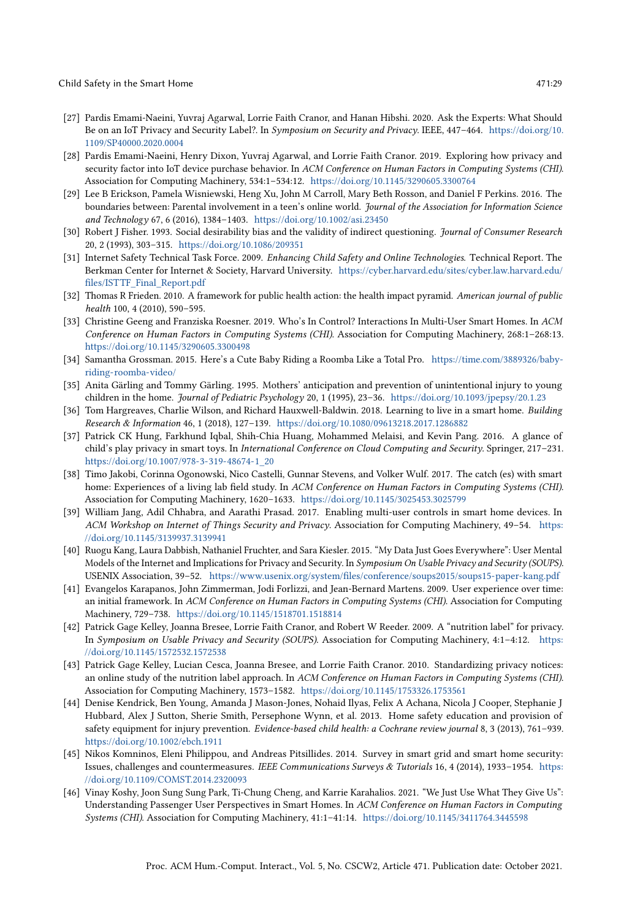[27] Pardis Emami-Naeini, Yuvraj Agarwal, Lorrie Faith Cranor, and Hanan Hibshi. 2020. Ask the Experts: What Should Be on an IoT Privacy and Security Label?. In *Symposium on Security and Privacy*. IEEE, 447–464. https://doi.org/10.1109/SP40000.2020.0004

[28] Pardis Emami-Naeini, Henry Dixon, Yuvraj Agarwal, and Lorrie Faith Cranor. 2019. Exploring how privacy and security factor into IoT device purchase behavior. In *ACM Conference on Human Factors in Computing Systems (CHI)*. Association for Computing Machinery, 534:1–534:12. https://doi.org/10.1145/3290605.3300764

[29] Lee B Erickson, Pamela Wisniewski, Heng Xu, John M Carroll, Mary Beth Rosson, and Daniel F Perkins. 2016. The boundaries between: Parental involvement in a teen's online world. *Journal of the Association for Information Science and Technology* 67, 6 (2016), 1384–1403. https://doi.org/10.1002/asi.23450

[30] Robert J Fisher. 1993. Social desirability bias and the validity of indirect questioning. *Journal of Consumer Research* 20, 2 (1993), 303–315. https://doi.org/10.1086/209351

[31] Internet Safety Technical Task Force. 2009. *Enhancing Child Safety and Online Technologies*. Technical Report. The Berkman Center for Internet & Society, Harvard University. https://cyber.harvard.edu/sites/cyber.law.harvard.edu/files/ISTTF_Final_Report.pdf

[32] Thomas R Frieden. 2010. A framework for public health action: the health impact pyramid. *American journal of public health* 100, 4 (2010), 590–595.

[33] Christine Geeng and Franziska Roesner. 2019. Who's In Control? Interactions In Multi-User Smart Homes. In *ACM Conference on Human Factors in Computing Systems (CHI)*. Association for Computing Machinery, 268:1–268:13. https://doi.org/10.1145/3290605.3300498

[34] Samantha Grossman. 2015. Here's a Cute Baby Riding a Roomba Like a Total Pro. https://time.com/3889326/baby-riding-roomba-video/

[35] Anita Gärling and Tommy Gärling. 1995. Mothers' anticipation and prevention of unintentional injury to young children in the home. *Journal of Pediatric Psychology* 20, 1 (1995), 23–36. https://doi.org/10.1093/jpepsy/20.1.23

[36] Tom Hargreaves, Charlie Wilson, and Richard Hauxwell-Baldwin. 2018. Learning to live in a smart home. *Building Research & Information* 46, 1 (2018), 127–139. https://doi.org/10.1080/09613218.2017.1286882

[37] Patrick CK Hung, Farkhund Iqbal, Shih-Chia Huang, Mohammed Melaisi, and Kevin Pang. 2016. A glance of child's play privacy in smart toys. In *International Conference on Cloud Computing and Security*. Springer, 217–231. https://doi.org/10.1007/978-3-319-48674-1_20

[38] Timo Jakobi, Corinna Ogonowski, Nico Castelli, Gunnar Stevens, and Volker Wulf. 2017. The catch (es) with smart home: Experiences of a living lab field study. In *ACM Conference on Human Factors in Computing Systems (CHI)*. Association for Computing Machinery, 1620–1633. https://doi.org/10.1145/3025453.3025799

[39] William Jang, Adil Chhabra, and Aarathi Prasad. 2017. Enabling multi-user controls in smart home devices. In *ACM Workshop on Internet of Things Security and Privacy*. Association for Computing Machinery, 49–54. https://doi.org/10.1145/3139937.3139941

[40] Ruogu Kang, Laura Dabbish, Nathaniel Fruchter, and Sara Kiesler. 2015. "My Data Just Goes Everywhere": User Mental Models of the Internet and Implications for Privacy and Security. In *Symposium On Usable Privacy and Security (SOUPS)*. USENIX Association, 39–52. https://www.usenix.org/system/files/conference/soups2015/soups15-paper-kang.pdf

[41] Evangelos Karapanos, John Zimmerman, Jodi Forlizzi, and Jean-Bernard Martens. 2009. User experience over time: an initial framework. In *ACM Conference on Human Factors in Computing Systems (CHI)*. Association for Computing Machinery, 729–738. https://doi.org/10.1145/1518701.1518814

[42] Patrick Gage Kelley, Joanna Bresee, Lorrie Faith Cranor, and Robert W Reeder. 2009. A "nutrition label" for privacy. In *Symposium on Usable Privacy and Security (SOUPS)*. Association for Computing Machinery, 4:1–4:12. https://doi.org/10.1145/1572532.1572538

[43] Patrick Gage Kelley, Lucian Cesca, Joanna Bresee, and Lorrie Faith Cranor. 2010. Standardizing privacy notices: an online study of the nutrition label approach. In *ACM Conference on Human Factors in Computing Systems (CHI)*. Association for Computing Machinery, 1573–1582. https://doi.org/10.1145/1753326.1753561

[44] Denise Kendrick, Ben Young, Amanda J Mason-Jones, Nohaid Ilyas, Felix A Achana, Nicola J Cooper, Stephanie J Hubbard, Alex J Sutton, Sherie Smith, Persephone Wynn, et al. 2013. Home safety education and provision of safety equipment for injury prevention. *Evidence-based child health: a Cochrane review journal* 8, 3 (2013), 761–939. https://doi.org/10.1002/ebch.1911

[45] Nikos Komninos, Eleni Philippou, and Andreas Pitsillides. 2014. Survey in smart grid and smart home security: Issues, challenges and countermeasures. *IEEE Communications Surveys & Tutorials* 16, 4 (2014), 1933–1954. https://doi.org/10.1109/COMST.2014.2320093

[46] Vinay Koshy, Joon Sung Sung Park, Ti-Chung Cheng, and Karrie Karahalios. 2021. "We Just Use What They Give Us": Understanding Passenger User Perspectives in Smart Homes. In *ACM Conference on Human Factors in Computing Systems (CHI)*. Association for Computing Machinery, 41:1–41:14. https://doi.org/10.1145/3411764.3445598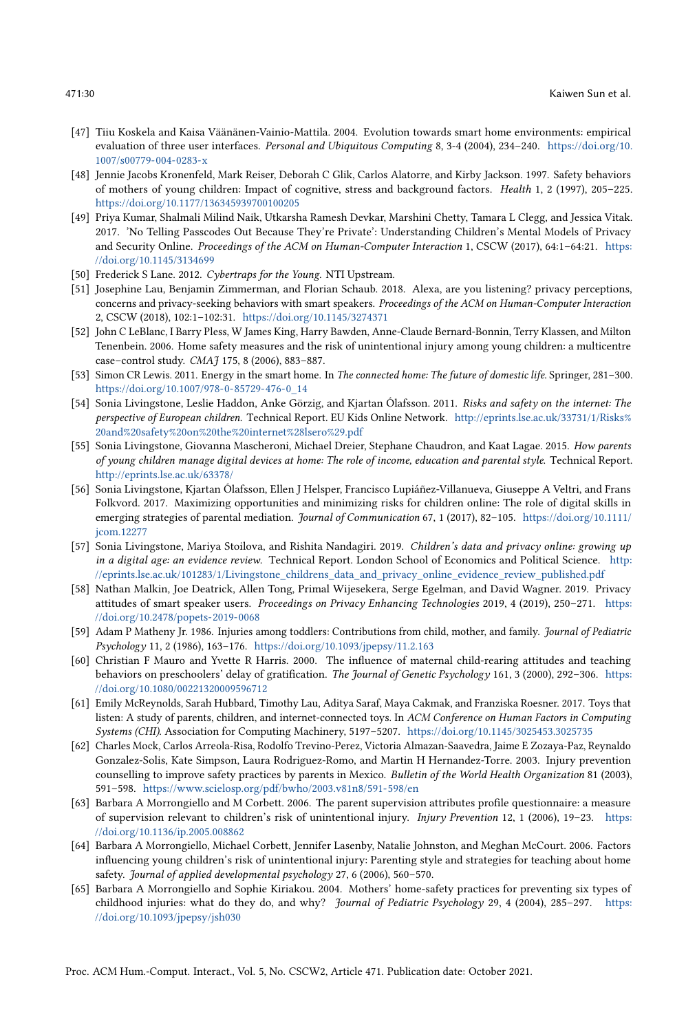[47] Tiiu Koskela and Kaisa Väänänen-Vainio-Mattila. 2004. Evolution towards smart home environments: empirical evaluation of three user interfaces. *Personal and Ubiquitous Computing* 8, 3-4 (2004), 234–240. https://doi.org/10.1007/s00779-004-0283-x

[48] Jennie Jacobs Kronenfeld, Mark Reiser, Deborah C Glik, Carlos Alatorre, and Kirby Jackson. 1997. Safety behaviors of mothers of young children: Impact of cognitive, stress and background factors. *Health* 1, 2 (1997), 205–225. https://doi.org/10.1177/136345939700100205

[49] Priya Kumar, Shalmali Milind Naik, Utkarsha Ramesh Devkar, Marshini Chetty, Tamara L Clegg, and Jessica Vitak. 2017. 'No Telling Passcodes Out Because They're Private': Understanding Children's Mental Models of Privacy and Security Online. *Proceedings of the ACM on Human-Computer Interaction* 1, CSCW (2017), 64:1–64:21. https://doi.org/10.1145/3134699

[50] Frederick S Lane. 2012. *Cybertraps for the Young*. NTI Upstream.

[51] Josephine Lau, Benjamin Zimmerman, and Florian Schaub. 2018. Alexa, are you listening? privacy perceptions, concerns and privacy-seeking behaviors with smart speakers. *Proceedings of the ACM on Human-Computer Interaction* 2, CSCW (2018), 102:1–102:31. https://doi.org/10.1145/3274371

[52] John C LeBlanc, I Barry Pless, W James King, Harry Bawden, Anne-Claude Bernard-Bonnin, Terry Klassen, and Milton Tenenbein. 2006. Home safety measures and the risk of unintentional injury among young children: a multicentre case–control study. *CMAJ* 175, 8 (2006), 883–887.

[53] Simon CR Lewis. 2011. Energy in the smart home. In *The connected home: The future of domestic life*. Springer, 281–300. https://doi.org/10.1007/978-0-85729-476-0_14

[54] Sonia Livingstone, Leslie Haddon, Anke Görzig, and Kjartan Ólafsson. 2011. *Risks and safety on the internet: The perspective of European children*. Technical Report. EU Kids Online Network. http://eprints.lse.ac.uk/33731/1/Risks%20and%20safety%20on%20the%20internet%28lsero%29.pdf

[55] Sonia Livingstone, Giovanna Mascheroni, Michael Dreier, Stephane Chaudron, and Kaat Lagae. 2015. *How parents of young children manage digital devices at home: The role of income, education and parental style*. Technical Report. http://eprints.lse.ac.uk/63378/

[56] Sonia Livingstone, Kjartan Ólafsson, Ellen J Helsper, Francisco Lupiáñez-Villanueva, Giuseppe A Veltri, and Frans Folkvord. 2017. Maximizing opportunities and minimizing risks for children online: The role of digital skills in emerging strategies of parental mediation. *Journal of Communication* 67, 1 (2017), 82–105. https://doi.org/10.1111/jcom.12277

[57] Sonia Livingstone, Mariya Stoilova, and Rishita Nandagiri. 2019. *Children's data and privacy online: growing up in a digital age: an evidence review*. Technical Report. London School of Economics and Political Science. http://eprints.lse.ac.uk/101283/1/Livingstone_childrens_data_and_privacy_online_evidence_review_published.pdf

[58] Nathan Malkin, Joe Deatrick, Allen Tong, Primal Wijesekera, Serge Egelman, and David Wagner. 2019. Privacy attitudes of smart speaker users. *Proceedings on Privacy Enhancing Technologies* 2019, 4 (2019), 250–271. https://doi.org/10.2478/popets-2019-0068

[59] Adam P Matheny Jr. 1986. Injuries among toddlers: Contributions from child, mother, and family. *Journal of Pediatric Psychology* 11, 2 (1986), 163–176. https://doi.org/10.1093/jpepsy/11.2.163

[60] Christian F Mauro and Yvette R Harris. 2000. The influence of maternal child-rearing attitudes and teaching behaviors on preschoolers' delay of gratification. *The Journal of Genetic Psychology* 161, 3 (2000), 292–306. https://doi.org/10.1080/00221320009596712

[61] Emily McReynolds, Sarah Hubbard, Timothy Lau, Aditya Saraf, Maya Cakmak, and Franziska Roesner. 2017. Toys that listen: A study of parents, children, and internet-connected toys. In *ACM Conference on Human Factors in Computing Systems (CHI)*. Association for Computing Machinery, 5197–5207. https://doi.org/10.1145/3025453.3025735

[62] Charles Mock, Carlos Arreola-Risa, Rodolfo Trevino-Perez, Victoria Almazan-Saavedra, Jaime E Zozaya-Paz, Reynaldo Gonzalez-Solis, Kate Simpson, Laura Rodriguez-Romo, and Martin H Hernandez-Torre. 2003. Injury prevention counselling to improve safety practices by parents in Mexico. *Bulletin of the World Health Organization* 81 (2003), 591–598. https://www.scielosp.org/pdf/bwho/2003.v81n8/591-598/en

[63] Barbara A Morrongiello and M Corbett. 2006. The parent supervision attributes profile questionnaire: a measure of supervision relevant to children's risk of unintentional injury. *Injury Prevention* 12, 1 (2006), 19–23. https://doi.org/10.1136/ip.2005.008862

[64] Barbara A Morrongiello, Michael Corbett, Jennifer Lasenby, Natalie Johnston, and Meghan McCourt. 2006. Factors influencing young children's risk of unintentional injury: Parenting style and strategies for teaching about home safety. *Journal of applied developmental psychology* 27, 6 (2006), 560–570.

[65] Barbara A Morrongiello and Sophie Kiriakou. 2004. Mothers' home-safety practices for preventing six types of childhood injuries: what do they do, and why? *Journal of Pediatric Psychology* 29, 4 (2004), 285–297. https://doi.org/10.1093/jpepsy/jsh030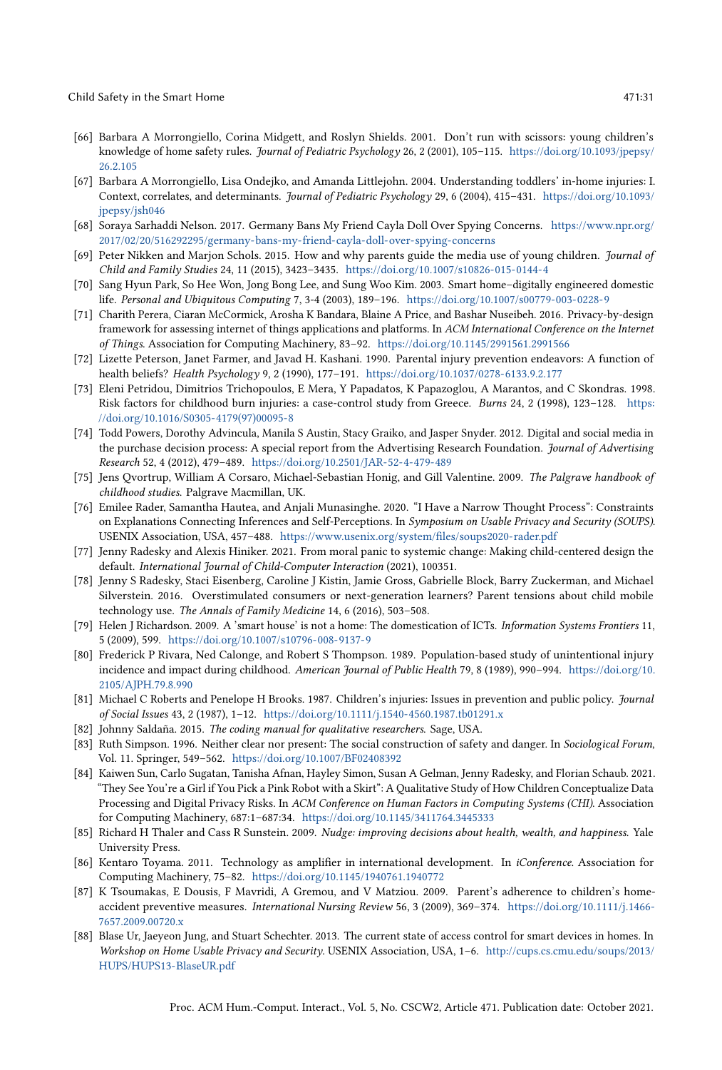[66] Barbara A Morrongiello, Corina Midgett, and Roslyn Shields. 2001. Don't run with scissors: young children's knowledge of home safety rules. *Journal of Pediatric Psychology* 26, 2 (2001), 105–115. https://doi.org/10.1093/jpepsy/26.2.105

[67] Barbara A Morrongiello, Lisa Ondejko, and Amanda Littlejohn. 2004. Understanding toddlers' in-home injuries: I. Context, correlates, and determinants. *Journal of Pediatric Psychology* 29, 6 (2004), 415–431. https://doi.org/10.1093/jpepsy/jsh046

[68] Soraya Sarhaddi Nelson. 2017. Germany Bans My Friend Cayla Doll Over Spying Concerns. https://www.npr.org/2017/02/20/516292295/germany-bans-my-friend-cayla-doll-over-spying-concerns

[69] Peter Nikken and Marjon Schols. 2015. How and why parents guide the media use of young children. *Journal of Child and Family Studies* 24, 11 (2015), 3423–3435. https://doi.org/10.1007/s10826-015-0144-4

[70] Sang Hyun Park, So Hee Won, Jong Bong Lee, and Sung Woo Kim. 2003. Smart home–digitally engineered domestic life. *Personal and Ubiquitous Computing* 7, 3-4 (2003), 189–196. https://doi.org/10.1007/s00779-003-0228-9

[71] Charith Perera, Ciaran McCormick, Arosha K Bandara, Blaine A Price, and Bashar Nuseibeh. 2016. Privacy-by-design framework for assessing internet of things applications and platforms. In *ACM International Conference on the Internet of Things*. Association for Computing Machinery, 83–92. https://doi.org/10.1145/2991561.2991566

[72] Lizette Peterson, Janet Farmer, and Javad H. Kashani. 1990. Parental injury prevention endeavors: A function of health beliefs? *Health Psychology* 9, 2 (1990), 177–191. https://doi.org/10.1037/0278-6133.9.2.177

[73] Eleni Petridou, Dimitrios Trichopoulos, E Mera, Y Papadatos, K Papazoglou, A Marantos, and C Skondras. 1998. Risk factors for childhood burn injuries: a case-control study from Greece. *Burns* 24, 2 (1998), 123–128. https://doi.org/10.1016/S0305-4179(97)00095-8

[74] Todd Powers, Dorothy Advincula, Manila S Austin, Stacy Graiko, and Jasper Snyder. 2012. Digital and social media in the purchase decision process: A special report from the Advertising Research Foundation. *Journal of Advertising Research* 52, 4 (2012), 479–489. https://doi.org/10.2501/JAR-52-4-479-489

[75] Jens Qvortrup, William A Corsaro, Michael-Sebastian Honig, and Gill Valentine. 2009. *The Palgrave handbook of childhood studies*. Palgrave Macmillan, UK.

[76] Emilee Rader, Samantha Hautea, and Anjali Munasinghe. 2020. "I Have a Narrow Thought Process": Constraints on Explanations Connecting Inferences and Self-Perceptions. In *Symposium on Usable Privacy and Security (SOUPS)*. USENIX Association, USA, 457–488. https://www.usenix.org/system/files/soups2020-rader.pdf

[77] Jenny Radesky and Alexis Hiniker. 2021. From moral panic to systemic change: Making child-centered design the default. *International Journal of Child-Computer Interaction* (2021), 100351.

[78] Jenny S Radesky, Staci Eisenberg, Caroline J Kistin, Jamie Gross, Gabrielle Block, Barry Zuckerman, and Michael Silverstein. 2016. Overstimulated consumers or next-generation learners? Parent tensions about child mobile technology use. *The Annals of Family Medicine* 14, 6 (2016), 503–508.

[79] Helen J Richardson. 2009. A 'smart house' is not a home: The domestication of ICTs. *Information Systems Frontiers* 11, 5 (2009), 599. https://doi.org/10.1007/s10796-008-9137-9

[80] Frederick P Rivara, Ned Calonge, and Robert S Thompson. 1989. Population-based study of unintentional injury incidence and impact during childhood. *American Journal of Public Health* 79, 8 (1989), 990–994. https://doi.org/10.2105/AJPH.79.8.990

[81] Michael C Roberts and Penelope H Brooks. 1987. Children's injuries: Issues in prevention and public policy. *Journal of Social Issues* 43, 2 (1987), 1–12. https://doi.org/10.1111/j.1540-4560.1987.tb01291.x

[82] Johnny Saldaña. 2015. *The coding manual for qualitative researchers*. Sage, USA.

[83] Ruth Simpson. 1996. Neither clear nor present: The social construction of safety and danger. In *Sociological Forum*, Vol. 11. Springer, 549–562. https://doi.org/10.1007/BF02408392

[84] Kaiwen Sun, Carlo Sugatan, Tanisha Afnan, Hayley Simon, Susan A Gelman, Jenny Radesky, and Florian Schaub. 2021. "They See You're a Girl if You Pick a Pink Robot with a Skirt": A Qualitative Study of How Children Conceptualize Data Processing and Digital Privacy Risks. In *ACM Conference on Human Factors in Computing Systems (CHI)*. Association for Computing Machinery, 687:1–687:34. https://doi.org/10.1145/3411764.3445333

[85] Richard H Thaler and Cass R Sunstein. 2009. *Nudge: improving decisions about health, wealth, and happiness*. Yale University Press.

[86] Kentaro Toyama. 2011. Technology as amplifier in international development. In *iConference*. Association for Computing Machinery, 75–82. https://doi.org/10.1145/1940761.1940772

[87] K Tsoumakas, E Dousis, F Mavridi, A Gremou, and V Matziou. 2009. Parent's adherence to children's home-accident preventive measures. *International Nursing Review* 56, 3 (2009), 369–374. https://doi.org/10.1111/j.1466-7657.2009.00720.x

[88] Blase Ur, Jaeyeon Jung, and Stuart Schechter. 2013. The current state of access control for smart devices in homes. In *Workshop on Home Usable Privacy and Security*. USENIX Association, USA, 1–6. http://cups.cs.cmu.edu/soups/2013/HUPS/HUPS13-BlaseUR.pdf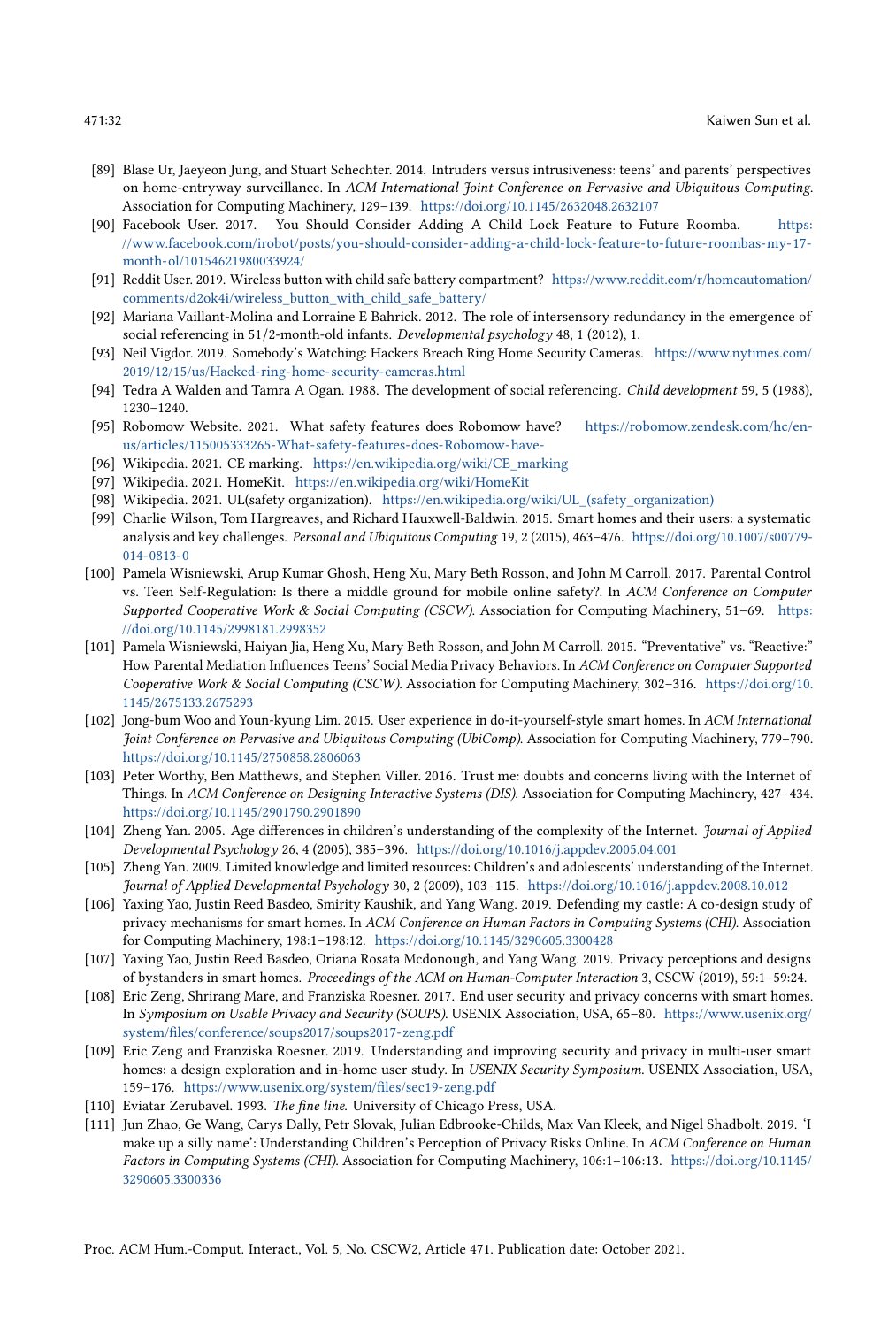[89] Blase Ur, Jaeyeon Jung, and Stuart Schechter. 2014. Intruders versus intrusiveness: teens' and parents' perspectives on home-entryway surveillance. In *ACM International Joint Conference on Pervasive and Ubiquitous Computing*. Association for Computing Machinery, 129–139. https://doi.org/10.1145/2632048.2632107

[90] Facebook User. 2017. You Should Consider Adding A Child Lock Feature to Future Roomba. https://www.facebook.com/irobot/posts/you-should-consider-adding-a-child-lock-feature-to-future-roombas-my-17-month-ol/10154621980033924/

[91] Reddit User. 2019. Wireless button with child safe battery compartment? https://www.reddit.com/r/homeautomation/comments/d2ok4i/wireless_button_with_child_safe_battery/

[92] Mariana Vaillant-Molina and Lorraine E Bahrick. 2012. The role of intersensory redundancy in the emergence of social referencing in 51/2-month-old infants. *Developmental psychology* 48, 1 (2012), 1.

[93] Neil Vigdor. 2019. Somebody's Watching: Hackers Breach Ring Home Security Cameras. https://www.nytimes.com/2019/12/15/us/Hacked-ring-home-security-cameras.html

[94] Tedra A Walden and Tamra A Ogan. 1988. The development of social referencing. *Child development* 59, 5 (1988), 1230–1240.

[95] Robomow Website. 2021. What safety features does Robomow have? https://robomow.zendesk.com/hc/en-us/articles/115005333265-What-safety-features-does-Robomow-have-

[96] Wikipedia. 2021. CE marking. https://en.wikipedia.org/wiki/CE_marking

[97] Wikipedia. 2021. HomeKit. https://en.wikipedia.org/wiki/HomeKit

[98] Wikipedia. 2021. UL(safety organization). https://en.wikipedia.org/wiki/UL_(safety_organization)

[99] Charlie Wilson, Tom Hargreaves, and Richard Hauxwell-Baldwin. 2015. Smart homes and their users: a systematic analysis and key challenges. *Personal and Ubiquitous Computing* 19, 2 (2015), 463–476. https://doi.org/10.1007/s00779-014-0813-0

[100] Pamela Wisniewski, Arup Kumar Ghosh, Heng Xu, Mary Beth Rosson, and John M Carroll. 2017. Parental Control vs. Teen Self-Regulation: Is there a middle ground for mobile online safety?. In *ACM Conference on Computer Supported Cooperative Work & Social Computing (CSCW)*. Association for Computing Machinery, 51–69. https://doi.org/10.1145/2998181.2998352

[101] Pamela Wisniewski, Haiyan Jia, Heng Xu, Mary Beth Rosson, and John M Carroll. 2015. "Preventative" vs. "Reactive:" How Parental Mediation Influences Teens' Social Media Privacy Behaviors. In *ACM Conference on Computer Supported Cooperative Work & Social Computing (CSCW)*. Association for Computing Machinery, 302–316. https://doi.org/10.1145/2675133.2675293

[102] Jong-bum Woo and Youn-kyung Lim. 2015. User experience in do-it-yourself-style smart homes. In *ACM International Joint Conference on Pervasive and Ubiquitous Computing (UbiComp)*. Association for Computing Machinery, 779–790. https://doi.org/10.1145/2750858.2806063

[103] Peter Worthy, Ben Matthews, and Stephen Viller. 2016. Trust me: doubts and concerns living with the Internet of Things. In *ACM Conference on Designing Interactive Systems (DIS)*. Association for Computing Machinery, 427–434. https://doi.org/10.1145/2901790.2901890

[104] Zheng Yan. 2005. Age differences in children's understanding of the complexity of the Internet. *Journal of Applied Developmental Psychology* 26, 4 (2005), 385–396. https://doi.org/10.1016/j.appdev.2005.04.001

[105] Zheng Yan. 2009. Limited knowledge and limited resources: Children's and adolescents' understanding of the Internet. *Journal of Applied Developmental Psychology* 30, 2 (2009), 103–115. https://doi.org/10.1016/j.appdev.2008.10.012

[106] Yaxing Yao, Justin Reed Basdeo, Smirity Kaushik, and Yang Wang. 2019. Defending my castle: A co-design study of privacy mechanisms for smart homes. In *ACM Conference on Human Factors in Computing Systems (CHI)*. Association for Computing Machinery, 198:1–198:12. https://doi.org/10.1145/3290605.3300428

[107] Yaxing Yao, Justin Reed Basdeo, Oriana Rosata Mcdonough, and Yang Wang. 2019. Privacy perceptions and designs of bystanders in smart homes. *Proceedings of the ACM on Human-Computer Interaction* 3, CSCW (2019), 59:1–59:24.

[108] Eric Zeng, Shrirang Mare, and Franziska Roesner. 2017. End user security and privacy concerns with smart homes. In *Symposium on Usable Privacy and Security (SOUPS)*. USENIX Association, USA, 65–80. https://www.usenix.org/system/files/conference/soups2017/soups2017-zeng.pdf

[109] Eric Zeng and Franziska Roesner. 2019. Understanding and improving security and privacy in multi-user smart homes: a design exploration and in-home user study. In *USENIX Security Symposium*. USENIX Association, USA, 159–176. https://www.usenix.org/system/files/sec19-zeng.pdf

[110] Eviatar Zerubavel. 1993. *The fine line*. University of Chicago Press, USA.

[111] Jun Zhao, Ge Wang, Carys Dally, Petr Slovak, Julian Edbrooke-Childs, Max Van Kleek, and Nigel Shadbolt. 2019. 'I make up a silly name': Understanding Children's Perception of Privacy Risks Online. In *ACM Conference on Human Factors in Computing Systems (CHI)*. Association for Computing Machinery, 106:1–106:13. https://doi.org/10.1145/3290605.3300336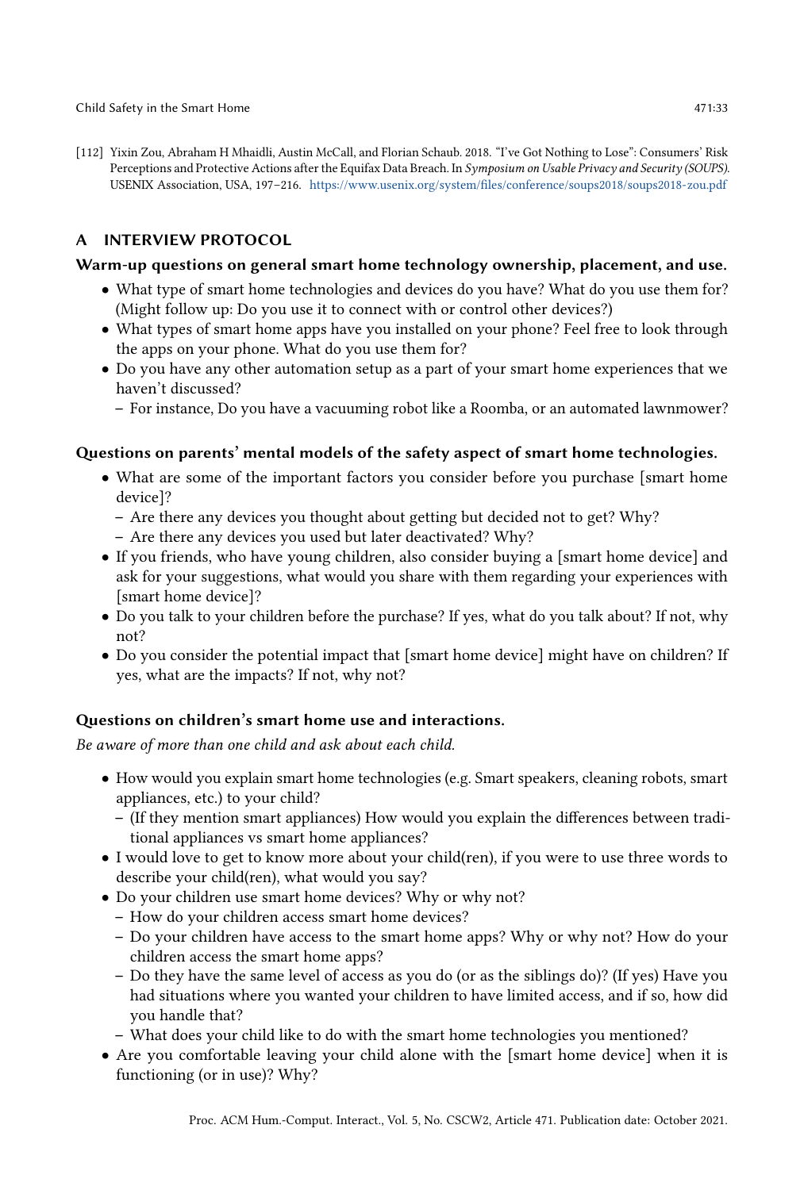[112] Yixin Zou, Abraham H Mhaidli, Austin McCall, and Florian Schaub. 2018. "I've Got Nothing to Lose": Consumers' Risk Perceptions and Protective Actions after the Equifax Data Breach. In *Symposium on Usable Privacy and Security (SOUPS)*. USENIX Association, USA, 197–216. https://www.usenix.org/system/files/conference/soups2018/soups2018-zou.pdf

## A INTERVIEW PROTOCOL

### Warm-up questions on general smart home technology ownership, placement, and use.

- What type of smart home technologies and devices do you have? What do you use them for? (Might follow up: Do you use it to connect with or control other devices?)
- What types of smart home apps have you installed on your phone? Feel free to look through the apps on your phone. What do you use them for?
- Do you have any other automation setup as a part of your smart home experiences that we haven't discussed?
  - For instance, Do you have a vacuuming robot like a Roomba, or an automated lawnmower?

### Questions on parents' mental models of the safety aspect of smart home technologies.

- What are some of the important factors you consider before you purchase [smart home device]?
  - Are there any devices you thought about getting but decided not to get? Why?
  - Are there any devices you used but later deactivated? Why?
- If you friends, who have young children, also consider buying a [smart home device] and ask for your suggestions, what would you share with them regarding your experiences with [smart home device]?
- Do you talk to your children before the purchase? If yes, what do you talk about? If not, why not?
- Do you consider the potential impact that [smart home device] might have on children? If yes, what are the impacts? If not, why not?

### Questions on children's smart home use and interactions.

*Be aware of more than one child and ask about each child.*

- How would you explain smart home technologies (e.g. Smart speakers, cleaning robots, smart appliances, etc.) to your child?
  - (If they mention smart appliances) How would you explain the differences between traditional appliances vs smart home appliances?
- I would love to get to know more about your child(ren), if you were to use three words to describe your child(ren), what would you say?
- Do your children use smart home devices? Why or why not?
  - How do your children access smart home devices?
  - Do your children have access to the smart home apps? Why or why not? How do your children access the smart home apps?
  - Do they have the same level of access as you do (or as the siblings do)? (If yes) Have you had situations where you wanted your children to have limited access, and if so, how did you handle that?
  - What does your child like to do with the smart home technologies you mentioned?
- Are you comfortable leaving your child alone with the [smart home device] when it is functioning (or in use)? Why?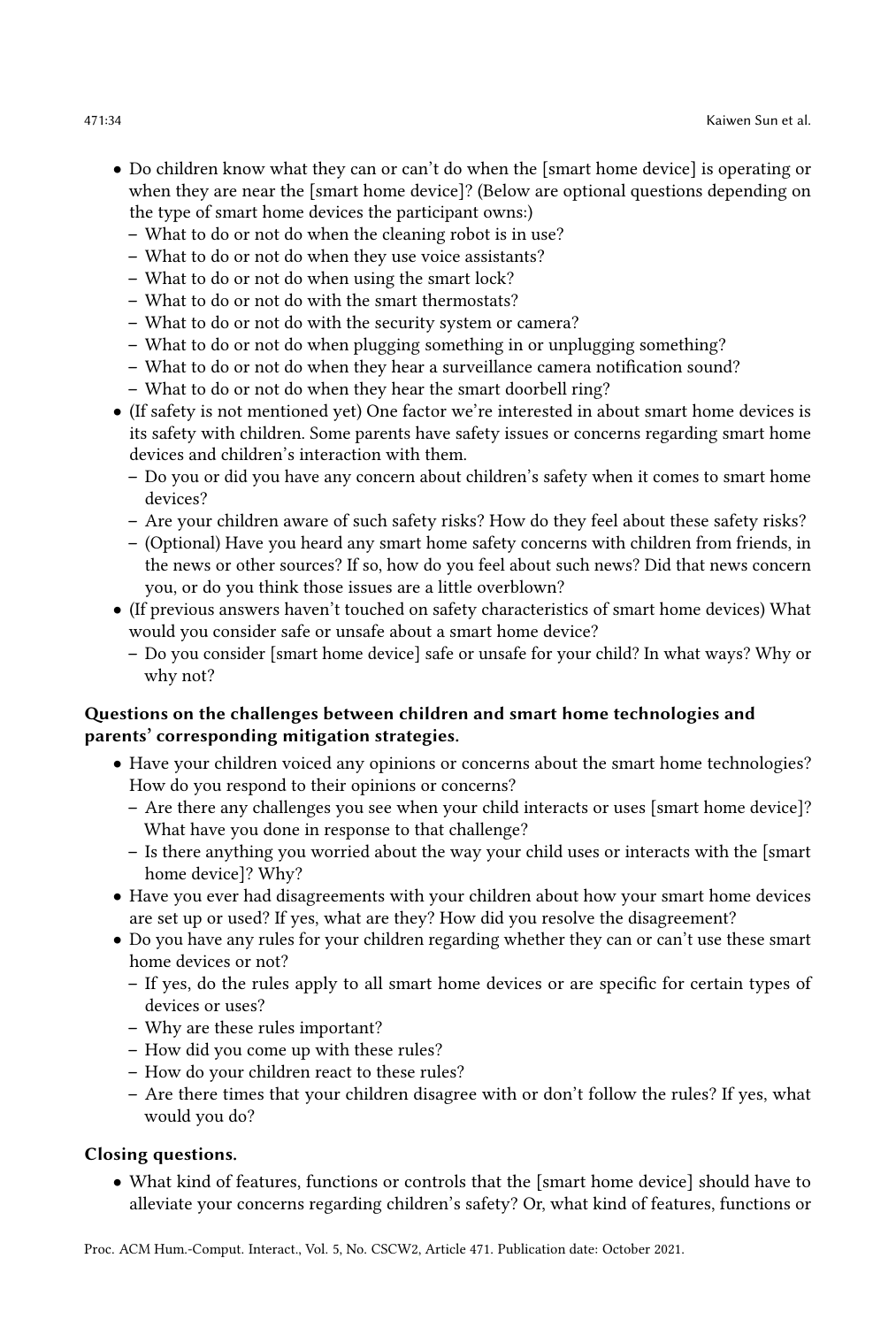- Do children know what they can or can't do when the [smart home device] is operating or when they are near the [smart home device]? (Below are optional questions depending on the type of smart home devices the participant owns:)
  - What to do or not do when the cleaning robot is in use?
  - What to do or not do when they use voice assistants?
  - What to do or not do when using the smart lock?
  - What to do or not do with the smart thermostats?
  - What to do or not do with the security system or camera?
  - What to do or not do when plugging something in or unplugging something?
  - What to do or not do when they hear a surveillance camera notification sound?
  - What to do or not do when they hear the smart doorbell ring?
- (If safety is not mentioned yet) One factor we're interested in about smart home devices is its safety with children. Some parents have safety issues or concerns regarding smart home devices and children's interaction with them.
  - Do you or did you have any concern about children's safety when it comes to smart home devices?
  - Are your children aware of such safety risks? How do they feel about these safety risks?
  - (Optional) Have you heard any smart home safety concerns with children from friends, in the news or other sources? If so, how do you feel about such news? Did that news concern you, or do you think those issues are a little overblown?
- (If previous answers haven't touched on safety characteristics of smart home devices) What would you consider safe or unsafe about a smart home device?
  - Do you consider [smart home device] safe or unsafe for your child? In what ways? Why or why not?

**Questions on the challenges between children and smart home technologies and parents' corresponding mitigation strategies.**

- Have your children voiced any opinions or concerns about the smart home technologies? How do you respond to their opinions or concerns?
  - Are there any challenges you see when your child interacts or uses [smart home device]? What have you done in response to that challenge?
  - Is there anything you worried about the way your child uses or interacts with the [smart home device]? Why?
- Have you ever had disagreements with your children about how your smart home devices are set up or used? If yes, what are they? How did you resolve the disagreement?
- Do you have any rules for your children regarding whether they can or can't use these smart home devices or not?
  - If yes, do the rules apply to all smart home devices or are specific for certain types of devices or uses?
  - Why are these rules important?
  - How did you come up with these rules?
  - How do your children react to these rules?
  - Are there times that your children disagree with or don't follow the rules? If yes, what would you do?

**Closing questions.**

- What kind of features, functions or controls that the [smart home device] should have to alleviate your concerns regarding children's safety? Or, what kind of features, functions or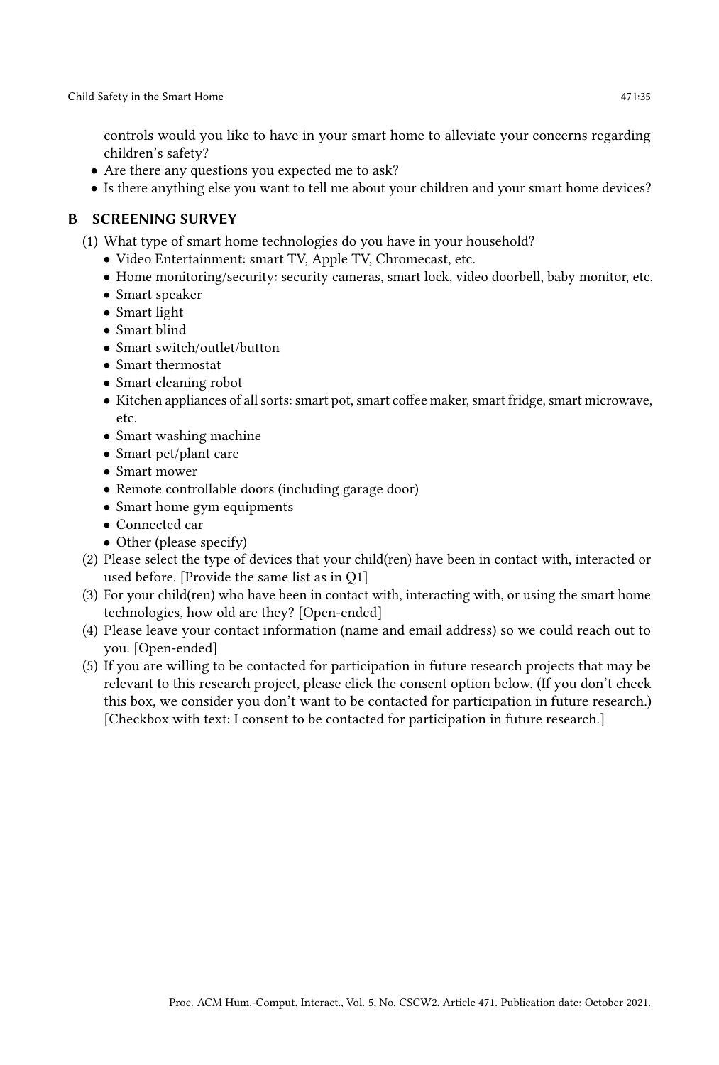controls would you like to have in your smart home to alleviate your concerns regarding children's safety?

- Are there any questions you expected me to ask?
- Is there anything else you want to tell me about your children and your smart home devices?

## B SCREENING SURVEY

(1) What type of smart home technologies do you have in your household?
- Video Entertainment: smart TV, Apple TV, Chromecast, etc.
- Home monitoring/security: security cameras, smart lock, video doorbell, baby monitor, etc.
- Smart speaker
- Smart light
- Smart blind
- Smart switch/outlet/button
- Smart thermostat
- Smart cleaning robot
- Kitchen appliances of all sorts: smart pot, smart coffee maker, smart fridge, smart microwave, etc.
- Smart washing machine
- Smart pet/plant care
- Smart mower
- Remote controllable doors (including garage door)
- Smart home gym equipments
- Connected car
- Other (please specify)

(2) Please select the type of devices that your child(ren) have been in contact with, interacted or used before. [Provide the same list as in Q1]

(3) For your child(ren) who have been in contact with, interacting with, or using the smart home technologies, how old are they? [Open-ended]

(4) Please leave your contact information (name and email address) so we could reach out to you. [Open-ended]

(5) If you are willing to be contacted for participation in future research projects that may be relevant to this research project, please click the consent option below. (If you don't check this box, we consider you don't want to be contacted for participation in future research.) [Checkbox with text: I consent to be contacted for participation in future research.]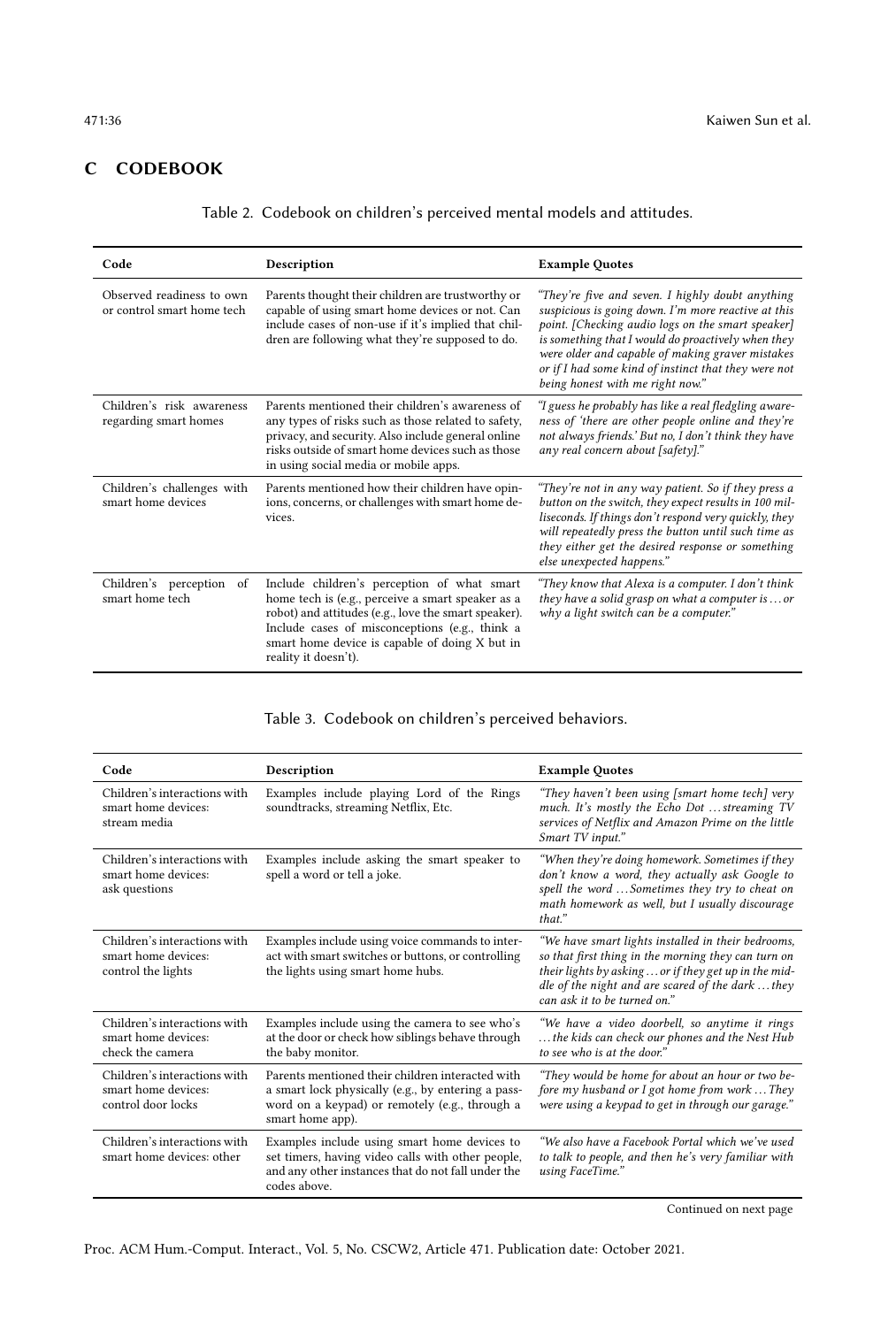## C CODEBOOK

Table 2. Codebook on children's perceived mental models and attitudes.

| Code | Description | Example Quotes |
|---|---|---|
| Observed readiness to own or control smart home tech | Parents thought their children are trustworthy or capable of using smart home devices or not. Can include cases of non-use if it's implied that children are following what they're supposed to do. | *"They're five and seven. I highly doubt anything suspicious is going down. I'm more reactive at this point. [Checking audio logs on the smart speaker] is something that I would do proactively when they were older and capable of making graver mistakes or if I had some kind of instinct that they were not being honest with me right now."* |
| Children's risk awareness regarding smart homes | Parents mentioned their children's awareness of any types of risks such as those related to safety, privacy, and security. Also include general online risks outside of smart home devices such as those in using social media or mobile apps. | *"I guess he probably has like a real fledgling awareness of 'there are other people online and they're not always friends.' But no, I don't think they have any real concern about [safety]."* |
| Children's challenges with smart home devices | Parents mentioned how their children have opinions, concerns, or challenges with smart home devices. | *"They're not in any way patient. So if they press a button on the switch, they expect results in 100 milliseconds. If things don't respond very quickly, they will repeatedly press the button until such time as they either get the desired response or something else unexpected happens."* |
| Children's perception of smart home tech | Include children's perception of what smart home tech is (e.g., perceive a smart speaker as a robot) and attitudes (e.g., love the smart speaker). Include cases of misconceptions (e.g., think a smart home device is capable of doing X but in reality it doesn't). | *"They know that Alexa is a computer. I don't think they have a solid grasp on what a computer is ... or why a light switch can be a computer."* |

Table 3. Codebook on children's perceived behaviors.

| Code | Description | Example Quotes |
|---|---|---|
| Children's interactions with smart home devices: stream media | Examples include playing Lord of the Rings soundtracks, streaming Netflix, Etc. | *"They haven't been using [smart home tech] very much. It's mostly the Echo Dot ... streaming TV services of Netflix and Amazon Prime on the little Smart TV input."* |
| Children's interactions with smart home devices: ask questions | Examples include asking the smart speaker to spell a word or tell a joke. | *"When they're doing homework. Sometimes if they don't know a word, they actually ask Google to spell the word ... Sometimes they try to cheat on math homework as well, but I usually discourage that."* |
| Children's interactions with smart home devices: control the lights | Examples include using voice commands to interact with smart switches or buttons, or controlling the lights using smart home hubs. | *"We have smart lights installed in their bedrooms, so that first thing in the morning they can turn on their lights by asking ... or if they get up in the middle of the night and are scared of the dark ... they can ask it to be turned on."* |
| Children's interactions with smart home devices: check the camera | Examples include using the camera to see who's at the door or check how siblings behave through the baby monitor. | *"We have a video doorbell, so anytime it rings ... the kids can check our phones and the Nest Hub to see who is at the door."* |
| Children's interactions with smart home devices: control door locks | Parents mentioned their children interacted with a smart lock physically (e.g., by entering a password on a keypad) or remotely (e.g., through a smart home app). | *"They would be home for about an hour or two before my husband or I got home from work ... They were using a keypad to get in through our garage."* |
| Children's interactions with smart home devices: other | Examples include using smart home devices to set timers, having video calls with other people, and any other instances that do not fall under the codes above. | *"We also have a Facebook Portal which we've used to talk to people, and then he's very familiar with using FaceTime."* |

Continued on next page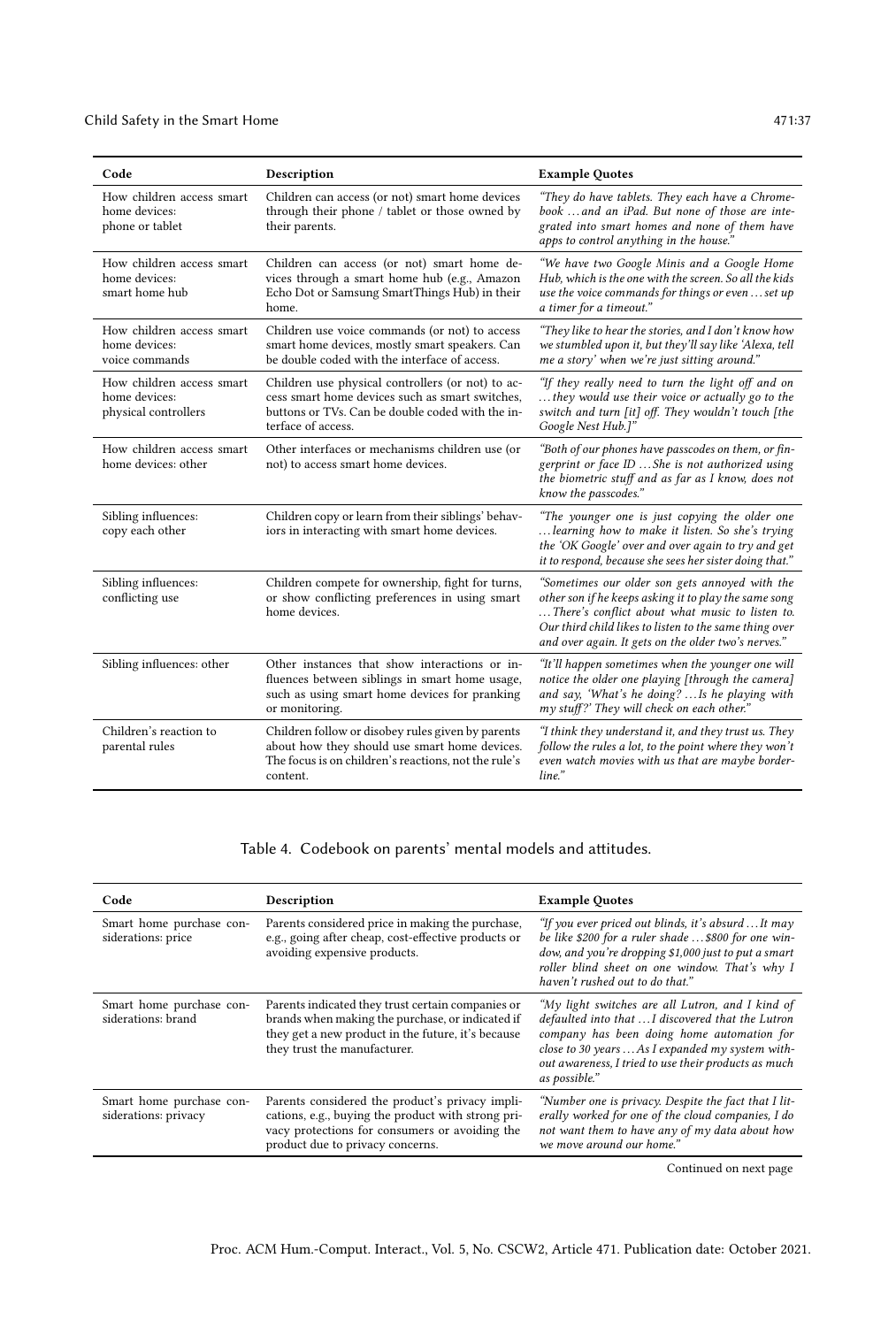| Code | Description | Example Quotes |
|---|---|---|
| How children access smart home devices: phone or tablet | Children can access (or not) smart home devices through their phone / tablet or those owned by their parents. | *"They do have tablets. They each have a Chromebook ... and an iPad. But none of those are integrated into smart homes and none of them have apps to control anything in the house."* |
| How children access smart home devices: smart home hub | Children can access (or not) smart home devices through a smart home hub (e.g., Amazon Echo Dot or Samsung SmartThings Hub) in their home. | *"We have two Google Minis and a Google Home Hub, which is the one with the screen. So all the kids use the voice commands for things or even ... set up a timer for a timeout."* |
| How children access smart home devices: voice commands | Children use voice commands (or not) to access smart home devices, mostly smart speakers. Can be double coded with the interface of access. | *"They like to hear the stories, and I don't know how we stumbled upon it, but they'll say like 'Alexa, tell me a story' when we're just sitting around."* |
| How children access smart home devices: physical controllers | Children use physical controllers (or not) to access smart home devices such as smart switches, buttons or TVs. Can be double coded with the interface of access. | *"If they really need to turn the light off and on ... they would use their voice or actually go to the switch and turn [it] off. They wouldn't touch [the Google Nest Hub.]"* |
| How children access smart home devices: other | Other interfaces or mechanisms children use (or not) to access smart home devices. | *"Both of our phones have passcodes on them, or fingerprint or face ID ... She is not authorized using the biometric stuff and as far as I know, does not know the passcodes."* |
| Sibling influences: copy each other | Children copy or learn from their siblings' behaviors in interacting with smart home devices. | *"The younger one is just copying the older one ... learning how to make it listen. So she's trying the 'OK Google' over and over again to try and get it to respond, because she sees her sister doing that."* |
| Sibling influences: conflicting use | Children compete for ownership, fight for turns, or show conflicting preferences in using smart home devices. | *"Sometimes our older son gets annoyed with the other son if he keeps asking it to play the same song ... There's conflict about what music to listen to. Our third child likes to listen to the same thing over and over again. It gets on the older two's nerves."* |
| Sibling influences: other | Other instances that show interactions or influences between siblings in smart home usage, such as using smart home devices for pranking or monitoring. | *"It'll happen sometimes when the younger one will notice the older one playing [through the camera] and say, 'What's he doing? ... Is he playing with my stuff?' They will check on each other."* |
| Children's reaction to parental rules | Children follow or disobey rules given by parents about how they should use smart home devices. The focus is on children's reactions, not the rule's content. | *"I think they understand it, and they trust us. They follow the rules a lot, to the point where they won't even watch movies with us that are maybe borderline."* |

Table 4. Codebook on parents' mental models and attitudes.

| Code | Description | Example Quotes |
|---|---|---|
| Smart home purchase considerations: price | Parents considered price in making the purchase, e.g., going after cheap, cost-effective products or avoiding expensive products. | *"If you ever priced out blinds, it's absurd ... It may be like $200 for a ruler shade ... $800 for one window, and you're dropping $1,000 just to put a smart roller blind sheet on one window. That's why I haven't rushed out to do that."* |
| Smart home purchase considerations: brand | Parents indicated they trust certain companies or brands when making the purchase, or indicated if they get a new product in the future, it's because they trust the manufacturer. | *"My light switches are all Lutron, and I kind of defaulted into that ... I discovered that the Lutron company has been doing home automation for close to 30 years ... As I expanded my system without awareness, I tried to use their products as much as possible."* |
| Smart home purchase considerations: privacy | Parents considered the product's privacy implications, e.g., buying the product with strong privacy protections for consumers or avoiding the product due to privacy concerns. | *"Number one is privacy. Despite the fact that I literally worked for one of the cloud companies, I do not want them to have any of my data about how we move around our home."* |

Continued on next page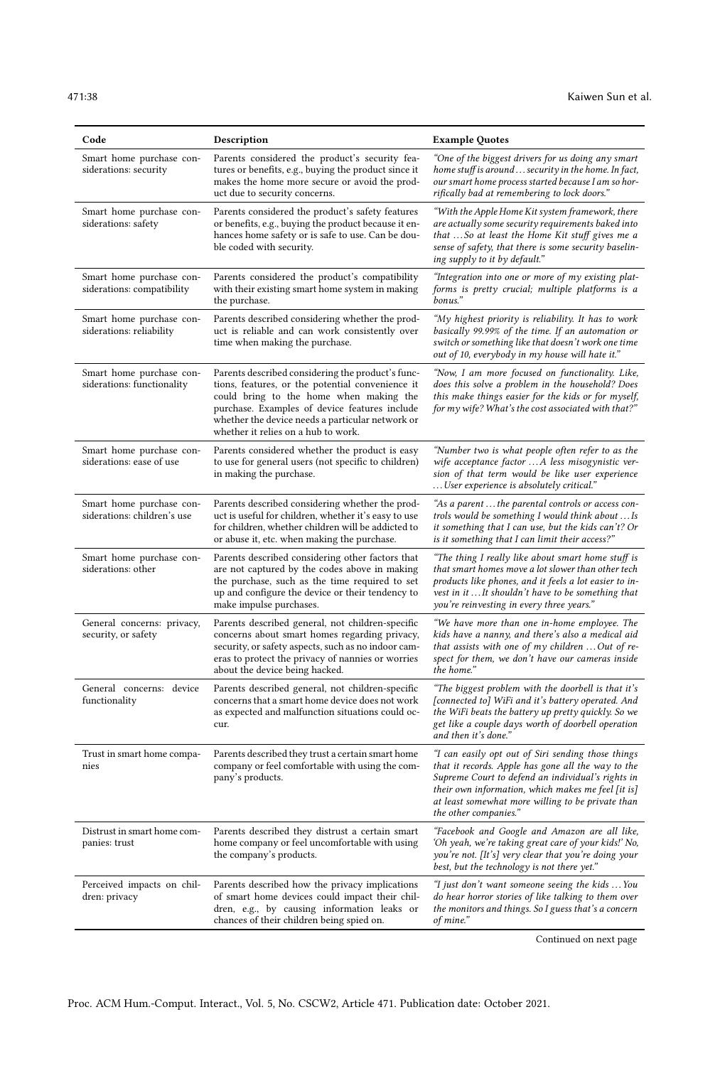| Code | Description | Example Quotes |
|---|---|---|
| Smart home purchase considerations: security | Parents considered the product's security features or benefits, e.g., buying the product since it makes the home more secure or avoid the product due to security concerns. | *"One of the biggest drivers for us doing any smart home stuff is around ... security in the home. In fact, our smart home process started because I am so horrifically bad at remembering to lock doors."* |
| Smart home purchase considerations: safety | Parents considered the product's safety features or benefits, e.g., buying the product because it enhances home safety or is safe to use. Can be double coded with security. | *"With the Apple Home Kit system framework, there are actually some security requirements baked into that ... So at least the Home Kit stuff gives me a sense of safety, that there is some security baselining supply to it by default."* |
| Smart home purchase considerations: compatibility | Parents considered the product's compatibility with their existing smart home system in making the purchase. | *"Integration into one or more of my existing platforms is pretty crucial; multiple platforms is a bonus."* |
| Smart home purchase considerations: reliability | Parents described considering whether the product is reliable and can work consistently over time when making the purchase. | *"My highest priority is reliability. It has to work basically 99.99% of the time. If an automation or switch or something like that doesn't work one time out of 10, everybody in my house will hate it."* |
| Smart home purchase considerations: functionality | Parents described considering the product's functions, features, or the potential convenience it could bring to the home when making the purchase. Examples of device features include whether the device needs a particular network or whether it relies on a hub to work. | *"Now, I am more focused on functionality. Like, does this solve a problem in the household? Does this make things easier for the kids or for myself, for my wife? What's the cost associated with that?"* |
| Smart home purchase considerations: ease of use | Parents considered whether the product is easy to use for general users (not specific to children) in making the purchase. | *"Number two is what people often refer to as the wife acceptance factor ... A less misogynistic version of that term would be like user experience ... User experience is absolutely critical."* |
| Smart home purchase considerations: children's use | Parents described considering whether the product is useful for children, whether it's easy to use for children, whether children will be addicted to or abuse it, etc. when making the purchase. | *"As a parent ... the parental controls or access controls would be something I would think about ... Is it something that I can use, but the kids can't? Or is it something that I can limit their access?"* |
| Smart home purchase considerations: other | Parents described considering other factors that are not captured by the codes above in making the purchase, such as the time required to set up and configure the device or their tendency to make impulse purchases. | *"The thing I really like about smart home stuff is that smart homes move a lot slower than other tech products like phones, and it feels a lot easier to invest in it ... It shouldn't have to be something that you're reinvesting in every three years."* |
| General concerns: privacy, security, or safety | Parents described general, not children-specific concerns about smart homes regarding privacy, security, or safety aspects, such as no indoor cameras to protect the privacy of nannies or worries about the device being hacked. | *"We have more than one in-home employee. The kids have a nanny, and there's also a medical aid that assists with one of my children ... Out of respect for them, we don't have our cameras inside the home."* |
| General concerns: device functionality | Parents described general, not children-specific concerns that a smart home device does not work as expected and malfunction situations could occur. | *"The biggest problem with the doorbell is that it's [connected to] WiFi and it's battery operated. And the WiFi beats the battery up pretty quickly. So we get like a couple days worth of doorbell operation and then it's done."* |
| Trust in smart home companies | Parents described they trust a certain smart home company or feel comfortable with using the company's products. | *"I can easily opt out of Siri sending those things that it records. Apple has gone all the way to the Supreme Court to defend an individual's rights in their own information, which makes me feel [it is] at least somewhat more willing to be private than the other companies."* |
| Distrust in smart home companies: trust | Parents described they distrust a certain smart home company or feel uncomfortable with using the company's products. | *"Facebook and Google and Amazon are all like, 'Oh yeah, we're taking great care of your kids!' No, you're not. [It's] very clear that you're doing your best, but the technology is not there yet."* |
| Perceived impacts on children: privacy | Parents described how the privacy implications of smart home devices could impact their children, e.g., by causing information leaks or chances of their children being spied on. | *"I just don't want someone seeing the kids ... You do have horror stories of like talking to them over the monitors and things. So I guess that's a concern of mine."* |

Continued on next page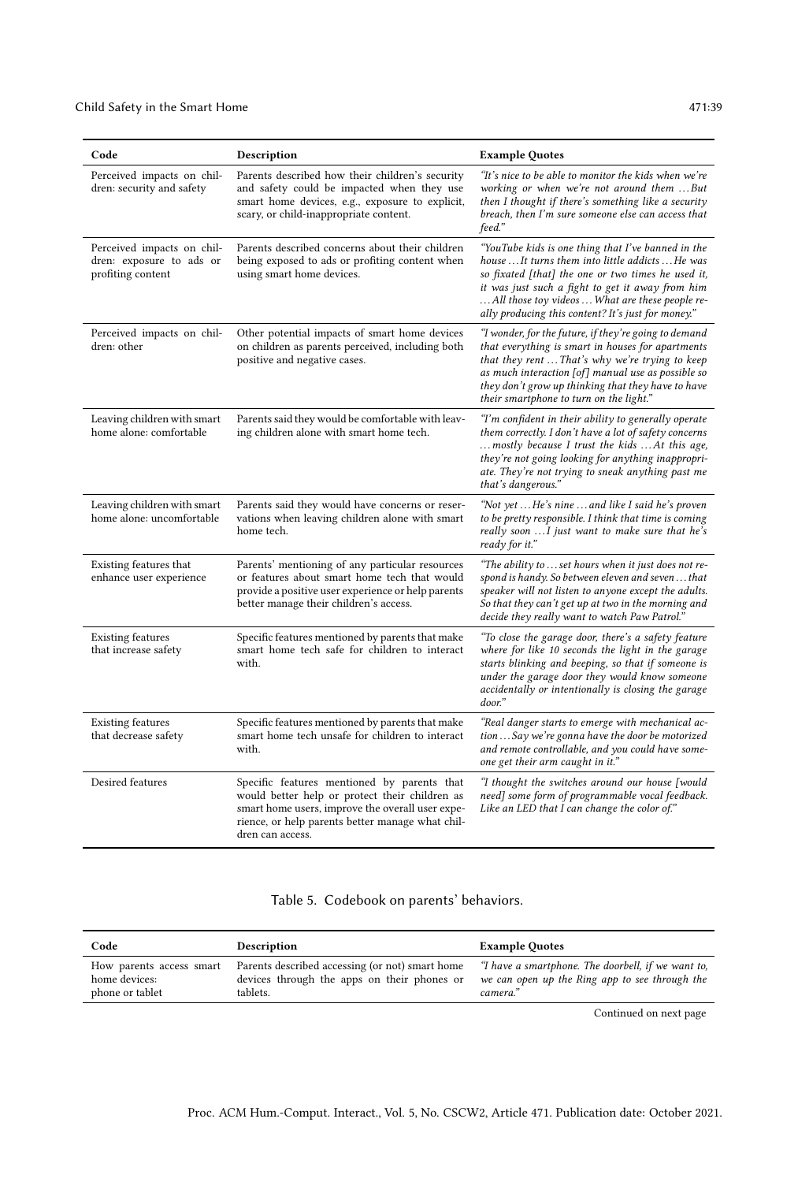| Code | Description | Example Quotes |
|---|---|---|
| Perceived impacts on children: security and safety | Parents described how their children's security and safety could be impacted when they use smart home devices, e.g., exposure to explicit, scary, or child-inappropriate content. | *"It's nice to be able to monitor the kids when we're working or when we're not around them ... But then I thought if there's something like a security breach, then I'm sure someone else can access that feed."* |
| Perceived impacts on children: exposure to ads or profiting content | Parents described concerns about their children being exposed to ads or profiting content when using smart home devices. | *"YouTube kids is one thing that I've banned in the house ... It turns them into little addicts ... He was so fixated [that] the one or two times he used it, it was just such a fight to get it away from him ... All those toy videos ... What are these people really producing this content? It's just for money."* |
| Perceived impacts on children: other | Other potential impacts of smart home devices on children as parents perceived, including both positive and negative cases. | *"I wonder, for the future, if they're going to demand that everything is smart in houses for apartments that they rent ... That's why we're trying to keep as much interaction [of] manual use as possible so they don't grow up thinking that they have to have their smartphone to turn on the light."* |
| Leaving children with smart home alone: comfortable | Parents said they would be comfortable with leaving children alone with smart home tech. | *"I'm confident in their ability to generally operate them correctly. I don't have a lot of safety concerns ... mostly because I trust the kids ... At this age, they're not going looking for anything inappropriate. They're not trying to sneak anything past me that's dangerous."* |
| Leaving children with smart home alone: uncomfortable | Parents said they would have concerns or reservations when leaving children alone with smart home tech. | *"Not yet ... He's nine ... and like I said he's proven to be pretty responsible. I think that time is coming really soon ... I just want to make sure that he's ready for it."* |
| Existing features that enhance user experience | Parents' mentioning of any particular resources or features about smart home tech that would provide a positive user experience or help parents better manage their children's access. | *"The ability to ... set hours when it just does not respond is handy. So between eleven and seven ... that speaker will not listen to anyone except the adults. So that they can't get up at two in the morning and decide they really want to watch Paw Patrol."* |
| Existing features that increase safety | Specific features mentioned by parents that make smart home tech safe for children to interact with. | *"To close the garage door, there's a safety feature where for like 10 seconds the light in the garage starts blinking and beeping, so that if someone is under the garage door they would know someone accidentally or intentionally is closing the garage door."* |
| Existing features that decrease safety | Specific features mentioned by parents that make smart home tech unsafe for children to interact with. | *"Real danger starts to emerge with mechanical action ... Say we're gonna have the door be motorized and remote controllable, and you could have someone get their arm caught in it."* |
| Desired features | Specific features mentioned by parents that would better help or protect their children as smart home users, improve the overall user experience, or help parents better manage what children can access. | *"I thought the switches around our house [would need] some form of programmable vocal feedback. Like an LED that I can change the color of."* |

Table 5. Codebook on parents' behaviors.

| Code | Description | Example Quotes |
|---|---|---|
| How parents access smart home devices: phone or tablet | Parents described accessing (or not) smart home devices through the apps on their phones or tablets. | *"I have a smartphone. The doorbell, if we want to, we can open up the Ring app to see through the camera."* |

Continued on next page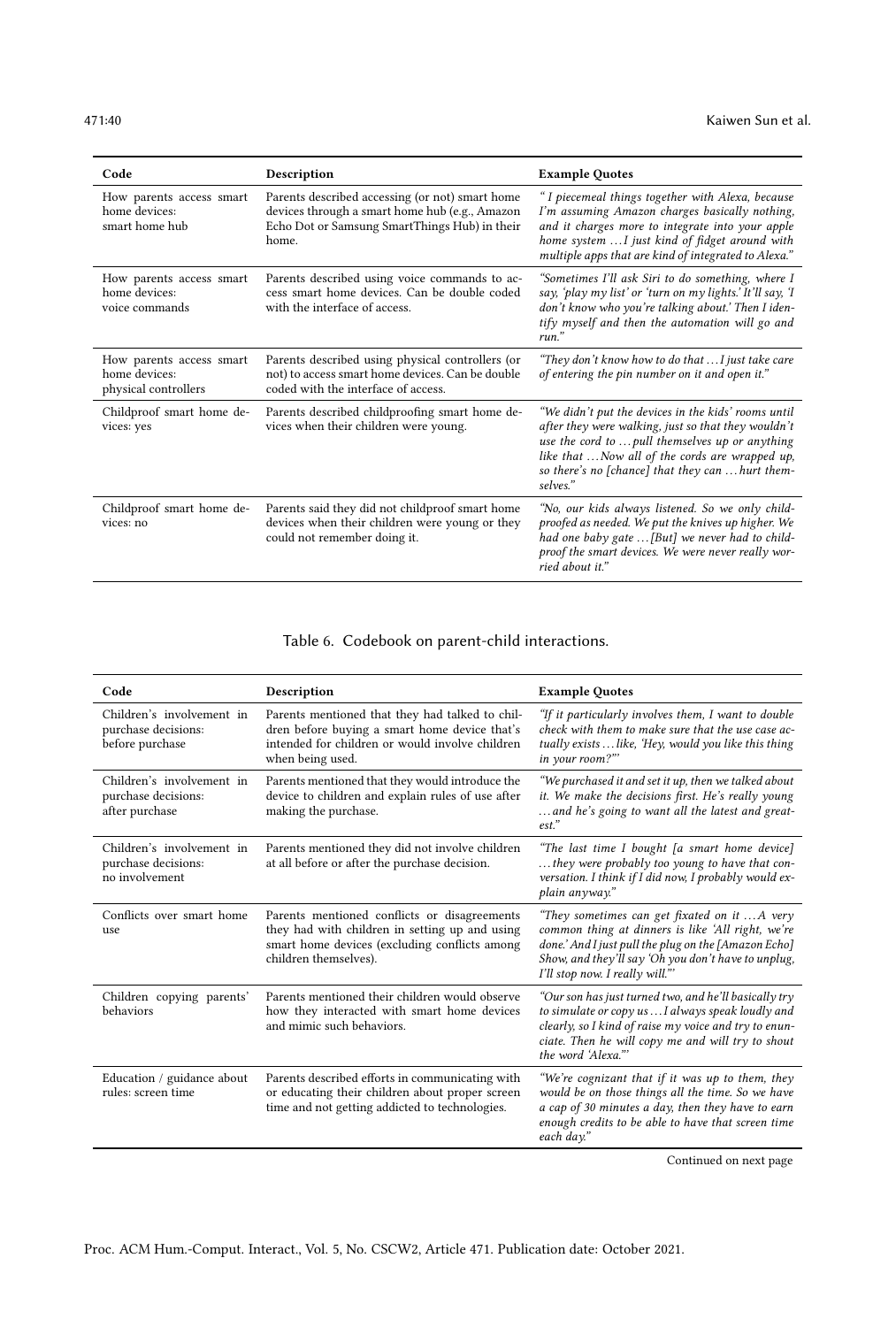| Code | Description | Example Quotes |
|---|---|---|
| How parents access smart home devices: smart home hub | Parents described accessing (or not) smart home devices through a smart home hub (e.g., Amazon Echo Dot or Samsung SmartThings Hub) in their home. | *" I piecemeal things together with Alexa, because I'm assuming Amazon charges basically nothing, and it charges more to integrate into your apple home system … I just kind of fidget around with multiple apps that are kind of integrated to Alexa."* |
| How parents access smart home devices: voice commands | Parents described using voice commands to access smart home devices. Can be double coded with the interface of access. | *"Sometimes I'll ask Siri to do something, where I say, 'play my list' or 'turn on my lights.' It'll say, 'I don't know who you're talking about.' Then I identify myself and then the automation will go and run."* |
| How parents access smart home devices: physical controllers | Parents described using physical controllers (or not) to access smart home devices. Can be double coded with the interface of access. | *"They don't know how to do that … I just take care of entering the pin number on it and open it."* |
| Childproof smart home devices: yes | Parents described childproofing smart home devices when their children were young. | *"We didn't put the devices in the kids' rooms until after they were walking, just so that they wouldn't use the cord to … pull themselves up or anything like that … Now all of the cords are wrapped up, so there's no [chance] that they can … hurt themselves."* |
| Childproof smart home devices: no | Parents said they did not childproof smart home devices when their children were young or they could not remember doing it. | *"No, our kids always listened. So we only childproofed as needed. We put the knives up higher. We had one baby gate … [But] we never had to childproof the smart devices. We were never really worried about it."* |

Table 6. Codebook on parent-child interactions.

| Code | Description | Example Quotes |
|---|---|---|
| Children's involvement in purchase decisions: before purchase | Parents mentioned that they had talked to children before buying a smart home device that's intended for children or would involve children when being used. | *"If it particularly involves them, I want to double check with them to make sure that the use case actually exists … like, 'Hey, would you like this thing in your room?'"* |
| Children's involvement in purchase decisions: after purchase | Parents mentioned that they would introduce the device to children and explain rules of use after making the purchase. | *"We purchased it and set it up, then we talked about it. We make the decisions first. He's really young … and he's going to want all the latest and greatest."* |
| Children's involvement in purchase decisions: no involvement | Parents mentioned they did not involve children at all before or after the purchase decision. | *"The last time I bought [a smart home device] … they were probably too young to have that conversation. I think if I did now, I probably would explain anyway."* |
| Conflicts over smart home use | Parents mentioned conflicts or disagreements they had with children in setting up and using smart home devices (excluding conflicts among children themselves). | *"They sometimes can get fixated on it … A very common thing at dinners is like 'All right, we're done.' And I just pull the plug on the [Amazon Echo] Show, and they'll say 'Oh you don't have to unplug, I'll stop now. I really will.'"* |
| Children copying parents' behaviors | Parents mentioned their children would observe how they interacted with smart home devices and mimic such behaviors. | *"Our son has just turned two, and he'll basically try to simulate or copy us … I always speak loudly and clearly, so I kind of raise my voice and try to enunciate. Then he will copy me and will try to shout the word 'Alexa.'"* |
| Education / guidance about rules: screen time | Parents described efforts in communicating with or educating their children about proper screen time and not getting addicted to technologies. | *"We're cognizant that if it was up to them, they would be on those things all the time. So we have a cap of 30 minutes a day, then they have to earn enough credits to be able to have that screen time each day."* |

Continued on next page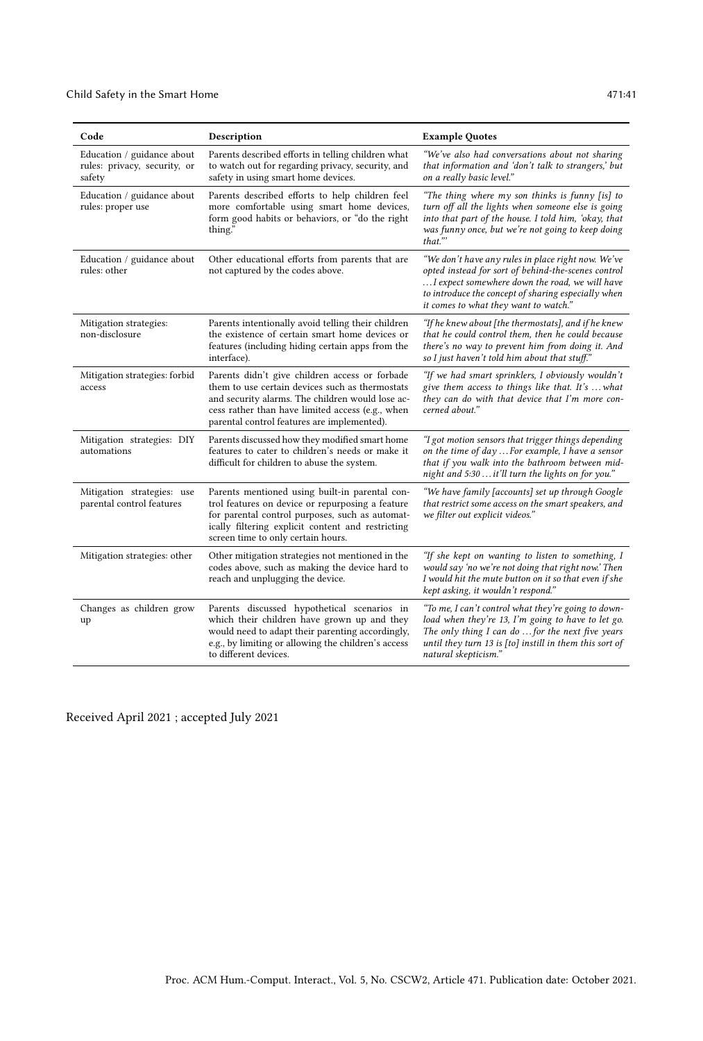| Code | Description | Example Quotes |
| --- | --- | --- |
| Education / guidance about rules: privacy, security, or safety | Parents described efforts in telling children what to watch out for regarding privacy, security, and safety in using smart home devices. | *"We've also had conversations about not sharing that information and 'don't talk to strangers,' but on a really basic level."* |
| Education / guidance about rules: proper use | Parents described efforts to help children feel more comfortable using smart home devices, form good habits or behaviors, or "do the right thing." | *"The thing where my son thinks is funny [is] to turn off all the lights when someone else is going into that part of the house. I told him, 'okay, that was funny once, but we're not going to keep doing that.'"* |
| Education / guidance about rules: other | Other educational efforts from parents that are not captured by the codes above. | *"We don't have any rules in place right now. We've opted instead for sort of behind-the-scenes control ... I expect somewhere down the road, we will have to introduce the concept of sharing especially when it comes to what they want to watch."* |
| Mitigation strategies: non-disclosure | Parents intentionally avoid telling their children the existence of certain smart home devices or features (including hiding certain apps from the interface). | *"If he knew about [the thermostats], and if he knew that he could control them, then he could because there's no way to prevent him from doing it. And so I just haven't told him about that stuff."* |
| Mitigation strategies: forbid access | Parents didn't give children access or forbade them to use certain devices such as thermostats and security alarms. The children would lose access rather than have limited access (e.g., when parental control features are implemented). | *"If we had smart sprinklers, I obviously wouldn't give them access to things like that. It's ... what they can do with that device that I'm more concerned about."* |
| Mitigation strategies: DIY automations | Parents discussed how they modified smart home features to cater to children's needs or make it difficult for children to abuse the system. | *"I got motion sensors that trigger things depending on the time of day ... For example, I have a sensor that if you walk into the bathroom between midnight and 5:30 ... it'll turn the lights on for you."* |
| Mitigation strategies: use parental control features | Parents mentioned using built-in parental control features on device or repurposing a feature for parental control purposes, such as automatically filtering explicit content and restricting screen time to only certain hours. | *"We have family [accounts] set up through Google that restrict some access on the smart speakers, and we filter out explicit videos."* |
| Mitigation strategies: other | Other mitigation strategies not mentioned in the codes above, such as making the device hard to reach and unplugging the device. | *"If she kept on wanting to listen to something, I would say 'no we're not doing that right now.' Then I would hit the mute button on it so that even if she kept asking, it wouldn't respond."* |
| Changes as children grow up | Parents discussed hypothetical scenarios in which their children have grown up and they would need to adapt their parenting accordingly, e.g., by limiting or allowing the children's access to different devices. | *"To me, I can't control what they're going to download when they're 13, I'm going to have to let go. The only thing I can do ... for the next five years until they turn 13 is [to] instill in them this sort of natural skepticism."* |

Received April 2021 ; accepted July 2021